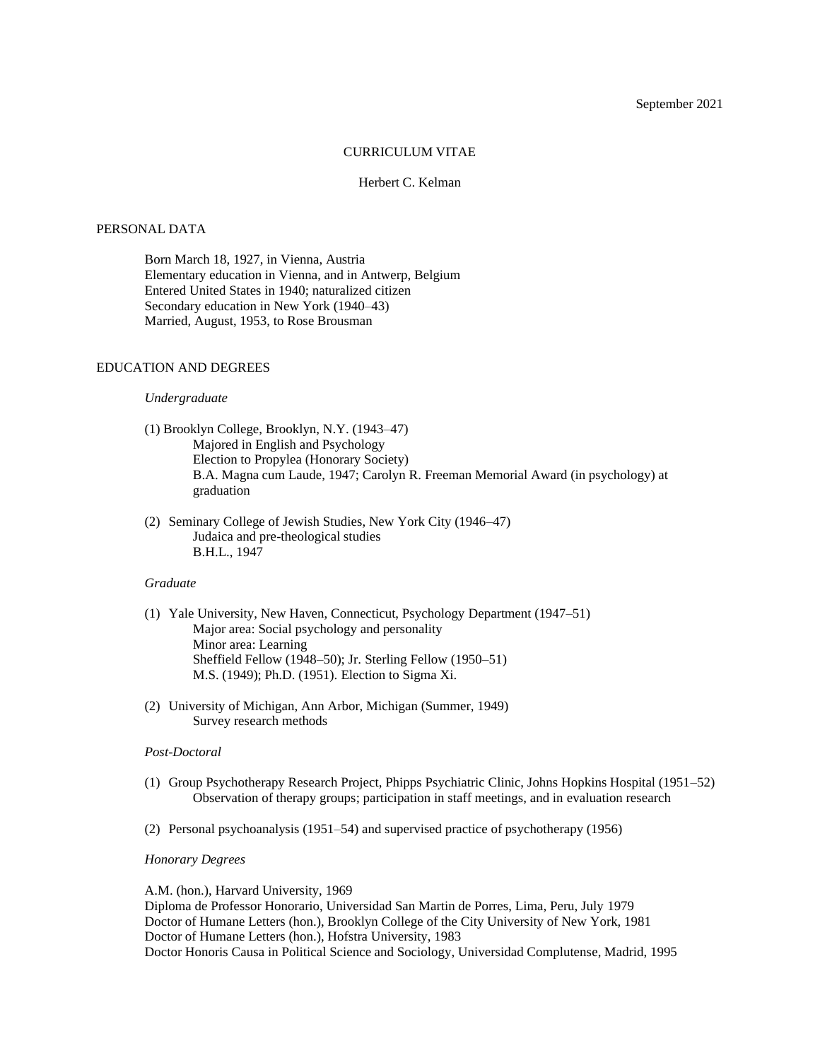September 2021

# CURRICULUM VITAE

Herbert C. Kelman

## PERSONAL DATA

Born March 18, 1927, in Vienna, Austria
Elementary education in Vienna, and in Antwerp, Belgium
Entered United States in 1940; naturalized citizen
Secondary education in New York (1940–43)
Married, August, 1953, to Rose Brousman

## EDUCATION AND DEGREES

### *Undergraduate*

(1) Brooklyn College, Brooklyn, N.Y. (1943–47)
 Majored in English and Psychology
 Election to Propylea (Honorary Society)
 B.A. Magna cum Laude, 1947; Carolyn R. Freeman Memorial Award (in psychology) at graduation

(2) Seminary College of Jewish Studies, New York City (1946–47)
 Judaica and pre-theological studies
 B.H.L., 1947

### *Graduate*

(1) Yale University, New Haven, Connecticut, Psychology Department (1947–51)
 Major area: Social psychology and personality
 Minor area: Learning
 Sheffield Fellow (1948–50); Jr. Sterling Fellow (1950–51)
 M.S. (1949); Ph.D. (1951). Election to Sigma Xi.

(2) University of Michigan, Ann Arbor, Michigan (Summer, 1949)
 Survey research methods

### *Post-Doctoral*

(1) Group Psychotherapy Research Project, Phipps Psychiatric Clinic, Johns Hopkins Hospital (1951–52)
 Observation of therapy groups; participation in staff meetings, and in evaluation research

(2) Personal psychoanalysis (1951–54) and supervised practice of psychotherapy (1956)

### *Honorary Degrees*

A.M. (hon.), Harvard University, 1969
Diploma de Professor Honorario, Universidad San Martin de Porres, Lima, Peru, July 1979
Doctor of Humane Letters (hon.), Brooklyn College of the City University of New York, 1981
Doctor of Humane Letters (hon.), Hofstra University, 1983
Doctor Honoris Causa in Political Science and Sociology, Universidad Complutense, Madrid, 1995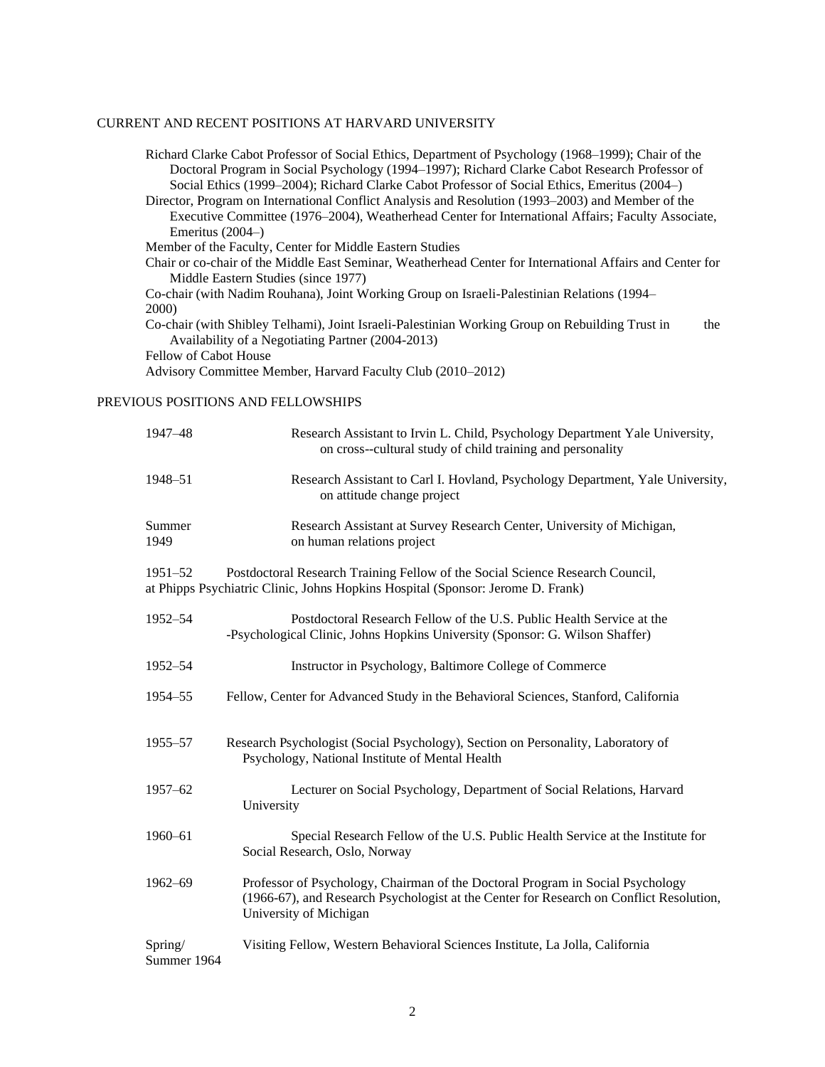## CURRENT AND RECENT POSITIONS AT HARVARD UNIVERSITY

Richard Clarke Cabot Professor of Social Ethics, Department of Psychology (1968–1999); Chair of the Doctoral Program in Social Psychology (1994–1997); Richard Clarke Cabot Research Professor of Social Ethics (1999–2004); Richard Clarke Cabot Professor of Social Ethics, Emeritus (2004–)

Director, Program on International Conflict Analysis and Resolution (1993–2003) and Member of the Executive Committee (1976–2004), Weatherhead Center for International Affairs; Faculty Associate, Emeritus (2004–)

Member of the Faculty, Center for Middle Eastern Studies

Chair or co-chair of the Middle East Seminar, Weatherhead Center for International Affairs and Center for Middle Eastern Studies (since 1977)

Co-chair (with Nadim Rouhana), Joint Working Group on Israeli-Palestinian Relations (1994–2000)

Co-chair (with Shibley Telhami), Joint Israeli-Palestinian Working Group on Rebuilding Trust in the Availability of a Negotiating Partner (2004-2013)

Fellow of Cabot House

Advisory Committee Member, Harvard Faculty Club (2010–2012)

## PREVIOUS POSITIONS AND FELLOWSHIPS

| | |
|---|---|
| 1947–48 | Research Assistant to Irvin L. Child, Psychology Department Yale University, on cross--cultural study of child training and personality |
| 1948–51 | Research Assistant to Carl I. Hovland, Psychology Department, Yale University, on attitude change project |
| Summer 1949 | Research Assistant at Survey Research Center, University of Michigan, on human relations project |
| 1951–52 | Postdoctoral Research Training Fellow of the Social Science Research Council, at Phipps Psychiatric Clinic, Johns Hopkins Hospital (Sponsor: Jerome D. Frank) |
| 1952–54 | Postdoctoral Research Fellow of the U.S. Public Health Service at the -Psychological Clinic, Johns Hopkins University (Sponsor: G. Wilson Shaffer) |
| 1952–54 | Instructor in Psychology, Baltimore College of Commerce |
| 1954–55 | Fellow, Center for Advanced Study in the Behavioral Sciences, Stanford, California |
| 1955–57 | Research Psychologist (Social Psychology), Section on Personality, Laboratory of Psychology, National Institute of Mental Health |
| 1957–62 | Lecturer on Social Psychology, Department of Social Relations, Harvard University |
| 1960–61 | Special Research Fellow of the U.S. Public Health Service at the Institute for Social Research, Oslo, Norway |
| 1962–69 | Professor of Psychology, Chairman of the Doctoral Program in Social Psychology (1966-67), and Research Psychologist at the Center for Research on Conflict Resolution, University of Michigan |
| Spring/ Summer 1964 | Visiting Fellow, Western Behavioral Sciences Institute, La Jolla, California |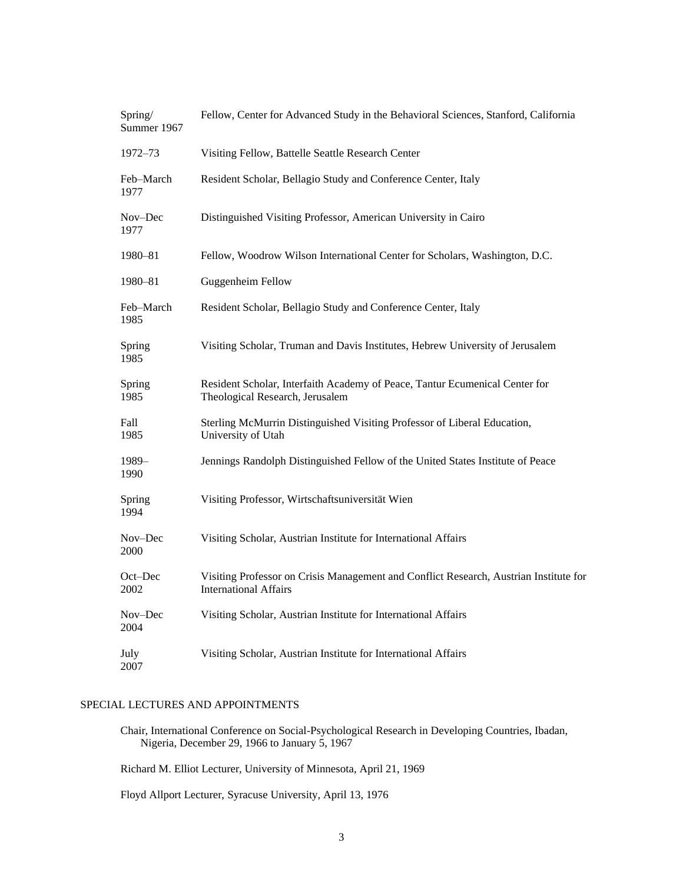| | |
|---|---|
| Spring/ Summer 1967 | Fellow, Center for Advanced Study in the Behavioral Sciences, Stanford, California |
| 1972–73 | Visiting Fellow, Battelle Seattle Research Center |
| Feb–March 1977 | Resident Scholar, Bellagio Study and Conference Center, Italy |
| Nov–Dec 1977 | Distinguished Visiting Professor, American University in Cairo |
| 1980–81 | Fellow, Woodrow Wilson International Center for Scholars, Washington, D.C. |
| 1980–81 | Guggenheim Fellow |
| Feb–March 1985 | Resident Scholar, Bellagio Study and Conference Center, Italy |
| Spring 1985 | Visiting Scholar, Truman and Davis Institutes, Hebrew University of Jerusalem |
| Spring 1985 | Resident Scholar, Interfaith Academy of Peace, Tantur Ecumenical Center for Theological Research, Jerusalem |
| Fall 1985 | Sterling McMurrin Distinguished Visiting Professor of Liberal Education, University of Utah |
| 1989–1990 | Jennings Randolph Distinguished Fellow of the United States Institute of Peace |
| Spring 1994 | Visiting Professor, Wirtschaftsuniversität Wien |
| Nov–Dec 2000 | Visiting Scholar, Austrian Institute for International Affairs |
| Oct–Dec 2002 | Visiting Professor on Crisis Management and Conflict Research, Austrian Institute for International Affairs |
| Nov–Dec 2004 | Visiting Scholar, Austrian Institute for International Affairs |
| July 2007 | Visiting Scholar, Austrian Institute for International Affairs |

## SPECIAL LECTURES AND APPOINTMENTS

Chair, International Conference on Social-Psychological Research in Developing Countries, Ibadan, Nigeria, December 29, 1966 to January 5, 1967

Richard M. Elliot Lecturer, University of Minnesota, April 21, 1969

Floyd Allport Lecturer, Syracuse University, April 13, 1976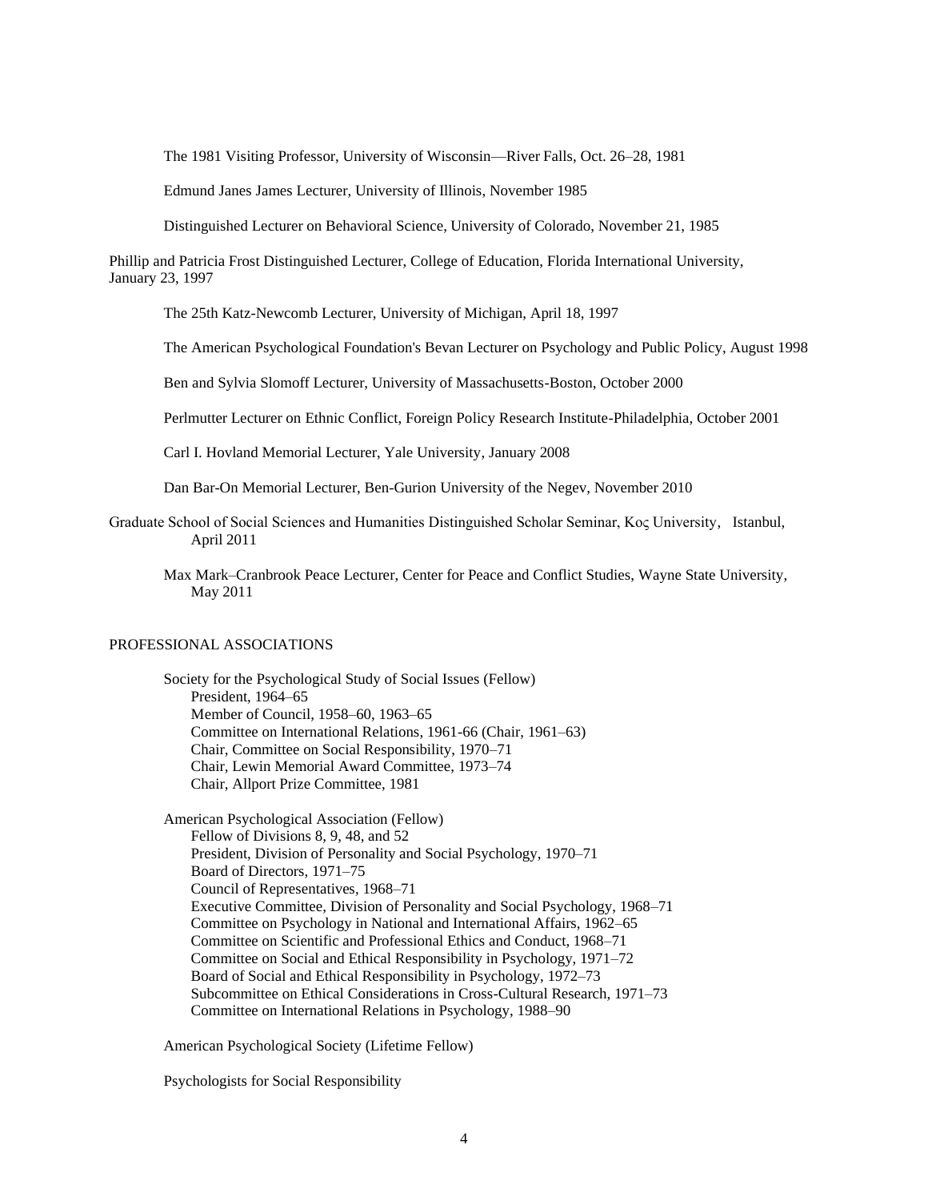The 1981 Visiting Professor, University of Wisconsin—River Falls, Oct. 26–28, 1981

Edmund Janes James Lecturer, University of Illinois, November 1985

Distinguished Lecturer on Behavioral Science, University of Colorado, November 21, 1985

Phillip and Patricia Frost Distinguished Lecturer, College of Education, Florida International University, January 23, 1997

The 25th Katz-Newcomb Lecturer, University of Michigan, April 18, 1997

The American Psychological Foundation's Bevan Lecturer on Psychology and Public Policy, August 1998

Ben and Sylvia Slomoff Lecturer, University of Massachusetts-Boston, October 2000

Perlmutter Lecturer on Ethnic Conflict, Foreign Policy Research Institute-Philadelphia, October 2001

Carl I. Hovland Memorial Lecturer, Yale University, January 2008

Dan Bar-On Memorial Lecturer, Ben-Gurion University of the Negev, November 2010

Graduate School of Social Sciences and Humanities Distinguished Scholar Seminar, Koς University, Istanbul, April 2011

Max Mark–Cranbrook Peace Lecturer, Center for Peace and Conflict Studies, Wayne State University, May 2011

PROFESSIONAL ASSOCIATIONS

Society for the Psychological Study of Social Issues (Fellow)
- President, 1964–65
- Member of Council, 1958–60, 1963–65
- Committee on International Relations, 1961-66 (Chair, 1961–63)
- Chair, Committee on Social Responsibility, 1970–71
- Chair, Lewin Memorial Award Committee, 1973–74
- Chair, Allport Prize Committee, 1981

American Psychological Association (Fellow)
- Fellow of Divisions 8, 9, 48, and 52
- President, Division of Personality and Social Psychology, 1970–71
- Board of Directors, 1971–75
- Council of Representatives, 1968–71
- Executive Committee, Division of Personality and Social Psychology, 1968–71
- Committee on Psychology in National and International Affairs, 1962–65
- Committee on Scientific and Professional Ethics and Conduct, 1968–71
- Committee on Social and Ethical Responsibility in Psychology, 1971–72
- Board of Social and Ethical Responsibility in Psychology, 1972–73
- Subcommittee on Ethical Considerations in Cross-Cultural Research, 1971–73
- Committee on International Relations in Psychology, 1988–90

American Psychological Society (Lifetime Fellow)

Psychologists for Social Responsibility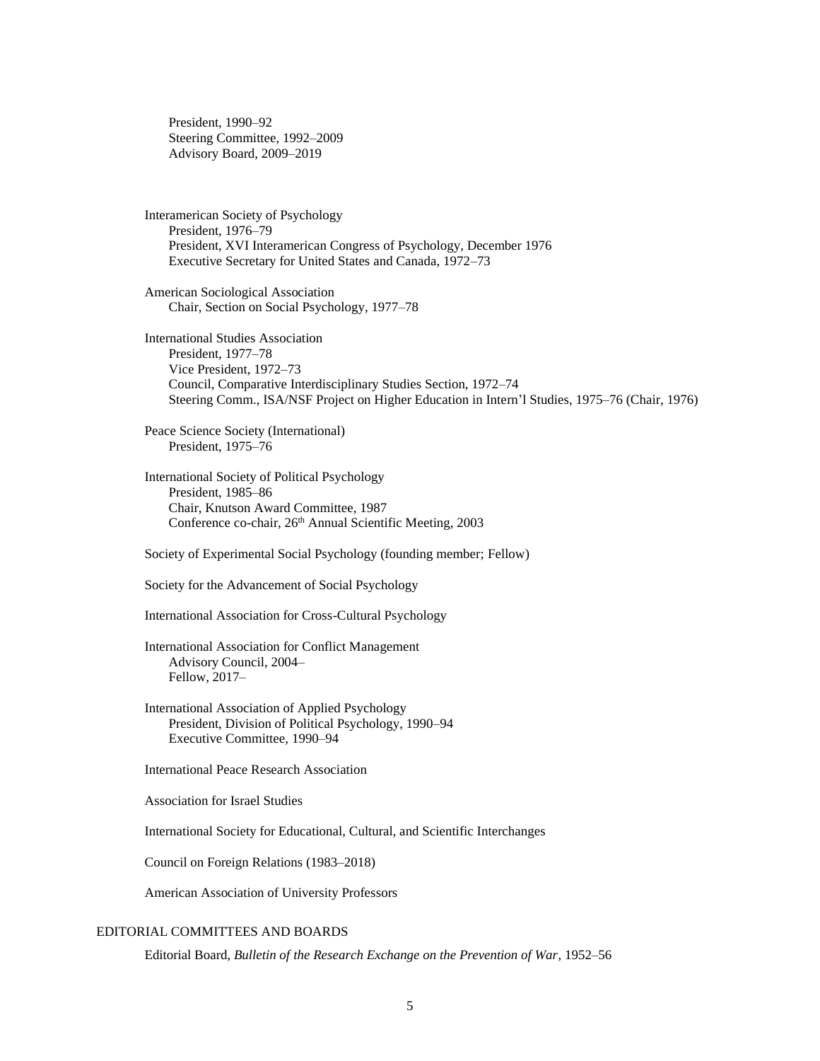President, 1990–92
Steering Committee, 1992–2009
Advisory Board, 2009–2019

Interamerican Society of Psychology
President, 1976–79
President, XVI Interamerican Congress of Psychology, December 1976
Executive Secretary for United States and Canada, 1972–73

American Sociological Association
Chair, Section on Social Psychology, 1977–78

International Studies Association
President, 1977–78
Vice President, 1972–73
Council, Comparative Interdisciplinary Studies Section, 1972–74
Steering Comm., ISA/NSF Project on Higher Education in Intern'l Studies, 1975–76 (Chair, 1976)

Peace Science Society (International)
President, 1975–76

International Society of Political Psychology
President, 1985–86
Chair, Knutson Award Committee, 1987
Conference co-chair, 26th Annual Scientific Meeting, 2003

Society of Experimental Social Psychology (founding member; Fellow)

Society for the Advancement of Social Psychology

International Association for Cross-Cultural Psychology

International Association for Conflict Management
Advisory Council, 2004–
Fellow, 2017–

International Association of Applied Psychology
President, Division of Political Psychology, 1990–94
Executive Committee, 1990–94

International Peace Research Association

Association for Israel Studies

International Society for Educational, Cultural, and Scientific Interchanges

Council on Foreign Relations (1983–2018)

American Association of University Professors

## EDITORIAL COMMITTEES AND BOARDS

Editorial Board, *Bulletin of the Research Exchange on the Prevention of War*, 1952–56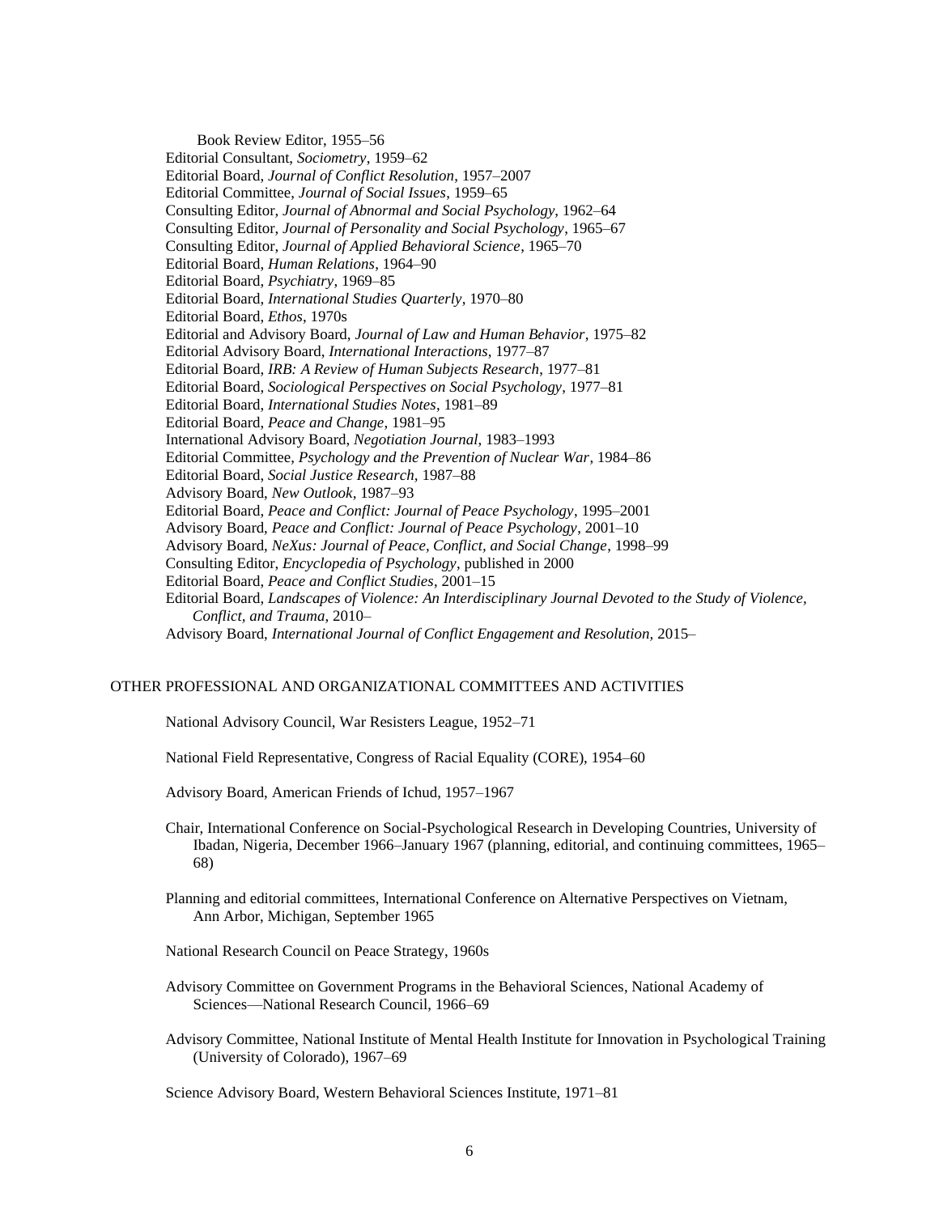Book Review Editor, 1955–56

Editorial Consultant, *Sociometry*, 1959–62

Editorial Board, *Journal of Conflict Resolution*, 1957–2007

Editorial Committee, *Journal of Social Issues*, 1959–65

Consulting Editor, *Journal of Abnormal and Social Psychology*, 1962–64

Consulting Editor, *Journal of Personality and Social Psychology*, 1965–67

Consulting Editor, *Journal of Applied Behavioral Science*, 1965–70

Editorial Board, *Human Relations*, 1964–90

Editorial Board, *Psychiatry*, 1969–85

Editorial Board, *International Studies Quarterly*, 1970–80

Editorial Board, *Ethos*, 1970s

Editorial and Advisory Board, *Journal of Law and Human Behavior*, 1975–82

Editorial Advisory Board, *International Interactions*, 1977–87

Editorial Board, *IRB: A Review of Human Subjects Research*, 1977–81

Editorial Board, *Sociological Perspectives on Social Psychology*, 1977–81

Editorial Board, *International Studies Notes*, 1981–89

Editorial Board, *Peace and Change*, 1981–95

International Advisory Board, *Negotiation Journal*, 1983–1993

Editorial Committee, *Psychology and the Prevention of Nuclear War*, 1984–86

Editorial Board, *Social Justice Research*, 1987–88

Advisory Board, *New Outlook*, 1987–93

Editorial Board, *Peace and Conflict: Journal of Peace Psychology*, 1995–2001

Advisory Board, *Peace and Conflict: Journal of Peace Psychology*, 2001–10

Advisory Board, *NeXus: Journal of Peace, Conflict, and Social Change*, 1998–99

Consulting Editor, *Encyclopedia of Psychology*, published in 2000

Editorial Board, *Peace and Conflict Studies*, 2001–15

Editorial Board, *Landscapes of Violence: An Interdisciplinary Journal Devoted to the Study of Violence, Conflict, and Trauma*, 2010–

Advisory Board, *International Journal of Conflict Engagement and Resolution*, 2015–

## OTHER PROFESSIONAL AND ORGANIZATIONAL COMMITTEES AND ACTIVITIES

National Advisory Council, War Resisters League, 1952–71

National Field Representative, Congress of Racial Equality (CORE), 1954–60

Advisory Board, American Friends of Ichud, 1957–1967

Chair, International Conference on Social-Psychological Research in Developing Countries, University of Ibadan, Nigeria, December 1966–January 1967 (planning, editorial, and continuing committees, 1965–68)

Planning and editorial committees, International Conference on Alternative Perspectives on Vietnam, Ann Arbor, Michigan, September 1965

National Research Council on Peace Strategy, 1960s

Advisory Committee on Government Programs in the Behavioral Sciences, National Academy of Sciences—National Research Council, 1966–69

Advisory Committee, National Institute of Mental Health Institute for Innovation in Psychological Training (University of Colorado), 1967–69

Science Advisory Board, Western Behavioral Sciences Institute, 1971–81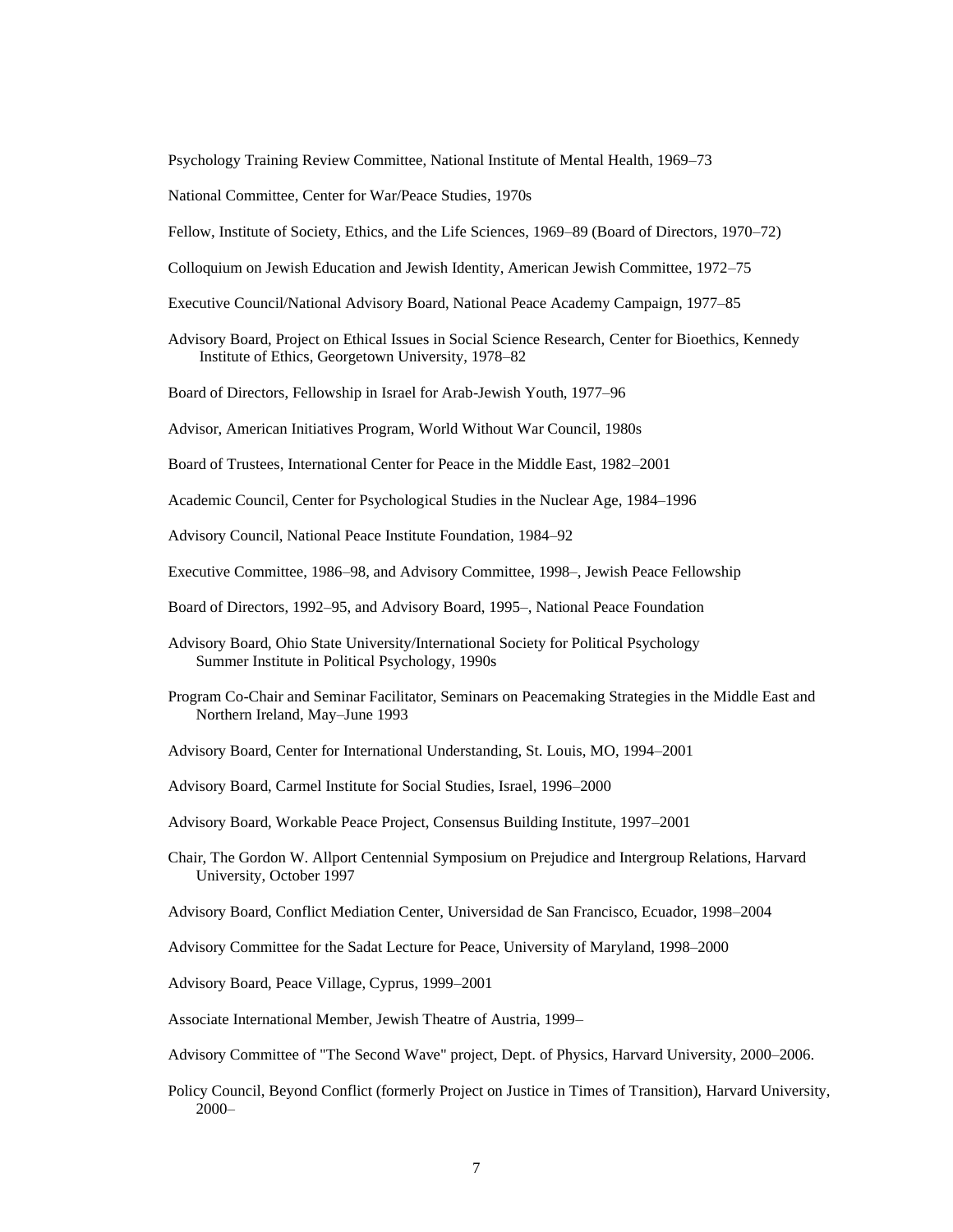Psychology Training Review Committee, National Institute of Mental Health, 1969–73

National Committee, Center for War/Peace Studies, 1970s

Fellow, Institute of Society, Ethics, and the Life Sciences, 1969–89 (Board of Directors, 1970–72)

Colloquium on Jewish Education and Jewish Identity, American Jewish Committee, 1972–75

Executive Council/National Advisory Board, National Peace Academy Campaign, 1977–85

Advisory Board, Project on Ethical Issues in Social Science Research, Center for Bioethics, Kennedy Institute of Ethics, Georgetown University, 1978–82

Board of Directors, Fellowship in Israel for Arab-Jewish Youth, 1977–96

Advisor, American Initiatives Program, World Without War Council, 1980s

Board of Trustees, International Center for Peace in the Middle East, 1982–2001

Academic Council, Center for Psychological Studies in the Nuclear Age, 1984–1996

Advisory Council, National Peace Institute Foundation, 1984–92

Executive Committee, 1986–98, and Advisory Committee, 1998–, Jewish Peace Fellowship

Board of Directors, 1992–95, and Advisory Board, 1995–, National Peace Foundation

Advisory Board, Ohio State University/International Society for Political Psychology Summer Institute in Political Psychology, 1990s

Program Co-Chair and Seminar Facilitator, Seminars on Peacemaking Strategies in the Middle East and Northern Ireland, May–June 1993

Advisory Board, Center for International Understanding, St. Louis, MO, 1994–2001

Advisory Board, Carmel Institute for Social Studies, Israel, 1996–2000

Advisory Board, Workable Peace Project, Consensus Building Institute, 1997–2001

Chair, The Gordon W. Allport Centennial Symposium on Prejudice and Intergroup Relations, Harvard University, October 1997

Advisory Board, Conflict Mediation Center, Universidad de San Francisco, Ecuador, 1998–2004

Advisory Committee for the Sadat Lecture for Peace, University of Maryland, 1998–2000

Advisory Board, Peace Village, Cyprus, 1999–2001

Associate International Member, Jewish Theatre of Austria, 1999–

Advisory Committee of "The Second Wave" project, Dept. of Physics, Harvard University, 2000–2006.

Policy Council, Beyond Conflict (formerly Project on Justice in Times of Transition), Harvard University, 2000–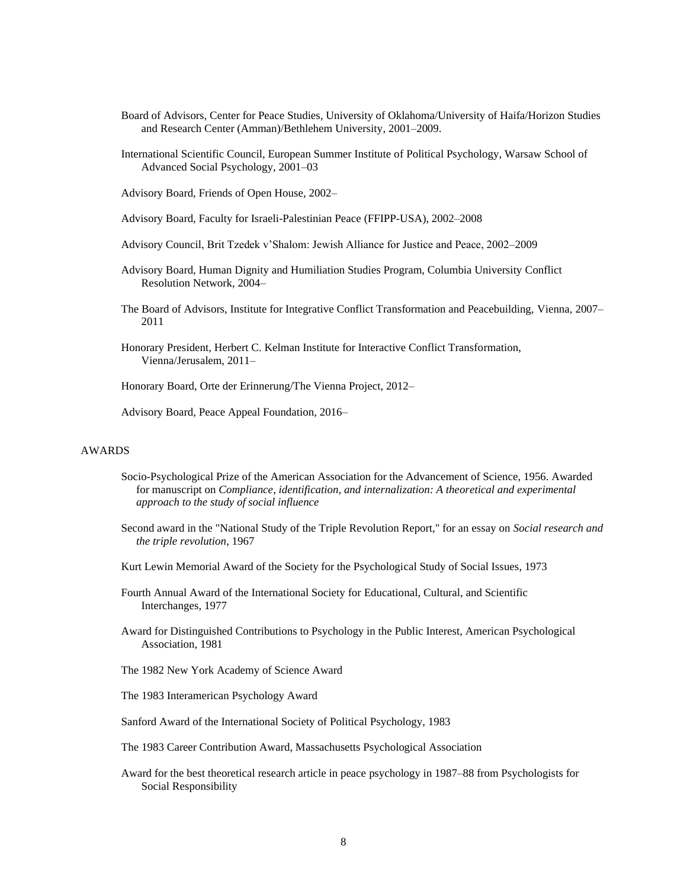Board of Advisors, Center for Peace Studies, University of Oklahoma/University of Haifa/Horizon Studies and Research Center (Amman)/Bethlehem University, 2001–2009.

International Scientific Council, European Summer Institute of Political Psychology, Warsaw School of Advanced Social Psychology, 2001–03

Advisory Board, Friends of Open House, 2002–

Advisory Board, Faculty for Israeli-Palestinian Peace (FFIPP-USA), 2002–2008

Advisory Council, Brit Tzedek v'Shalom: Jewish Alliance for Justice and Peace, 2002–2009

Advisory Board, Human Dignity and Humiliation Studies Program, Columbia University Conflict Resolution Network, 2004–

The Board of Advisors, Institute for Integrative Conflict Transformation and Peacebuilding, Vienna, 2007–2011

Honorary President, Herbert C. Kelman Institute for Interactive Conflict Transformation, Vienna/Jerusalem, 2011–

Honorary Board, Orte der Erinnerung/The Vienna Project, 2012–

Advisory Board, Peace Appeal Foundation, 2016–

## AWARDS

Socio-Psychological Prize of the American Association for the Advancement of Science, 1956. Awarded for manuscript on *Compliance, identification, and internalization: A theoretical and experimental approach to the study of social influence*

Second award in the "National Study of the Triple Revolution Report," for an essay on *Social research and the triple revolution*, 1967

Kurt Lewin Memorial Award of the Society for the Psychological Study of Social Issues, 1973

Fourth Annual Award of the International Society for Educational, Cultural, and Scientific Interchanges, 1977

Award for Distinguished Contributions to Psychology in the Public Interest, American Psychological Association, 1981

The 1982 New York Academy of Science Award

The 1983 Interamerican Psychology Award

Sanford Award of the International Society of Political Psychology, 1983

The 1983 Career Contribution Award, Massachusetts Psychological Association

Award for the best theoretical research article in peace psychology in 1987–88 from Psychologists for Social Responsibility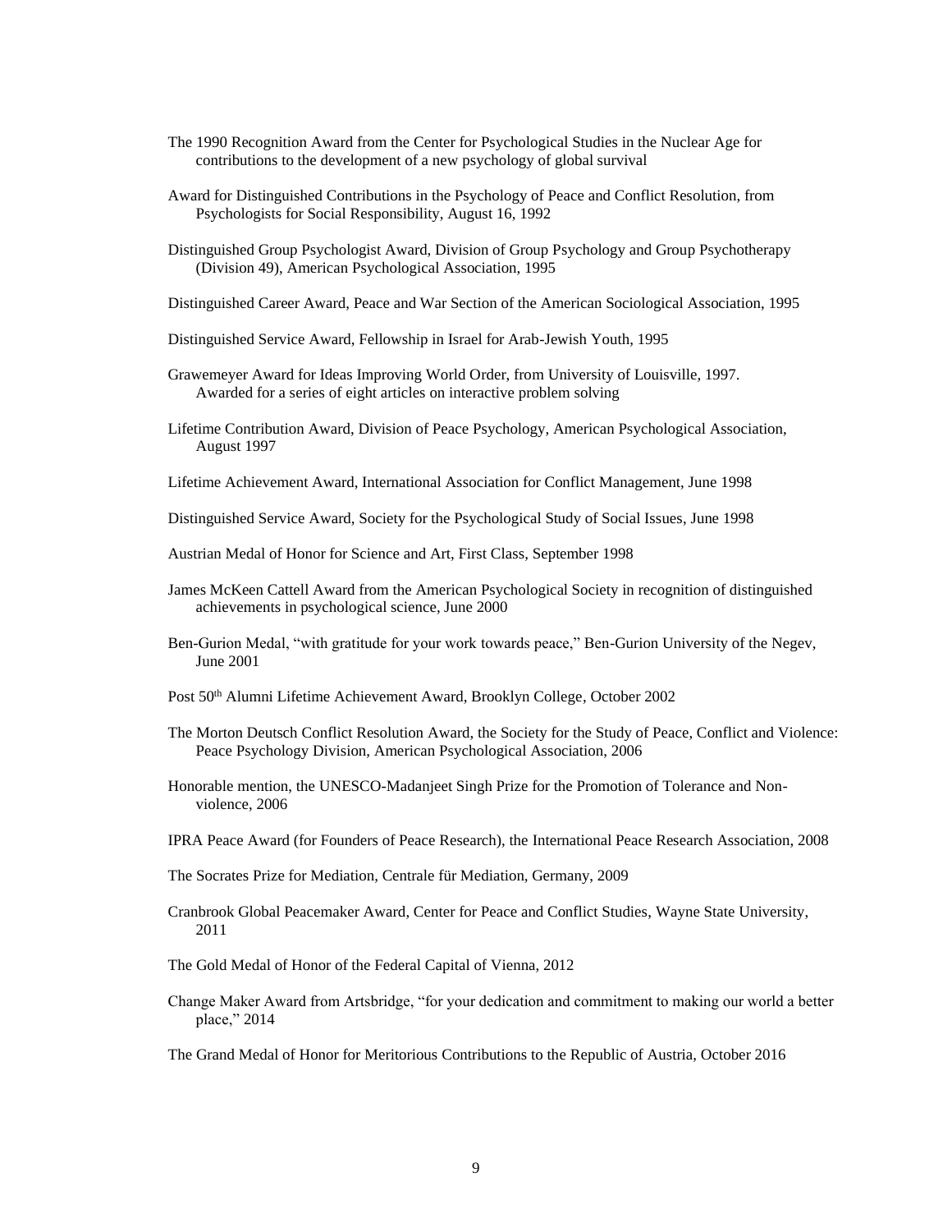The 1990 Recognition Award from the Center for Psychological Studies in the Nuclear Age for contributions to the development of a new psychology of global survival

Award for Distinguished Contributions in the Psychology of Peace and Conflict Resolution, from Psychologists for Social Responsibility, August 16, 1992

Distinguished Group Psychologist Award, Division of Group Psychology and Group Psychotherapy (Division 49), American Psychological Association, 1995

Distinguished Career Award, Peace and War Section of the American Sociological Association, 1995

Distinguished Service Award, Fellowship in Israel for Arab-Jewish Youth, 1995

Grawemeyer Award for Ideas Improving World Order, from University of Louisville, 1997. Awarded for a series of eight articles on interactive problem solving

Lifetime Contribution Award, Division of Peace Psychology, American Psychological Association, August 1997

Lifetime Achievement Award, International Association for Conflict Management, June 1998

Distinguished Service Award, Society for the Psychological Study of Social Issues, June 1998

Austrian Medal of Honor for Science and Art, First Class, September 1998

James McKeen Cattell Award from the American Psychological Society in recognition of distinguished achievements in psychological science, June 2000

Ben-Gurion Medal, "with gratitude for your work towards peace," Ben-Gurion University of the Negev, June 2001

Post 50th Alumni Lifetime Achievement Award, Brooklyn College, October 2002

The Morton Deutsch Conflict Resolution Award, the Society for the Study of Peace, Conflict and Violence: Peace Psychology Division, American Psychological Association, 2006

Honorable mention, the UNESCO-Madanjeet Singh Prize for the Promotion of Tolerance and Non-violence, 2006

IPRA Peace Award (for Founders of Peace Research), the International Peace Research Association, 2008

The Socrates Prize for Mediation, Centrale für Mediation, Germany, 2009

Cranbrook Global Peacemaker Award, Center for Peace and Conflict Studies, Wayne State University, 2011

The Gold Medal of Honor of the Federal Capital of Vienna, 2012

Change Maker Award from Artsbridge, "for your dedication and commitment to making our world a better place," 2014

The Grand Medal of Honor for Meritorious Contributions to the Republic of Austria, October 2016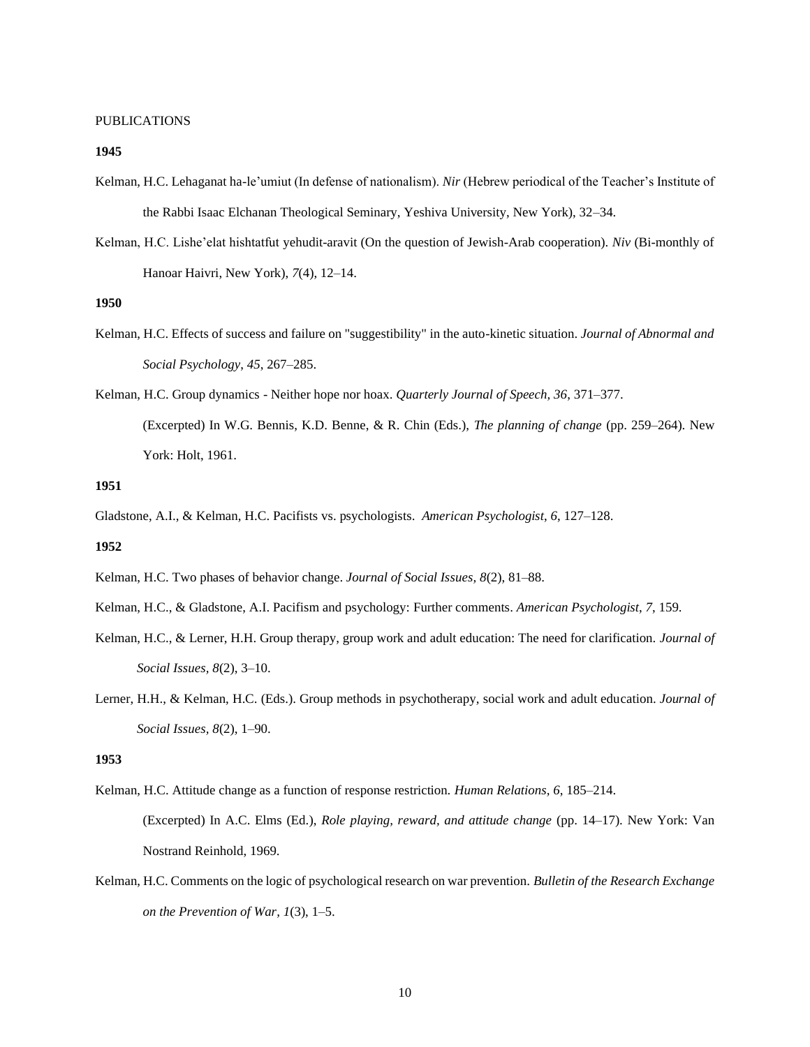PUBLICATIONS

**1945**

Kelman, H.C. Lehaganat ha-le'umiut (In defense of nationalism). *Nir* (Hebrew periodical of the Teacher's Institute of the Rabbi Isaac Elchanan Theological Seminary, Yeshiva University, New York), 32–34.

Kelman, H.C. Lishe'elat hishtatfut yehudit-aravit (On the question of Jewish-Arab cooperation). *Niv* (Bi-monthly of Hanoar Haivri, New York), *7*(4), 12–14.

**1950**

Kelman, H.C. Effects of success and failure on "suggestibility" in the auto-kinetic situation. *Journal of Abnormal and Social Psychology*, *45*, 267–285.

Kelman, H.C. Group dynamics - Neither hope nor hoax. *Quarterly Journal of Speech*, *36*, 371–377.

(Excerpted) In W.G. Bennis, K.D. Benne, & R. Chin (Eds.), *The planning of change* (pp. 259–264). New York: Holt, 1961.

**1951**

Gladstone, A.I., & Kelman, H.C. Pacifists vs. psychologists. *American Psychologist*, *6*, 127–128.

**1952**

Kelman, H.C. Two phases of behavior change. *Journal of Social Issues, 8*(2), 81–88.

Kelman, H.C., & Gladstone, A.I. Pacifism and psychology: Further comments. *American Psychologist*, *7*, 159.

Kelman, H.C., & Lerner, H.H. Group therapy, group work and adult education: The need for clarification. *Journal of Social Issues*, *8*(2), 3–10.

Lerner, H.H., & Kelman, H.C. (Eds.). Group methods in psychotherapy, social work and adult education. *Journal of Social Issues*, *8*(2), 1–90.

**1953**

Kelman, H.C. Attitude change as a function of response restriction. *Human Relations, 6*, 185–214.

(Excerpted) In A.C. Elms (Ed.), *Role playing, reward, and attitude change* (pp. 14–17). New York: Van Nostrand Reinhold, 1969.

Kelman, H.C. Comments on the logic of psychological research on war prevention. *Bulletin of the Research Exchange on the Prevention of War, 1*(3), 1–5.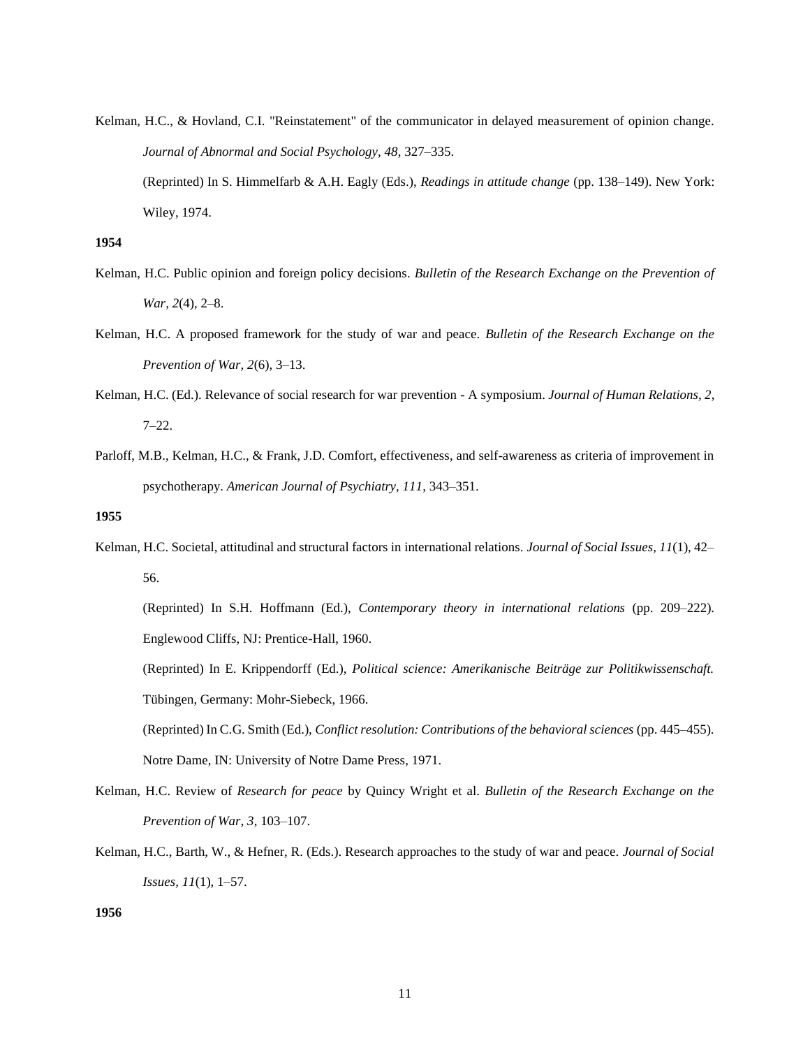Kelman, H.C., & Hovland, C.I. "Reinstatement" of the communicator in delayed measurement of opinion change. *Journal of Abnormal and Social Psychology, 48*, 327–335.

(Reprinted) In S. Himmelfarb & A.H. Eagly (Eds.), *Readings in attitude change* (pp. 138–149). New York: Wiley, 1974.

**1954**

Kelman, H.C. Public opinion and foreign policy decisions. *Bulletin of the Research Exchange on the Prevention of War, 2*(4), 2–8.

Kelman, H.C. A proposed framework for the study of war and peace. *Bulletin of the Research Exchange on the Prevention of War, 2*(6), 3–13.

Kelman, H.C. (Ed.). Relevance of social research for war prevention - A symposium. *Journal of Human Relations, 2*, 7–22.

Parloff, M.B., Kelman, H.C., & Frank, J.D. Comfort, effectiveness, and self-awareness as criteria of improvement in psychotherapy. *American Journal of Psychiatry, 111*, 343–351.

**1955**

Kelman, H.C. Societal, attitudinal and structural factors in international relations. *Journal of Social Issues, 11*(1), 42–56.

(Reprinted) In S.H. Hoffmann (Ed.), *Contemporary theory in international relations* (pp. 209–222). Englewood Cliffs, NJ: Prentice-Hall, 1960.

(Reprinted) In E. Krippendorff (Ed.), *Political science: Amerikanische Beiträge zur Politikwissenschaft.* Tübingen, Germany: Mohr-Siebeck, 1966.

(Reprinted) In C.G. Smith (Ed.), *Conflict resolution: Contributions of the behavioral sciences* (pp. 445–455). Notre Dame, IN: University of Notre Dame Press, 1971.

Kelman, H.C. Review of *Research for peace* by Quincy Wright et al. *Bulletin of the Research Exchange on the Prevention of War, 3*, 103–107.

Kelman, H.C., Barth, W., & Hefner, R. (Eds.). Research approaches to the study of war and peace. *Journal of Social Issues, 11*(1), 1–57.

**1956**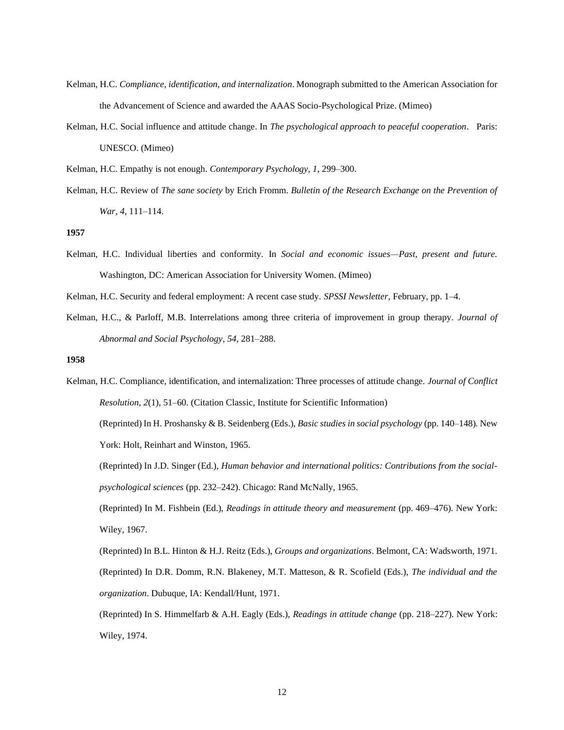Kelman, H.C. *Compliance, identification, and internalization*. Monograph submitted to the American Association for the Advancement of Science and awarded the AAAS Socio-Psychological Prize. (Mimeo)

Kelman, H.C. Social influence and attitude change. In *The psychological approach to peaceful cooperation*. Paris: UNESCO. (Mimeo)

Kelman, H.C. Empathy is not enough. *Contemporary Psychology, 1*, 299–300.

Kelman, H.C. Review of *The sane society* by Erich Fromm. *Bulletin of the Research Exchange on the Prevention of War, 4*, 111–114.

**1957**

Kelman, H.C. Individual liberties and conformity. In *Social and economic issues—Past, present and future.* Washington, DC: American Association for University Women. (Mimeo)

Kelman, H.C. Security and federal employment: A recent case study. *SPSSI Newsletter*, February, pp. 1–4.

Kelman, H.C., & Parloff, M.B. Interrelations among three criteria of improvement in group therapy. *Journal of Abnormal and Social Psychology, 54*, 281–288.

**1958**

Kelman, H.C. Compliance, identification, and internalization: Three processes of attitude change. *Journal of Conflict Resolution, 2*(1), 51–60. (Citation Classic, Institute for Scientific Information)

(Reprinted) In H. Proshansky & B. Seidenberg (Eds.), *Basic studies in social psychology* (pp. 140–148). New York: Holt, Reinhart and Winston, 1965.

(Reprinted) In J.D. Singer (Ed.), *Human behavior and international politics: Contributions from the social-psychological sciences* (pp. 232–242). Chicago: Rand McNally, 1965.

(Reprinted) In M. Fishbein (Ed.), *Readings in attitude theory and measurement* (pp. 469–476). New York: Wiley, 1967.

(Reprinted) In B.L. Hinton & H.J. Reitz (Eds.), *Groups and organizations*. Belmont, CA: Wadsworth, 1971.

(Reprinted) In D.R. Domm, R.N. Blakeney, M.T. Matteson, & R. Scofield (Eds.), *The individual and the organization*. Dubuque, IA: Kendall/Hunt, 1971.

(Reprinted) In S. Himmelfarb & A.H. Eagly (Eds.), *Readings in attitude change* (pp. 218–227). New York: Wiley, 1974.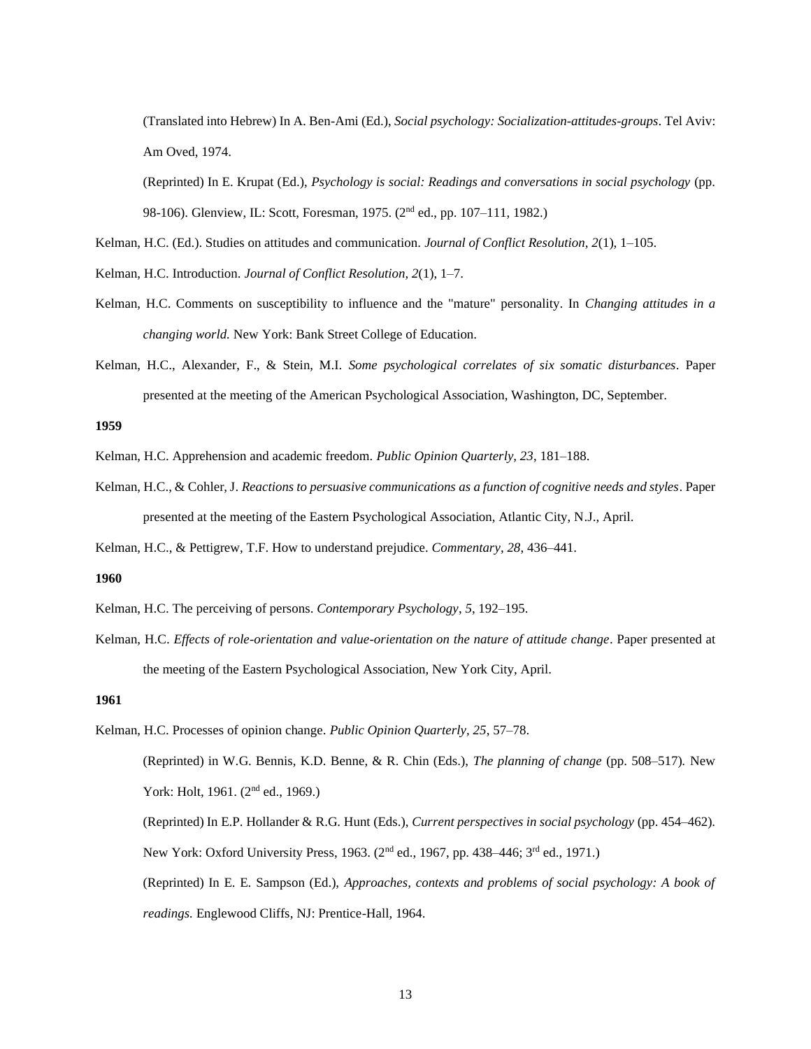(Translated into Hebrew) In A. Ben-Ami (Ed.), *Social psychology: Socialization-attitudes-groups*. Tel Aviv: Am Oved, 1974.

(Reprinted) In E. Krupat (Ed.), *Psychology is social: Readings and conversations in social psychology* (pp. 98-106). Glenview, IL: Scott, Foresman, 1975. (2nd ed., pp. 107–111, 1982.)

Kelman, H.C. (Ed.). Studies on attitudes and communication. *Journal of Conflict Resolution, 2*(1), 1–105.

Kelman, H.C. Introduction. *Journal of Conflict Resolution, 2*(1), 1–7.

Kelman, H.C. Comments on susceptibility to influence and the "mature" personality. In *Changing attitudes in a changing world.* New York: Bank Street College of Education.

Kelman, H.C., Alexander, F., & Stein, M.I. *Some psychological correlates of six somatic disturbances*. Paper presented at the meeting of the American Psychological Association, Washington, DC, September.

**1959**

Kelman, H.C. Apprehension and academic freedom. *Public Opinion Quarterly, 23*, 181–188.

Kelman, H.C., & Cohler, J. *Reactions to persuasive communications as a function of cognitive needs and styles*. Paper presented at the meeting of the Eastern Psychological Association, Atlantic City, N.J., April.

Kelman, H.C., & Pettigrew, T.F. How to understand prejudice. *Commentary, 28*, 436–441.

**1960**

Kelman, H.C. The perceiving of persons. *Contemporary Psychology, 5*, 192–195.

Kelman, H.C. *Effects of role-orientation and value-orientation on the nature of attitude change*. Paper presented at the meeting of the Eastern Psychological Association, New York City, April.

**1961**

Kelman, H.C. Processes of opinion change. *Public Opinion Quarterly, 25*, 57–78.

(Reprinted) in W.G. Bennis, K.D. Benne, & R. Chin (Eds.), *The planning of change* (pp. 508–517)*.* New York: Holt, 1961. (2nd ed., 1969.)

(Reprinted) In E.P. Hollander & R.G. Hunt (Eds.), *Current perspectives in social psychology* (pp. 454–462). New York: Oxford University Press, 1963. (2nd ed., 1967, pp. 438–446; 3rd ed., 1971.)

(Reprinted) In E. E. Sampson (Ed.), *Approaches, contexts and problems of social psychology: A book of readings.* Englewood Cliffs, NJ: Prentice-Hall, 1964.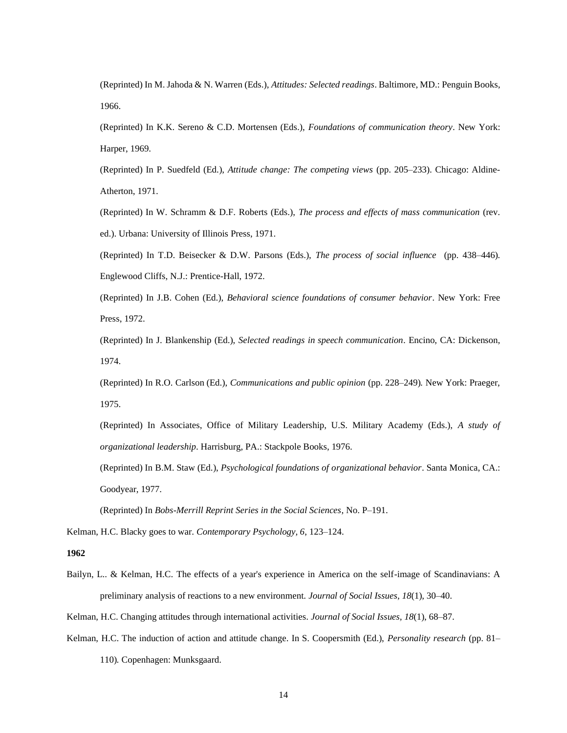(Reprinted) In M. Jahoda & N. Warren (Eds.), *Attitudes: Selected readings*. Baltimore, MD.: Penguin Books, 1966.

(Reprinted) In K.K. Sereno & C.D. Mortensen (Eds.), *Foundations of communication theory*. New York: Harper, 1969.

(Reprinted) In P. Suedfeld (Ed.), *Attitude change: The competing views* (pp. 205–233). Chicago: Aldine-Atherton, 1971.

(Reprinted) In W. Schramm & D.F. Roberts (Eds.), *The process and effects of mass communication* (rev. ed.). Urbana: University of Illinois Press, 1971.

(Reprinted) In T.D. Beisecker & D.W. Parsons (Eds.), *The process of social influence* (pp. 438–446). Englewood Cliffs, N.J.: Prentice-Hall, 1972.

(Reprinted) In J.B. Cohen (Ed.), *Behavioral science foundations of consumer behavior*. New York: Free Press, 1972.

(Reprinted) In J. Blankenship (Ed.), *Selected readings in speech communication*. Encino, CA: Dickenson, 1974.

(Reprinted) In R.O. Carlson (Ed.), *Communications and public opinion* (pp. 228–249). New York: Praeger, 1975.

(Reprinted) In Associates, Office of Military Leadership, U.S. Military Academy (Eds.), *A study of organizational leadership*. Harrisburg, PA.: Stackpole Books, 1976.

(Reprinted) In B.M. Staw (Ed.), *Psychological foundations of organizational behavior*. Santa Monica, CA.: Goodyear, 1977.

(Reprinted) In *Bobs-Merrill Reprint Series in the Social Sciences*, No. P–191.

Kelman, H.C. Blacky goes to war. *Contemporary Psychology, 6*, 123–124.

**1962**

Bailyn, L.. & Kelman, H.C. The effects of a year's experience in America on the self-image of Scandinavians: A preliminary analysis of reactions to a new environment. *Journal of Social Issues, 18*(1), 30–40.

Kelman, H.C. Changing attitudes through international activities. *Journal of Social Issues, 18*(1), 68–87.

Kelman, H.C. The induction of action and attitude change. In S. Coopersmith (Ed.), *Personality research* (pp. 81–110). Copenhagen: Munksgaard.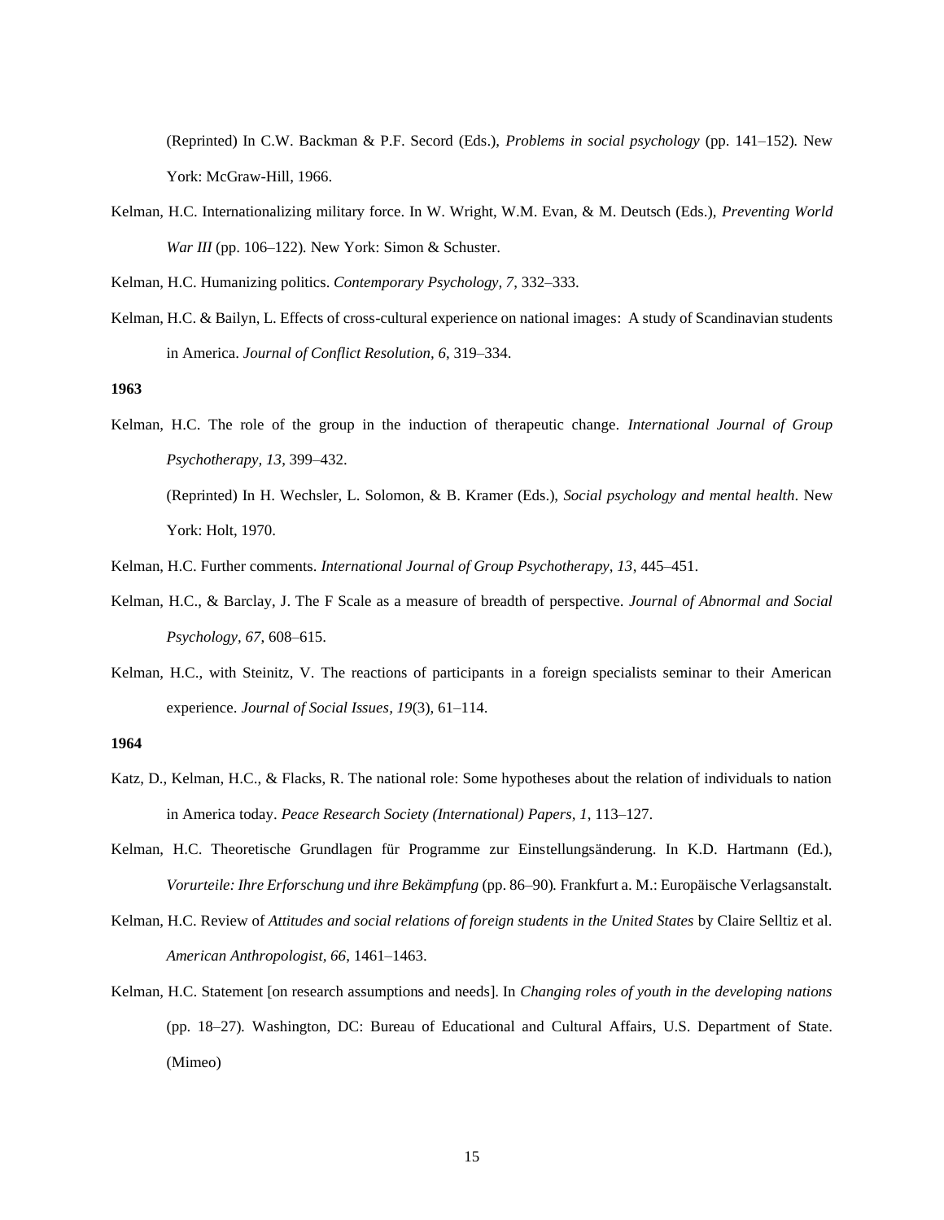(Reprinted) In C.W. Backman & P.F. Secord (Eds.), *Problems in social psychology* (pp. 141–152). New York: McGraw-Hill, 1966.

Kelman, H.C. Internationalizing military force. In W. Wright, W.M. Evan, & M. Deutsch (Eds.), *Preventing World War III* (pp. 106–122). New York: Simon & Schuster.

Kelman, H.C. Humanizing politics. *Contemporary Psychology, 7*, 332–333.

Kelman, H.C. & Bailyn, L. Effects of cross-cultural experience on national images: A study of Scandinavian students in America. *Journal of Conflict Resolution, 6*, 319–334.

**1963**

Kelman, H.C. The role of the group in the induction of therapeutic change. *International Journal of Group Psychotherapy, 13*, 399–432.

(Reprinted) In H. Wechsler, L. Solomon, & B. Kramer (Eds.), *Social psychology and mental health*. New York: Holt, 1970.

Kelman, H.C. Further comments. *International Journal of Group Psychotherapy, 13*, 445–451.

Kelman, H.C., & Barclay, J. The F Scale as a measure of breadth of perspective. *Journal of Abnormal and Social Psychology, 67*, 608–615.

Kelman, H.C., with Steinitz, V. The reactions of participants in a foreign specialists seminar to their American experience. *Journal of Social Issues, 19*(3), 61–114.

**1964**

Katz, D., Kelman, H.C., & Flacks, R. The national role: Some hypotheses about the relation of individuals to nation in America today. *Peace Research Society (International) Papers, 1*, 113–127.

Kelman, H.C. Theoretische Grundlagen für Programme zur Einstellungsänderung. In K.D. Hartmann (Ed.), *Vorurteile: Ihre Erforschung und ihre Bekämpfung* (pp. 86–90). Frankfurt a. M.: Europäische Verlagsanstalt.

Kelman, H.C. Review of *Attitudes and social relations of foreign students in the United States* by Claire Selltiz et al. *American Anthropologist, 66*, 1461–1463.

Kelman, H.C. Statement [on research assumptions and needs]. In *Changing roles of youth in the developing nations* (pp. 18–27). Washington, DC: Bureau of Educational and Cultural Affairs, U.S. Department of State. (Mimeo)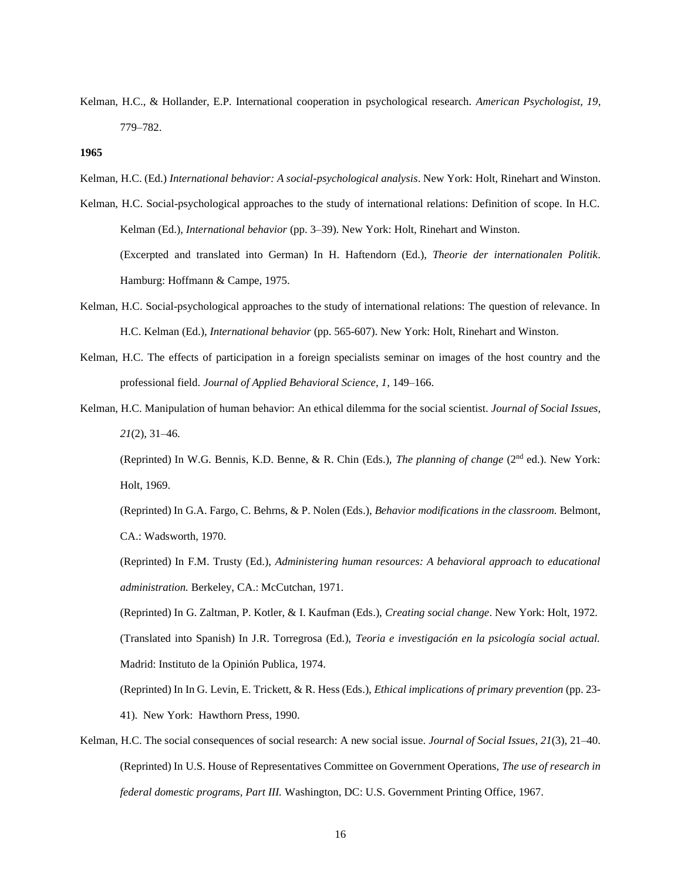Kelman, H.C., & Hollander, E.P. International cooperation in psychological research. *American Psychologist, 19*, 779–782.

**1965**

Kelman, H.C. (Ed.) *International behavior: A social-psychological analysis*. New York: Holt, Rinehart and Winston.

Kelman, H.C. Social-psychological approaches to the study of international relations: Definition of scope. In H.C. Kelman (Ed.), *International behavior* (pp. 3–39). New York: Holt, Rinehart and Winston.

(Excerpted and translated into German) In H. Haftendorn (Ed.), *Theorie der internationalen Politik*. Hamburg: Hoffmann & Campe, 1975.

Kelman, H.C. Social-psychological approaches to the study of international relations: The question of relevance. In H.C. Kelman (Ed.), *International behavior* (pp. 565-607). New York: Holt, Rinehart and Winston.

Kelman, H.C. The effects of participation in a foreign specialists seminar on images of the host country and the professional field. *Journal of Applied Behavioral Science, 1*, 149–166.

Kelman, H.C. Manipulation of human behavior: An ethical dilemma for the social scientist. *Journal of Social Issues, 21*(2), 31–46.

(Reprinted) In W.G. Bennis, K.D. Benne, & R. Chin (Eds.), *The planning of change* (2nd ed.). New York: Holt, 1969.

(Reprinted) In G.A. Fargo, C. Behrns, & P. Nolen (Eds.), *Behavior modifications in the classroom.* Belmont, CA.: Wadsworth, 1970.

(Reprinted) In F.M. Trusty (Ed.), *Administering human resources: A behavioral approach to educational administration.* Berkeley, CA.: McCutchan, 1971.

(Reprinted) In G. Zaltman, P. Kotler, & I. Kaufman (Eds.), *Creating social change*. New York: Holt, 1972.

(Translated into Spanish) In J.R. Torregrosa (Ed.), *Teoria e investigación en la psicología social actual.* Madrid: Instituto de la Opinión Publica, 1974.

(Reprinted) In In G. Levin, E. Trickett, & R. Hess (Eds.), *Ethical implications of primary prevention* (pp. 23-41). New York: Hawthorn Press, 1990.

Kelman, H.C. The social consequences of social research: A new social issue. *Journal of Social Issues, 21*(3), 21–40.

(Reprinted) In U.S. House of Representatives Committee on Government Operations, *The use of research in federal domestic programs, Part III.* Washington, DC: U.S. Government Printing Office, 1967.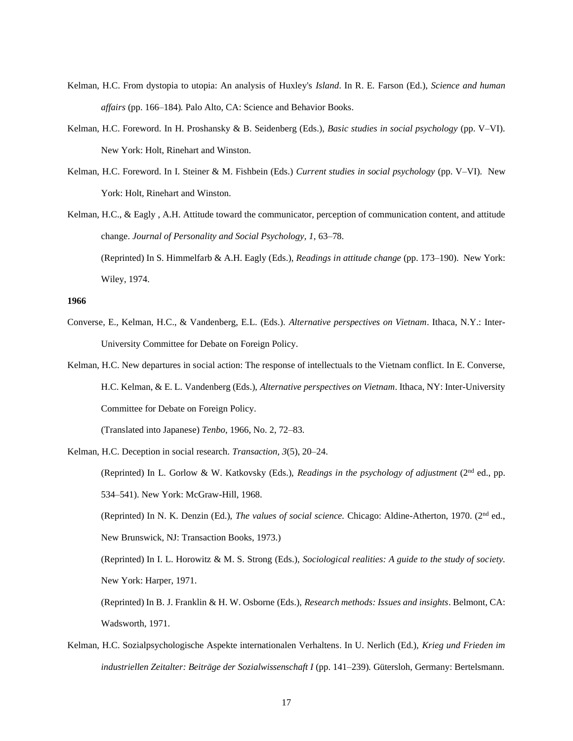Kelman, H.C. From dystopia to utopia: An analysis of Huxley's *Island*. In R. E. Farson (Ed.), *Science and human affairs* (pp. 166–184). Palo Alto, CA: Science and Behavior Books.

Kelman, H.C. Foreword. In H. Proshansky & B. Seidenberg (Eds.), *Basic studies in social psychology* (pp. V–VI). New York: Holt, Rinehart and Winston.

Kelman, H.C. Foreword. In I. Steiner & M. Fishbein (Eds.) *Current studies in social psychology* (pp. V–VI). New York: Holt, Rinehart and Winston.

Kelman, H.C., & Eagly , A.H. Attitude toward the communicator, perception of communication content, and attitude change. *Journal of Personality and Social Psychology, 1,* 63–78.

(Reprinted) In S. Himmelfarb & A.H. Eagly (Eds.), *Readings in attitude change* (pp. 173–190). New York: Wiley, 1974.

**1966**

Converse, E., Kelman, H.C., & Vandenberg, E.L. (Eds.). *Alternative perspectives on Vietnam*. Ithaca, N.Y.: Inter-University Committee for Debate on Foreign Policy.

Kelman, H.C. New departures in social action: The response of intellectuals to the Vietnam conflict. In E. Converse, H.C. Kelman, & E. L. Vandenberg (Eds.), *Alternative perspectives on Vietnam*. Ithaca, NY: Inter-University Committee for Debate on Foreign Policy.

(Translated into Japanese) *Tenbo*, 1966, No. 2, 72–83.

Kelman, H.C. Deception in social research. *Transaction, 3*(5), 20–24.

(Reprinted) In L. Gorlow & W. Katkovsky (Eds.), *Readings in the psychology of adjustment* (2nd ed., pp. 534–541). New York: McGraw-Hill, 1968.

(Reprinted) In N. K. Denzin (Ed.), *The values of social science.* Chicago: Aldine-Atherton, 1970. (2nd ed., New Brunswick, NJ: Transaction Books, 1973.)

(Reprinted) In I. L. Horowitz & M. S. Strong (Eds.), *Sociological realities: A guide to the study of society.* New York: Harper, 1971.

(Reprinted) In B. J. Franklin & H. W. Osborne (Eds.), *Research methods: Issues and insights*. Belmont, CA: Wadsworth, 1971.

Kelman, H.C. Sozialpsychologische Aspekte internationalen Verhaltens. In U. Nerlich (Ed.), *Krieg und Frieden im industriellen Zeitalter: Beiträge der Sozialwissenschaft I* (pp. 141–239). Gütersloh, Germany: Bertelsmann.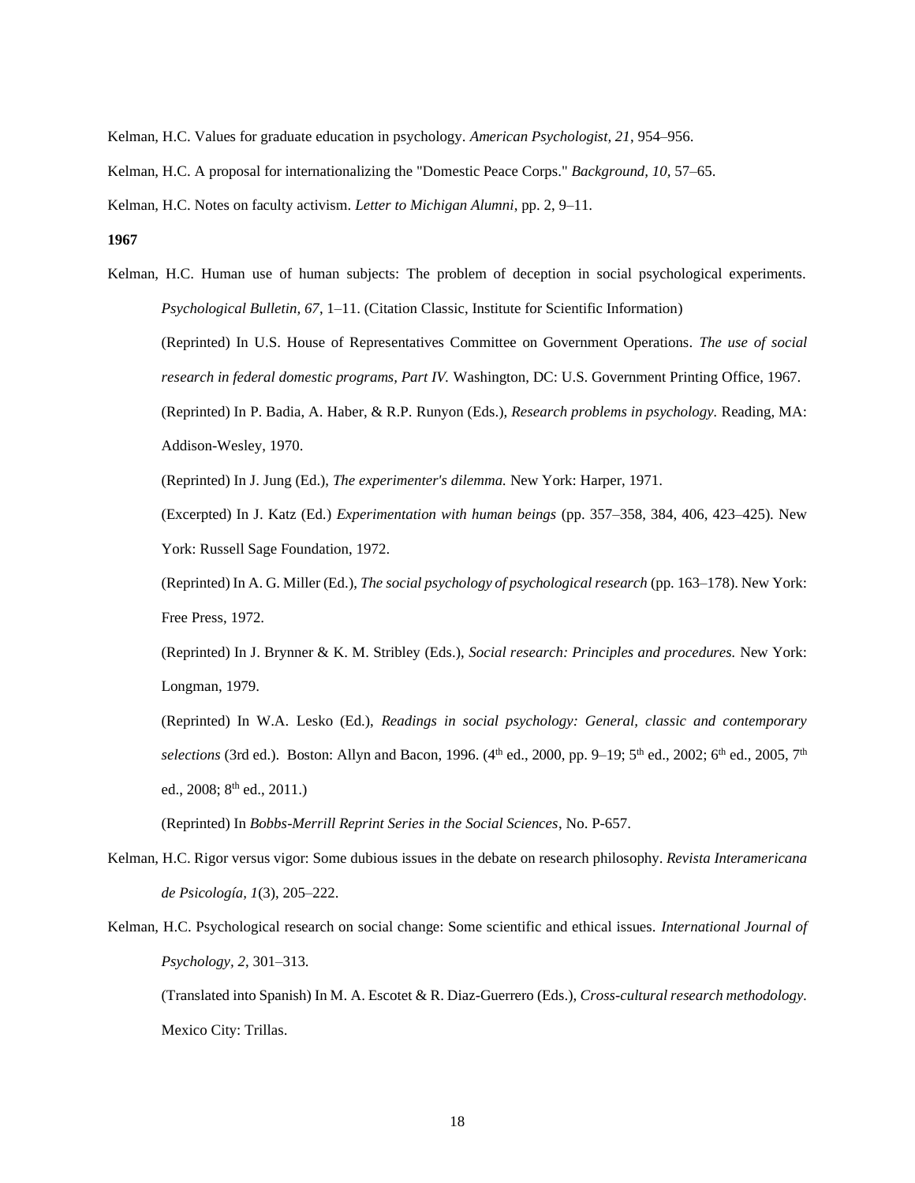Kelman, H.C. Values for graduate education in psychology. *American Psychologist, 21*, 954–956.

Kelman, H.C. A proposal for internationalizing the "Domestic Peace Corps." *Background, 10*, 57–65.

Kelman, H.C. Notes on faculty activism. *Letter to Michigan Alumni*, pp. 2, 9–11.

**1967**

Kelman, H.C. Human use of human subjects: The problem of deception in social psychological experiments. *Psychological Bulletin, 67*, 1–11. (Citation Classic, Institute for Scientific Information)

(Reprinted) In U.S. House of Representatives Committee on Government Operations. *The use of social research in federal domestic programs, Part IV.* Washington, DC: U.S. Government Printing Office, 1967.

(Reprinted) In P. Badia, A. Haber, & R.P. Runyon (Eds.), *Research problems in psychology.* Reading, MA: Addison-Wesley, 1970.

(Reprinted) In J. Jung (Ed.), *The experimenter's dilemma.* New York: Harper, 1971.

(Excerpted) In J. Katz (Ed.) *Experimentation with human beings* (pp. 357–358, 384, 406, 423–425). New York: Russell Sage Foundation, 1972.

(Reprinted) In A. G. Miller (Ed.), *The social psychology of psychological research* (pp. 163–178). New York: Free Press, 1972.

(Reprinted) In J. Brynner & K. M. Stribley (Eds.), *Social research: Principles and procedures.* New York: Longman, 1979.

(Reprinted) In W.A. Lesko (Ed.), *Readings in social psychology: General, classic and contemporary selections* (3rd ed.). Boston: Allyn and Bacon, 1996. (4th ed., 2000, pp. 9–19; 5th ed., 2002; 6th ed., 2005, 7th ed., 2008; 8th ed., 2011.)

(Reprinted) In *Bobbs-Merrill Reprint Series in the Social Sciences*, No. P-657.

Kelman, H.C. Rigor versus vigor: Some dubious issues in the debate on research philosophy. *Revista Interamericana de Psicología, 1*(3), 205–222.

Kelman, H.C. Psychological research on social change: Some scientific and ethical issues. *International Journal of Psychology, 2*, 301–313.

(Translated into Spanish) In M. A. Escotet & R. Diaz-Guerrero (Eds.), *Cross-cultural research methodology.* Mexico City: Trillas.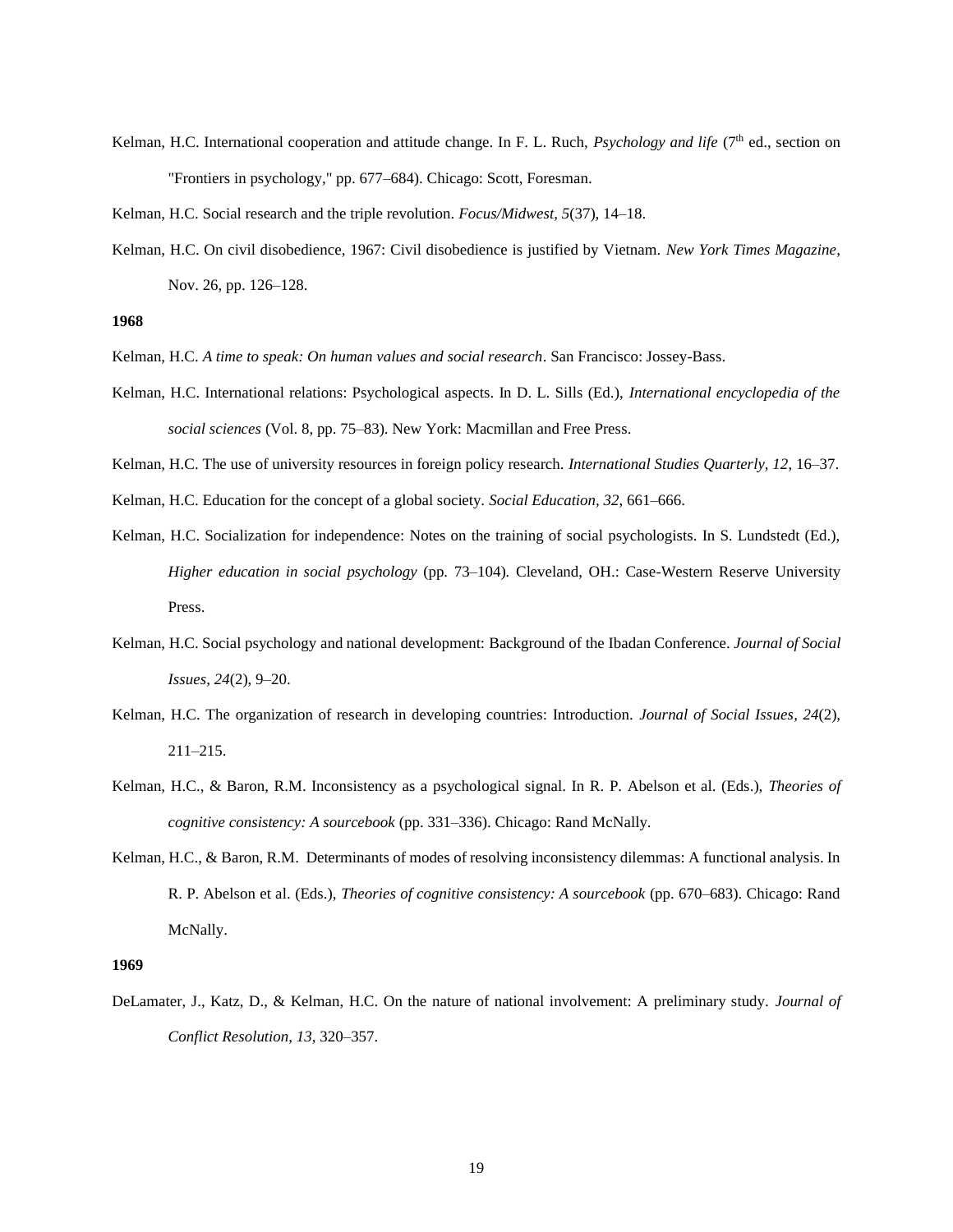Kelman, H.C. International cooperation and attitude change. In F. L. Ruch, *Psychology and life* (7th ed., section on "Frontiers in psychology," pp. 677–684). Chicago: Scott, Foresman.

Kelman, H.C. Social research and the triple revolution. *Focus/Midwest, 5*(37), 14–18.

Kelman, H.C. On civil disobedience, 1967: Civil disobedience is justified by Vietnam. *New York Times Magazine*, Nov. 26, pp. 126–128.

**1968**

Kelman, H.C. *A time to speak: On human values and social research*. San Francisco: Jossey-Bass.

Kelman, H.C. International relations: Psychological aspects. In D. L. Sills (Ed.), *International encyclopedia of the social sciences* (Vol. 8, pp. 75–83). New York: Macmillan and Free Press.

Kelman, H.C. The use of university resources in foreign policy research. *International Studies Quarterly, 12*, 16–37.

Kelman, H.C. Education for the concept of a global society. *Social Education, 32*, 661–666.

Kelman, H.C. Socialization for independence: Notes on the training of social psychologists. In S. Lundstedt (Ed.), *Higher education in social psychology* (pp. 73–104). Cleveland, OH.: Case-Western Reserve University Press.

Kelman, H.C. Social psychology and national development: Background of the Ibadan Conference. *Journal of Social Issues, 24*(2), 9–20.

Kelman, H.C. The organization of research in developing countries: Introduction. *Journal of Social Issues, 24*(2), 211–215.

Kelman, H.C., & Baron, R.M. Inconsistency as a psychological signal. In R. P. Abelson et al. (Eds.), *Theories of cognitive consistency: A sourcebook* (pp. 331–336). Chicago: Rand McNally.

Kelman, H.C., & Baron, R.M. Determinants of modes of resolving inconsistency dilemmas: A functional analysis. In R. P. Abelson et al. (Eds.), *Theories of cognitive consistency: A sourcebook* (pp. 670–683). Chicago: Rand McNally.

**1969**

DeLamater, J., Katz, D., & Kelman, H.C. On the nature of national involvement: A preliminary study. *Journal of Conflict Resolution, 13*, 320–357.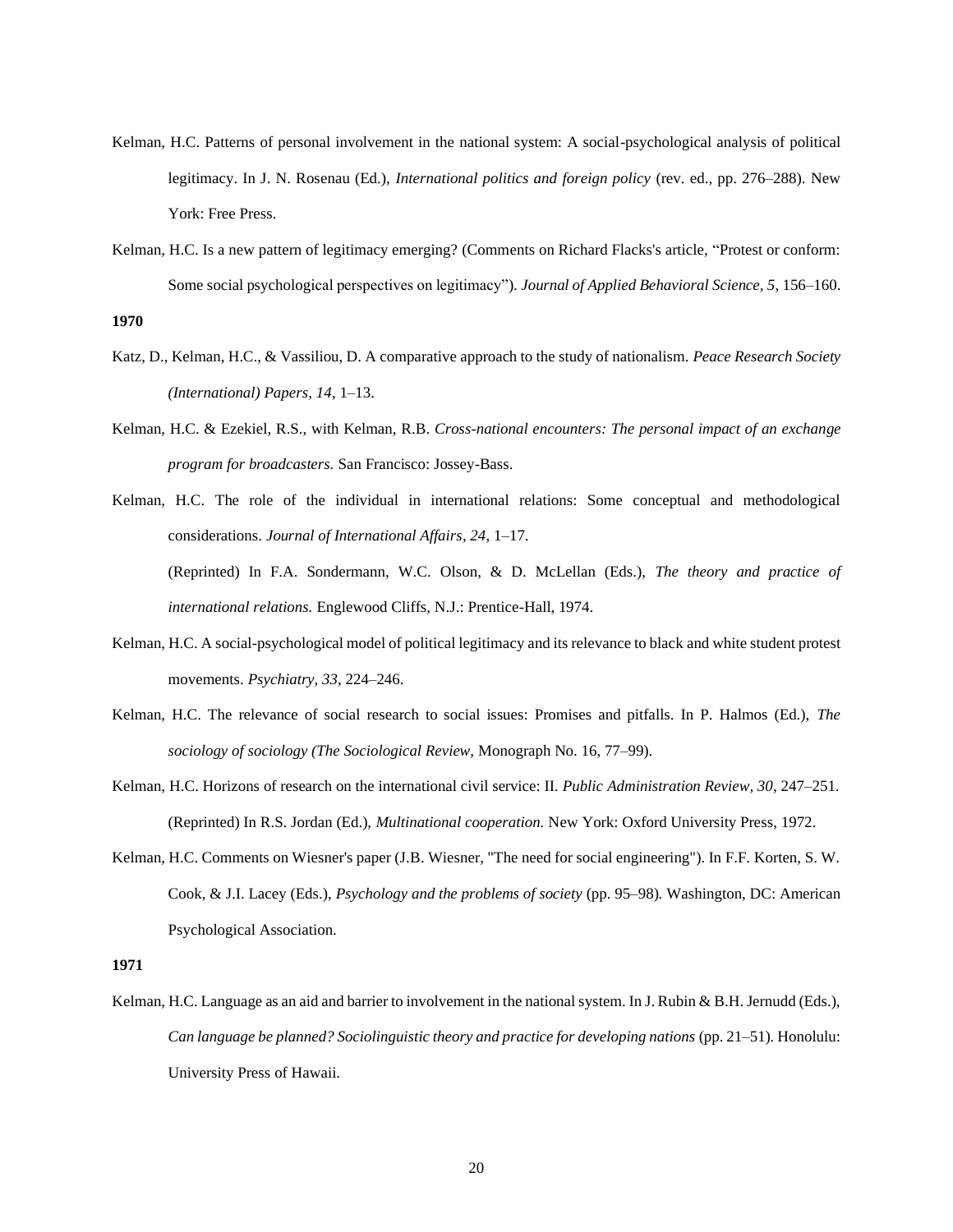Kelman, H.C. Patterns of personal involvement in the national system: A social-psychological analysis of political legitimacy. In J. N. Rosenau (Ed.), *International politics and foreign policy* (rev. ed., pp. 276–288). New York: Free Press.

Kelman, H.C. Is a new pattern of legitimacy emerging? (Comments on Richard Flacks's article, "Protest or conform: Some social psychological perspectives on legitimacy"). *Journal of Applied Behavioral Science, 5*, 156–160.

**1970**

Katz, D., Kelman, H.C., & Vassiliou, D. A comparative approach to the study of nationalism. *Peace Research Society (International) Papers, 14*, 1–13.

Kelman, H.C. & Ezekiel, R.S., with Kelman, R.B. *Cross-national encounters: The personal impact of an exchange program for broadcasters.* San Francisco: Jossey-Bass.

Kelman, H.C. The role of the individual in international relations: Some conceptual and methodological considerations. *Journal of International Affairs, 24*, 1–17.

(Reprinted) In F.A. Sondermann, W.C. Olson, & D. McLellan (Eds.), *The theory and practice of international relations.* Englewood Cliffs, N.J.: Prentice-Hall, 1974.

Kelman, H.C. A social-psychological model of political legitimacy and its relevance to black and white student protest movements. *Psychiatry, 33*, 224–246.

Kelman, H.C. The relevance of social research to social issues: Promises and pitfalls. In P. Halmos (Ed.), *The sociology of sociology (The Sociological Review,* Monograph No. 16, 77–99).

Kelman, H.C. Horizons of research on the international civil service: II. *Public Administration Review, 30*, 247–251.

(Reprinted) In R.S. Jordan (Ed.), *Multinational cooperation.* New York: Oxford University Press, 1972.

Kelman, H.C. Comments on Wiesner's paper (J.B. Wiesner, "The need for social engineering"). In F.F. Korten, S. W. Cook, & J.I. Lacey (Eds.), *Psychology and the problems of society* (pp. 95–98)*.* Washington, DC: American Psychological Association.

**1971**

Kelman, H.C. Language as an aid and barrier to involvement in the national system. In J. Rubin & B.H. Jernudd (Eds.), *Can language be planned? Sociolinguistic theory and practice for developing nations* (pp. 21–51). Honolulu: University Press of Hawaii.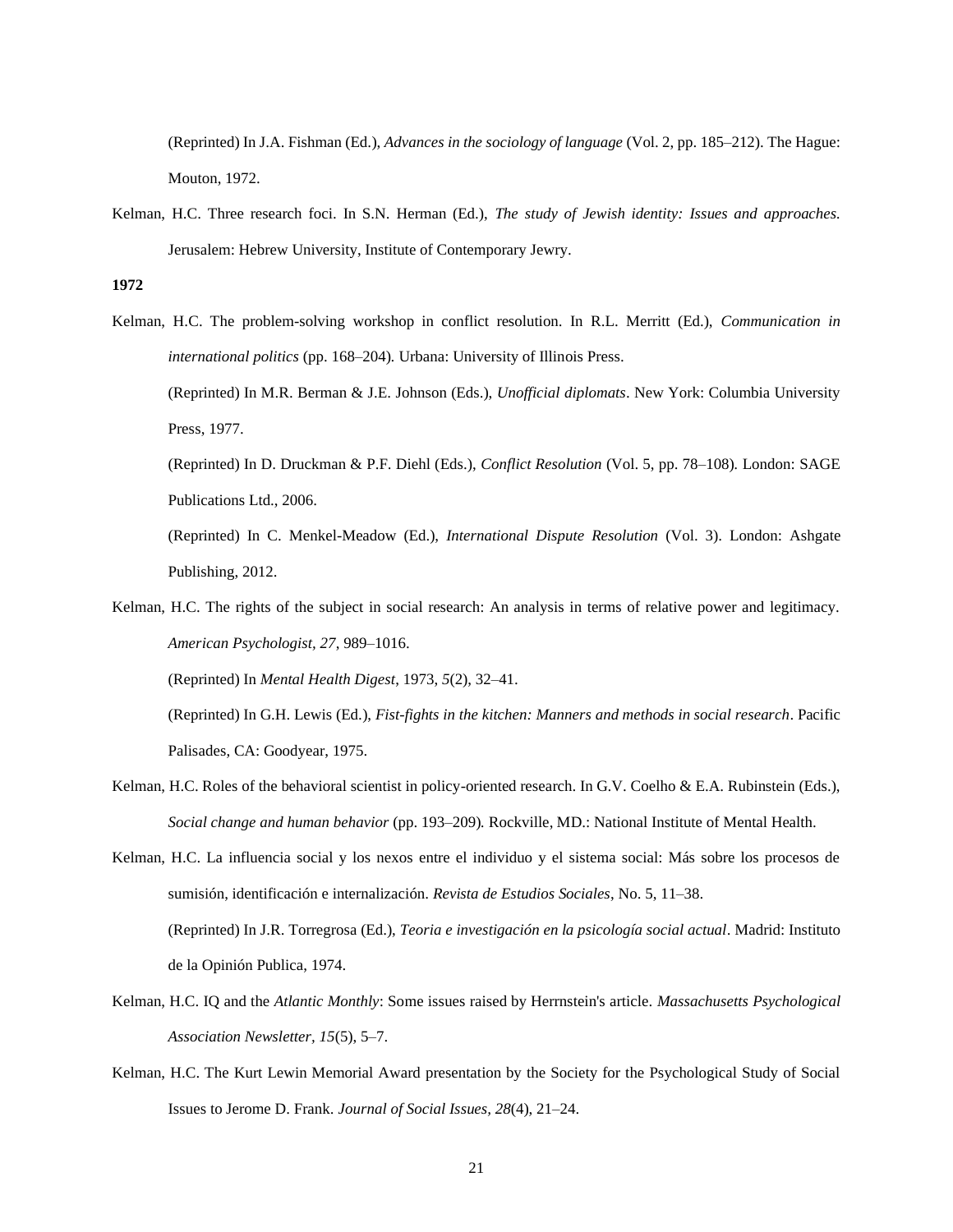(Reprinted) In J.A. Fishman (Ed.), *Advances in the sociology of language* (Vol. 2, pp. 185–212). The Hague: Mouton, 1972.

Kelman, H.C. Three research foci. In S.N. Herman (Ed.), *The study of Jewish identity: Issues and approaches.* Jerusalem: Hebrew University, Institute of Contemporary Jewry.

**1972**

Kelman, H.C. The problem-solving workshop in conflict resolution. In R.L. Merritt (Ed.), *Communication in international politics* (pp. 168–204). Urbana: University of Illinois Press.

(Reprinted) In M.R. Berman & J.E. Johnson (Eds.), *Unofficial diplomats*. New York: Columbia University Press, 1977.

(Reprinted) In D. Druckman & P.F. Diehl (Eds.), *Conflict Resolution* (Vol. 5, pp. 78–108). London: SAGE Publications Ltd., 2006.

(Reprinted) In C. Menkel-Meadow (Ed.), *International Dispute Resolution* (Vol. 3). London: Ashgate Publishing, 2012.

Kelman, H.C. The rights of the subject in social research: An analysis in terms of relative power and legitimacy. *American Psychologist, 27*, 989–1016.

(Reprinted) In *Mental Health Digest*, 1973, *5*(2), 32–41.

(Reprinted) In G.H. Lewis (Ed.), *Fist-fights in the kitchen: Manners and methods in social research*. Pacific Palisades, CA: Goodyear, 1975.

Kelman, H.C. Roles of the behavioral scientist in policy-oriented research. In G.V. Coelho & E.A. Rubinstein (Eds.), *Social change and human behavior* (pp. 193–209). Rockville, MD.: National Institute of Mental Health.

Kelman, H.C. La influencia social y los nexos entre el individuo y el sistema social: Más sobre los procesos de sumisión, identificación e internalización. *Revista de Estudios Sociales*, No. 5, 11–38.

(Reprinted) In J.R. Torregrosa (Ed.), *Teoria e investigación en la psicología social actual*. Madrid: Instituto de la Opinión Publica, 1974.

Kelman, H.C. IQ and the *Atlantic Monthly*: Some issues raised by Herrnstein's article. *Massachusetts Psychological Association Newsletter, 15*(5), 5–7.

Kelman, H.C. The Kurt Lewin Memorial Award presentation by the Society for the Psychological Study of Social Issues to Jerome D. Frank. *Journal of Social Issues, 28*(4), 21–24.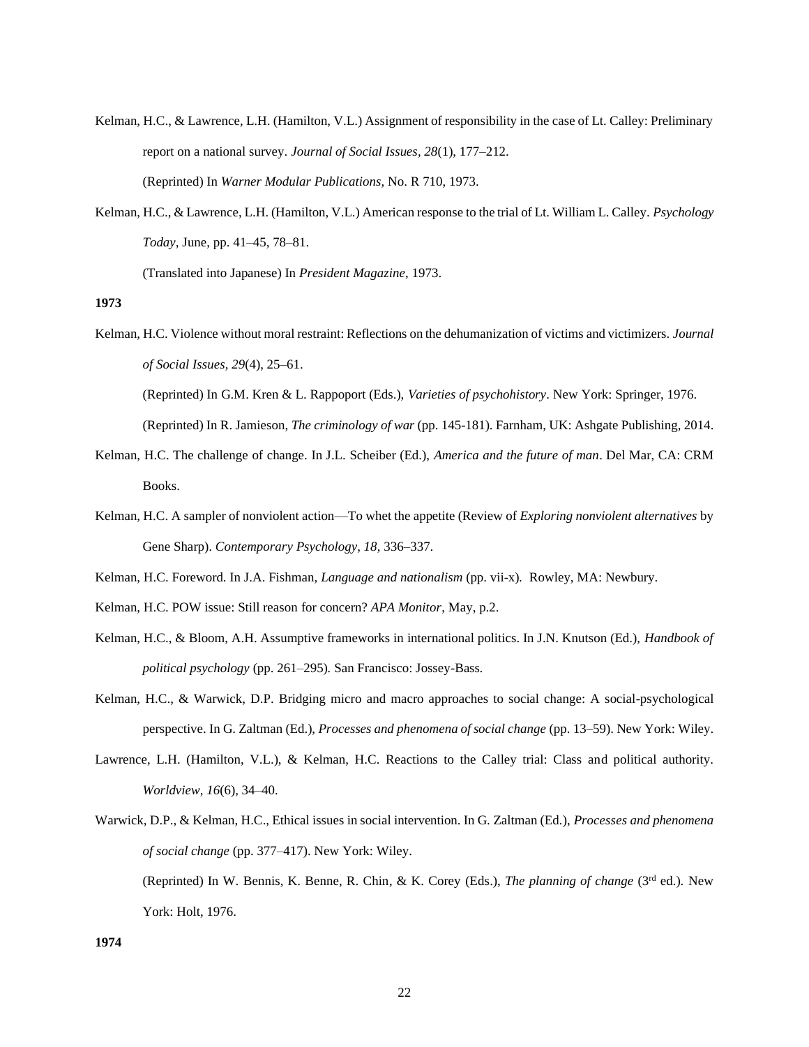Kelman, H.C., & Lawrence, L.H. (Hamilton, V.L.) Assignment of responsibility in the case of Lt. Calley: Preliminary report on a national survey. *Journal of Social Issues*, *28*(1), 177–212.

(Reprinted) In *Warner Modular Publications*, No. R 710, 1973.

Kelman, H.C., & Lawrence, L.H. (Hamilton, V.L.) American response to the trial of Lt. William L. Calley. *Psychology Today*, June, pp. 41–45, 78–81.

(Translated into Japanese) In *President Magazine*, 1973.

**1973**

Kelman, H.C. Violence without moral restraint: Reflections on the dehumanization of victims and victimizers. *Journal of Social Issues*, *29*(4), 25–61.

(Reprinted) In G.M. Kren & L. Rappoport (Eds.), *Varieties of psychohistory*. New York: Springer, 1976.

(Reprinted) In R. Jamieson, *The criminology of war* (pp. 145-181). Farnham, UK: Ashgate Publishing, 2014.

Kelman, H.C. The challenge of change. In J.L. Scheiber (Ed.), *America and the future of man*. Del Mar, CA: CRM Books.

Kelman, H.C. A sampler of nonviolent action—To whet the appetite (Review of *Exploring nonviolent alternatives* by Gene Sharp). *Contemporary Psychology, 18*, 336–337.

Kelman, H.C. Foreword. In J.A. Fishman, *Language and nationalism* (pp. vii-x). Rowley, MA: Newbury.

Kelman, H.C. POW issue: Still reason for concern? *APA Monitor*, May, p.2.

Kelman, H.C., & Bloom, A.H. Assumptive frameworks in international politics. In J.N. Knutson (Ed.), *Handbook of political psychology* (pp. 261–295). San Francisco: Jossey-Bass.

Kelman, H.C., & Warwick, D.P. Bridging micro and macro approaches to social change: A social-psychological perspective. In G. Zaltman (Ed.), *Processes and phenomena of social change* (pp. 13–59). New York: Wiley.

Lawrence, L.H. (Hamilton, V.L.), & Kelman, H.C. Reactions to the Calley trial: Class and political authority. *Worldview*, *16*(6), 34–40.

Warwick, D.P., & Kelman, H.C., Ethical issues in social intervention. In G. Zaltman (Ed.), *Processes and phenomena of social change* (pp. 377–417). New York: Wiley.

(Reprinted) In W. Bennis, K. Benne, R. Chin, & K. Corey (Eds.), *The planning of change* (3rd ed.). New York: Holt, 1976.

**1974**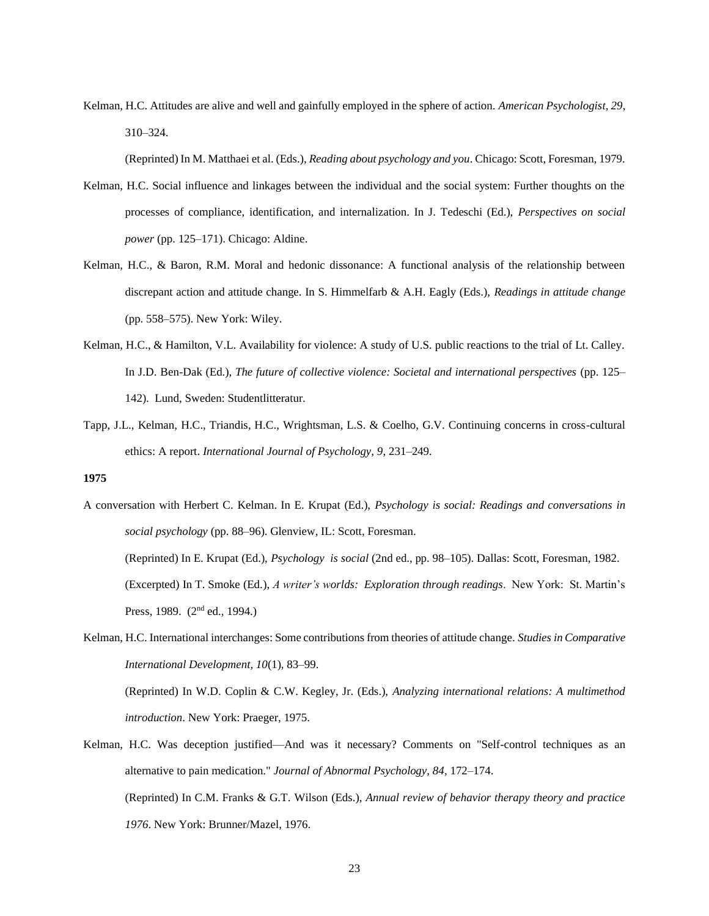Kelman, H.C. Attitudes are alive and well and gainfully employed in the sphere of action. *American Psychologist, 29*, 310–324.

(Reprinted) In M. Matthaei et al. (Eds.), *Reading about psychology and you*. Chicago: Scott, Foresman, 1979.

Kelman, H.C. Social influence and linkages between the individual and the social system: Further thoughts on the processes of compliance, identification, and internalization. In J. Tedeschi (Ed.), *Perspectives on social power* (pp. 125–171). Chicago: Aldine.

Kelman, H.C., & Baron, R.M. Moral and hedonic dissonance: A functional analysis of the relationship between discrepant action and attitude change. In S. Himmelfarb & A.H. Eagly (Eds.), *Readings in attitude change* (pp. 558–575). New York: Wiley.

Kelman, H.C., & Hamilton, V.L. Availability for violence: A study of U.S. public reactions to the trial of Lt. Calley. In J.D. Ben-Dak (Ed.), *The future of collective violence: Societal and international perspectives* (pp. 125–142). Lund, Sweden: Studentlitteratur.

Tapp, J.L., Kelman, H.C., Triandis, H.C., Wrightsman, L.S. & Coelho, G.V. Continuing concerns in cross-cultural ethics: A report. *International Journal of Psychology, 9*, 231–249.

**1975**

A conversation with Herbert C. Kelman. In E. Krupat (Ed.), *Psychology is social: Readings and conversations in social psychology* (pp. 88–96). Glenview, IL: Scott, Foresman.

(Reprinted) In E. Krupat (Ed.), *Psychology is social* (2nd ed., pp. 98–105). Dallas: Scott, Foresman, 1982.

(Excerpted) In T. Smoke (Ed.), *A writer's worlds: Exploration through readings*. New York: St. Martin's Press, 1989. (2nd ed., 1994.)

Kelman, H.C. International interchanges: Some contributions from theories of attitude change. *Studies in Comparative International Development, 10*(1), 83–99.

(Reprinted) In W.D. Coplin & C.W. Kegley, Jr. (Eds.), *Analyzing international relations: A multimethod introduction*. New York: Praeger, 1975.

Kelman, H.C. Was deception justified—And was it necessary? Comments on "Self-control techniques as an alternative to pain medication." *Journal of Abnormal Psychology, 84*, 172–174.

(Reprinted) In C.M. Franks & G.T. Wilson (Eds.), *Annual review of behavior therapy theory and practice 1976*. New York: Brunner/Mazel, 1976.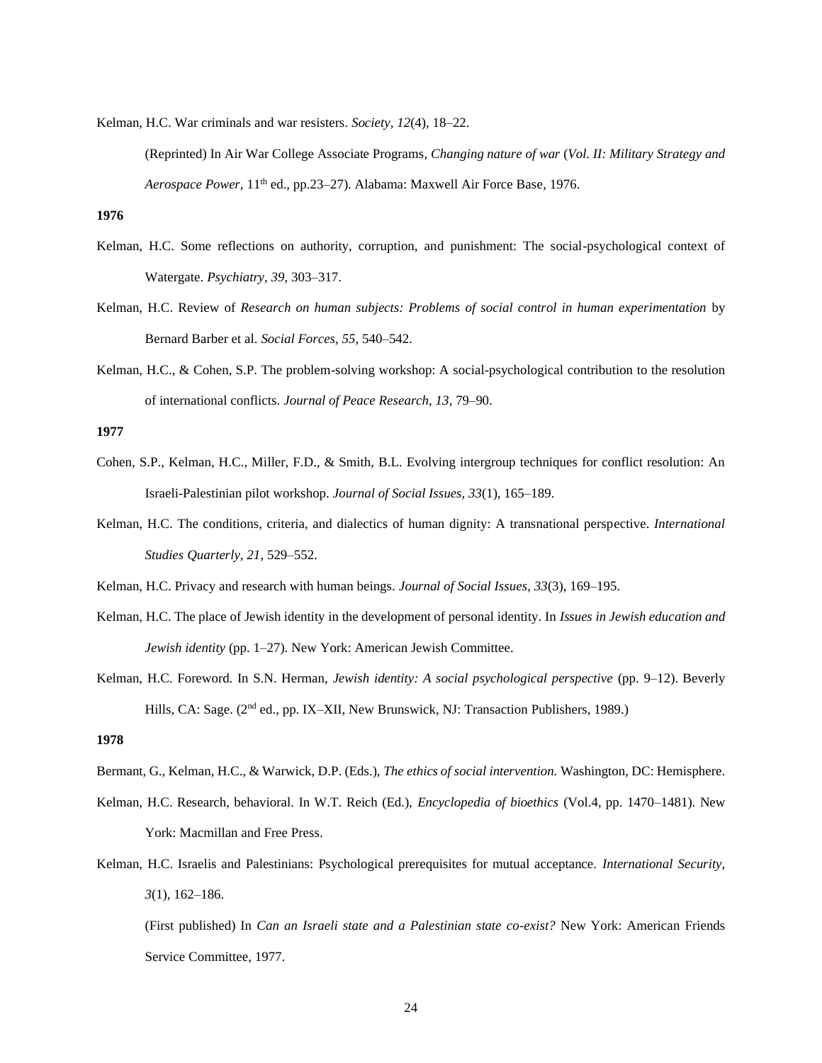Kelman, H.C. War criminals and war resisters. *Society, 12*(4), 18–22.

(Reprinted) In Air War College Associate Programs, *Changing nature of war* (*Vol. II: Military Strategy and Aerospace Power*, 11th ed., pp.23–27). Alabama: Maxwell Air Force Base, 1976.

**1976**

Kelman, H.C. Some reflections on authority, corruption, and punishment: The social-psychological context of Watergate. *Psychiatry, 39*, 303–317.

Kelman, H.C. Review of *Research on human subjects: Problems of social control in human experimentation* by Bernard Barber et al. *Social Forces, 55*, 540–542.

Kelman, H.C., & Cohen, S.P. The problem-solving workshop: A social-psychological contribution to the resolution of international conflicts. *Journal of Peace Research, 13*, 79–90.

**1977**

Cohen, S.P., Kelman, H.C., Miller, F.D., & Smith, B.L. Evolving intergroup techniques for conflict resolution: An Israeli-Palestinian pilot workshop. *Journal of Social Issues, 33*(1), 165–189.

Kelman, H.C. The conditions, criteria, and dialectics of human dignity: A transnational perspective. *International Studies Quarterly, 21*, 529–552.

Kelman, H.C. Privacy and research with human beings. *Journal of Social Issues, 33*(3), 169–195.

Kelman, H.C. The place of Jewish identity in the development of personal identity. In *Issues in Jewish education and Jewish identity* (pp. 1–27). New York: American Jewish Committee.

Kelman, H.C. Foreword. In S.N. Herman, *Jewish identity: A social psychological perspective* (pp. 9–12). Beverly Hills, CA: Sage. (2nd ed., pp. IX–XII, New Brunswick, NJ: Transaction Publishers, 1989.)

**1978**

Bermant, G., Kelman, H.C., & Warwick, D.P. (Eds.), *The ethics of social intervention.* Washington, DC: Hemisphere.

Kelman, H.C. Research, behavioral. In W.T. Reich (Ed.), *Encyclopedia of bioethics* (Vol.4, pp. 1470–1481). New York: Macmillan and Free Press.

Kelman, H.C. Israelis and Palestinians: Psychological prerequisites for mutual acceptance. *International Security, 3*(1), 162–186.

(First published) In *Can an Israeli state and a Palestinian state co-exist?* New York: American Friends Service Committee, 1977.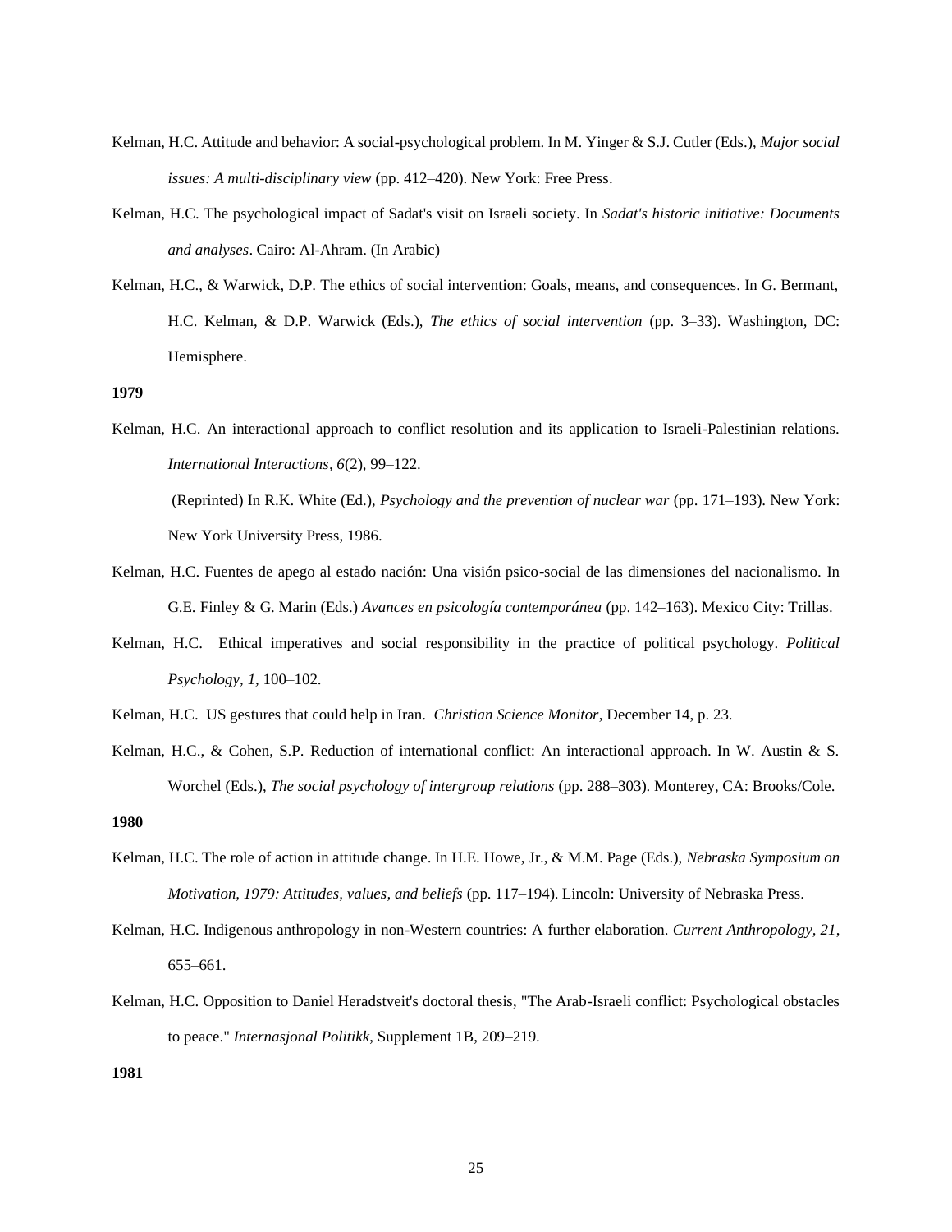Kelman, H.C. Attitude and behavior: A social-psychological problem. In M. Yinger & S.J. Cutler (Eds.), *Major social issues: A multi-disciplinary view* (pp. 412–420). New York: Free Press.

Kelman, H.C. The psychological impact of Sadat's visit on Israeli society. In *Sadat's historic initiative: Documents and analyses*. Cairo: Al-Ahram. (In Arabic)

Kelman, H.C., & Warwick, D.P. The ethics of social intervention: Goals, means, and consequences. In G. Bermant, H.C. Kelman, & D.P. Warwick (Eds.), *The ethics of social intervention* (pp. 3–33). Washington, DC: Hemisphere.

**1979**

Kelman, H.C. An interactional approach to conflict resolution and its application to Israeli-Palestinian relations. *International Interactions, 6*(2), 99–122.

(Reprinted) In R.K. White (Ed.), *Psychology and the prevention of nuclear war* (pp. 171–193). New York: New York University Press, 1986.

Kelman, H.C. Fuentes de apego al estado nación: Una visión psico-social de las dimensiones del nacionalismo. In G.E. Finley & G. Marin (Eds.) *Avances en psicología contemporánea* (pp. 142–163). Mexico City: Trillas.

Kelman, H.C. Ethical imperatives and social responsibility in the practice of political psychology. *Political Psychology, 1,* 100–102.

Kelman, H.C. US gestures that could help in Iran. *Christian Science Monitor*, December 14, p. 23.

Kelman, H.C., & Cohen, S.P. Reduction of international conflict: An interactional approach. In W. Austin & S. Worchel (Eds.), *The social psychology of intergroup relations* (pp. 288–303). Monterey, CA: Brooks/Cole.

**1980**

Kelman, H.C. The role of action in attitude change. In H.E. Howe, Jr., & M.M. Page (Eds.), *Nebraska Symposium on Motivation, 1979: Attitudes, values, and beliefs* (pp. 117–194). Lincoln: University of Nebraska Press.

Kelman, H.C. Indigenous anthropology in non-Western countries: A further elaboration. *Current Anthropology, 21*, 655–661.

Kelman, H.C. Opposition to Daniel Heradstveit's doctoral thesis, "The Arab-Israeli conflict: Psychological obstacles to peace." *Internasjonal Politikk*, Supplement 1B, 209–219.

**1981**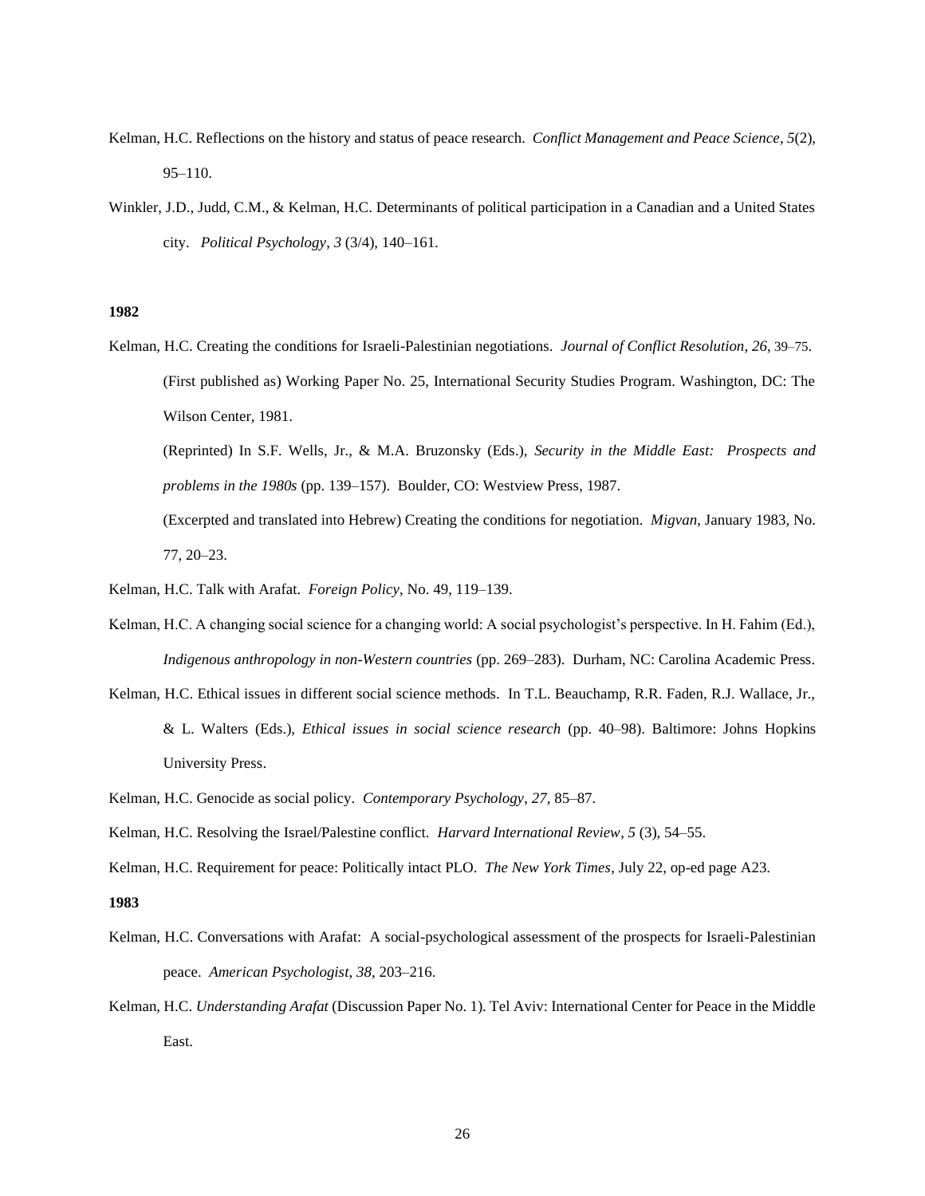Kelman, H.C. Reflections on the history and status of peace research. *Conflict Management and Peace Science*, *5*(2), 95–110.

Winkler, J.D., Judd, C.M., & Kelman, H.C. Determinants of political participation in a Canadian and a United States city. *Political Psychology*, *3* (3/4), 140–161.

**1982**

Kelman, H.C. Creating the conditions for Israeli-Palestinian negotiations. *Journal of Conflict Resolution*, *26*, 39–75.

(First published as) Working Paper No. 25, International Security Studies Program. Washington, DC: The Wilson Center, 1981.

(Reprinted) In S.F. Wells, Jr., & M.A. Bruzonsky (Eds.), *Security in the Middle East: Prospects and problems in the 1980s* (pp. 139–157). Boulder, CO: Westview Press, 1987.

(Excerpted and translated into Hebrew) Creating the conditions for negotiation. *Migvan*, January 1983, No. 77, 20–23.

Kelman, H.C. Talk with Arafat. *Foreign Policy*, No. 49, 119–139.

Kelman, H.C. A changing social science for a changing world: A social psychologist's perspective. In H. Fahim (Ed.), *Indigenous anthropology in non-Western countries* (pp. 269–283). Durham, NC: Carolina Academic Press.

Kelman, H.C. Ethical issues in different social science methods. In T.L. Beauchamp, R.R. Faden, R.J. Wallace, Jr., & L. Walters (Eds.), *Ethical issues in social science research* (pp. 40–98). Baltimore: Johns Hopkins University Press.

Kelman, H.C. Genocide as social policy. *Contemporary Psychology*, *27*, 85–87.

Kelman, H.C. Resolving the Israel/Palestine conflict. *Harvard International Review*, *5* (3), 54–55.

Kelman, H.C. Requirement for peace: Politically intact PLO. *The New York Times*, July 22, op-ed page A23.

**1983**

Kelman, H.C. Conversations with Arafat: A social-psychological assessment of the prospects for Israeli-Palestinian peace. *American Psychologist*, *38*, 203–216.

Kelman, H.C. *Understanding Arafat* (Discussion Paper No. 1). Tel Aviv: International Center for Peace in the Middle East.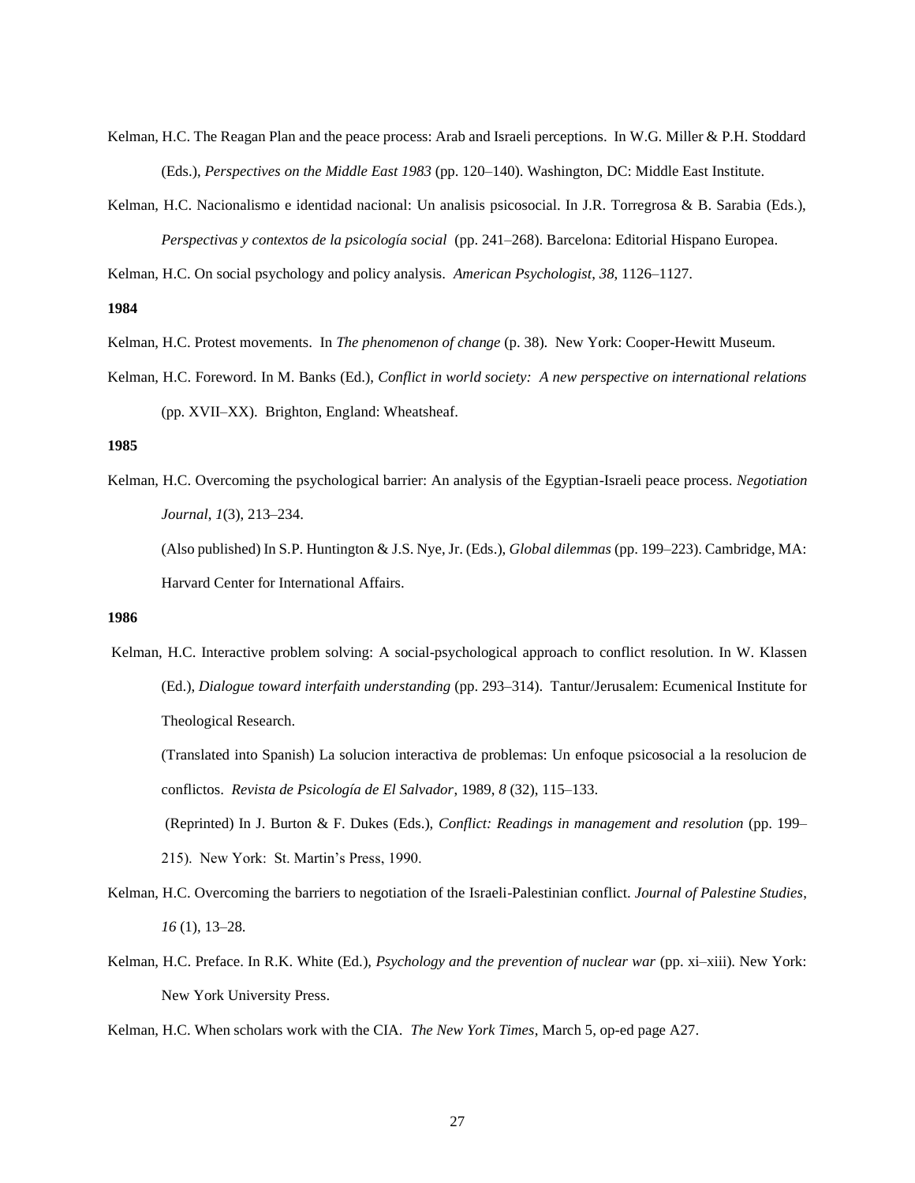Kelman, H.C. The Reagan Plan and the peace process: Arab and Israeli perceptions. In W.G. Miller & P.H. Stoddard (Eds.), *Perspectives on the Middle East 1983* (pp. 120–140). Washington, DC: Middle East Institute.

Kelman, H.C. Nacionalismo e identidad nacional: Un analisis psicosocial. In J.R. Torregrosa & B. Sarabia (Eds.), *Perspectivas y contextos de la psicología social* (pp. 241–268). Barcelona: Editorial Hispano Europea.

Kelman, H.C. On social psychology and policy analysis. *American Psychologist*, *38*, 1126–1127.

**1984**

Kelman, H.C. Protest movements. In *The phenomenon of change* (p. 38). New York: Cooper-Hewitt Museum.

Kelman, H.C. Foreword. In M. Banks (Ed.), *Conflict in world society: A new perspective on international relations* (pp. XVII–XX). Brighton, England: Wheatsheaf.

**1985**

Kelman, H.C. Overcoming the psychological barrier: An analysis of the Egyptian-Israeli peace process. *Negotiation Journal*, *1*(3), 213–234.

(Also published) In S.P. Huntington & J.S. Nye, Jr. (Eds.), *Global dilemmas* (pp. 199–223). Cambridge, MA: Harvard Center for International Affairs.

**1986**

Kelman, H.C. Interactive problem solving: A social-psychological approach to conflict resolution. In W. Klassen (Ed.), *Dialogue toward interfaith understanding* (pp. 293–314). Tantur/Jerusalem: Ecumenical Institute for Theological Research.

(Translated into Spanish) La solucion interactiva de problemas: Un enfoque psicosocial a la resolucion de conflictos. *Revista de Psicología de El Salvador*, 1989, *8* (32), 115–133.

(Reprinted) In J. Burton & F. Dukes (Eds.), *Conflict: Readings in management and resolution* (pp. 199–215). New York: St. Martin's Press, 1990.

Kelman, H.C. Overcoming the barriers to negotiation of the Israeli-Palestinian conflict. *Journal of Palestine Studies*, *16* (1), 13–28.

Kelman, H.C. Preface. In R.K. White (Ed.), *Psychology and the prevention of nuclear war* (pp. xi–xiii). New York: New York University Press.

Kelman, H.C. When scholars work with the CIA. *The New York Times*, March 5, op-ed page A27.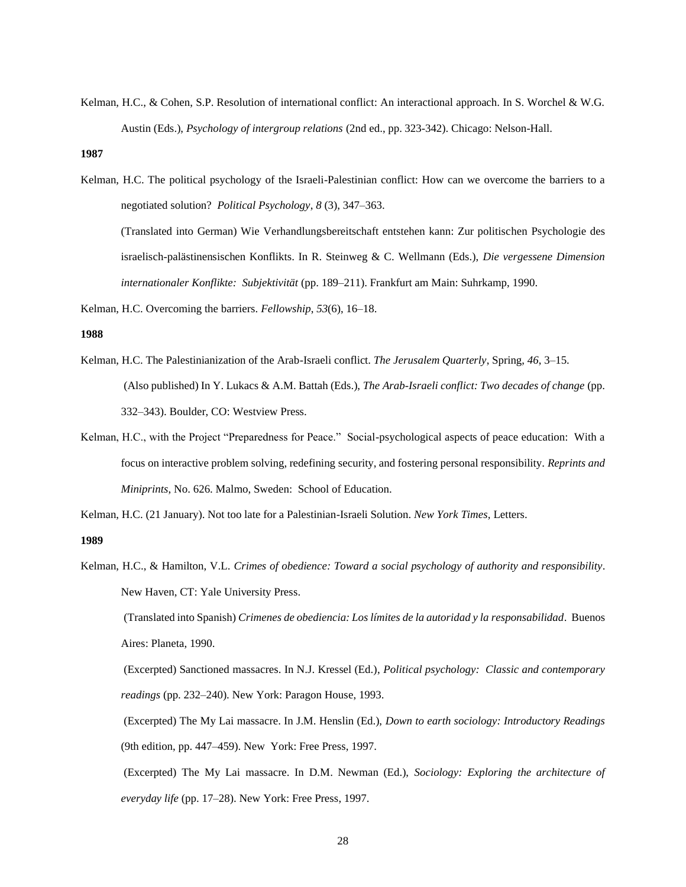Kelman, H.C., & Cohen, S.P. Resolution of international conflict: An interactional approach. In S. Worchel & W.G. Austin (Eds.), *Psychology of intergroup relations* (2nd ed., pp. 323-342). Chicago: Nelson-Hall.

**1987**

Kelman, H.C. The political psychology of the Israeli-Palestinian conflict: How can we overcome the barriers to a negotiated solution? *Political Psychology*, *8* (3), 347–363.

(Translated into German) Wie Verhandlungsbereitschaft entstehen kann: Zur politischen Psychologie des israelisch-palästinensischen Konflikts. In R. Steinweg & C. Wellmann (Eds.), *Die vergessene Dimension internationaler Konflikte: Subjektivität* (pp. 189–211). Frankfurt am Main: Suhrkamp, 1990.

Kelman, H.C. Overcoming the barriers. *Fellowship*, *53*(6), 16–18.

**1988**

Kelman, H.C. The Palestinianization of the Arab-Israeli conflict. *The Jerusalem Quarterly*, Spring, *46*, 3–15.

(Also published) In Y. Lukacs & A.M. Battah (Eds.), *The Arab-Israeli conflict: Two decades of change* (pp. 332–343). Boulder, CO: Westview Press.

Kelman, H.C., with the Project "Preparedness for Peace." Social-psychological aspects of peace education: With a focus on interactive problem solving, redefining security, and fostering personal responsibility. *Reprints and Miniprints*, No. 626. Malmo, Sweden: School of Education.

Kelman, H.C. (21 January). Not too late for a Palestinian-Israeli Solution. *New York Times*, Letters.

**1989**

Kelman, H.C., & Hamilton, V.L. *Crimes of obedience: Toward a social psychology of authority and responsibility*. New Haven, CT: Yale University Press.

(Translated into Spanish) *Crimenes de obediencia: Los límites de la autoridad y la responsabilidad*. Buenos Aires: Planeta, 1990.

(Excerpted) Sanctioned massacres. In N.J. Kressel (Ed.), *Political psychology: Classic and contemporary readings* (pp. 232–240). New York: Paragon House, 1993.

(Excerpted) The My Lai massacre. In J.M. Henslin (Ed.), *Down to earth sociology: Introductory Readings* (9th edition, pp. 447–459). New York: Free Press, 1997.

(Excerpted) The My Lai massacre. In D.M. Newman (Ed.), *Sociology: Exploring the architecture of everyday life* (pp. 17–28). New York: Free Press, 1997.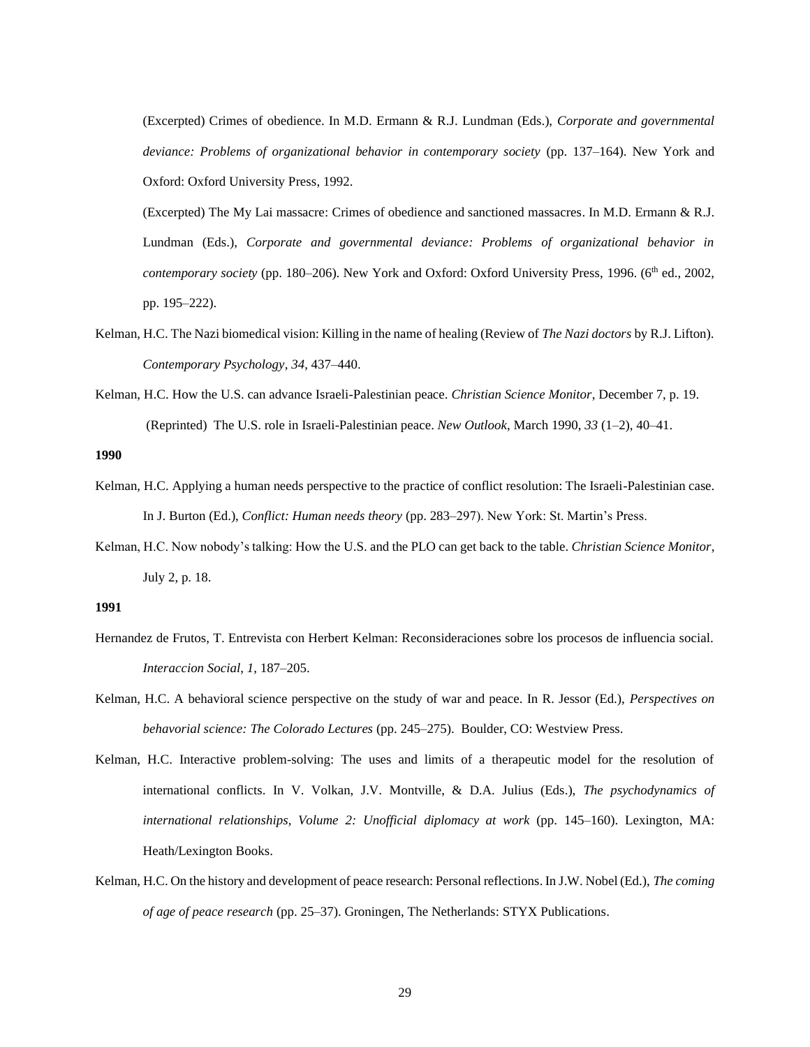(Excerpted) Crimes of obedience. In M.D. Ermann & R.J. Lundman (Eds.), *Corporate and governmental deviance: Problems of organizational behavior in contemporary society* (pp. 137–164). New York and Oxford: Oxford University Press, 1992.

(Excerpted) The My Lai massacre: Crimes of obedience and sanctioned massacres. In M.D. Ermann & R.J. Lundman (Eds.), *Corporate and governmental deviance: Problems of organizational behavior in contemporary society* (pp. 180–206). New York and Oxford: Oxford University Press, 1996. (6th ed., 2002, pp. 195–222).

Kelman, H.C. The Nazi biomedical vision: Killing in the name of healing (Review of *The Nazi doctors* by R.J. Lifton). *Contemporary Psychology*, *34*, 437–440.

Kelman, H.C. How the U.S. can advance Israeli-Palestinian peace. *Christian Science Monitor*, December 7, p. 19.

(Reprinted) The U.S. role in Israeli-Palestinian peace. *New Outlook*, March 1990, *33* (1–2), 40–41.

**1990**

Kelman, H.C. Applying a human needs perspective to the practice of conflict resolution: The Israeli-Palestinian case. In J. Burton (Ed.), *Conflict: Human needs theory* (pp. 283–297). New York: St. Martin's Press.

Kelman, H.C. Now nobody's talking: How the U.S. and the PLO can get back to the table. *Christian Science Monitor*, July 2, p. 18.

**1991**

Hernandez de Frutos, T. Entrevista con Herbert Kelman: Reconsideraciones sobre los procesos de influencia social. *Interaccion Social*, *1*, 187–205.

Kelman, H.C. A behavioral science perspective on the study of war and peace. In R. Jessor (Ed.), *Perspectives on behavorial science: The Colorado Lectures* (pp. 245–275). Boulder, CO: Westview Press.

Kelman, H.C. Interactive problem-solving: The uses and limits of a therapeutic model for the resolution of international conflicts. In V. Volkan, J.V. Montville, & D.A. Julius (Eds.), *The psychodynamics of international relationships, Volume 2: Unofficial diplomacy at work* (pp. 145–160). Lexington, MA: Heath/Lexington Books.

Kelman, H.C. On the history and development of peace research: Personal reflections. In J.W. Nobel (Ed.), *The coming of age of peace research* (pp. 25–37). Groningen, The Netherlands: STYX Publications.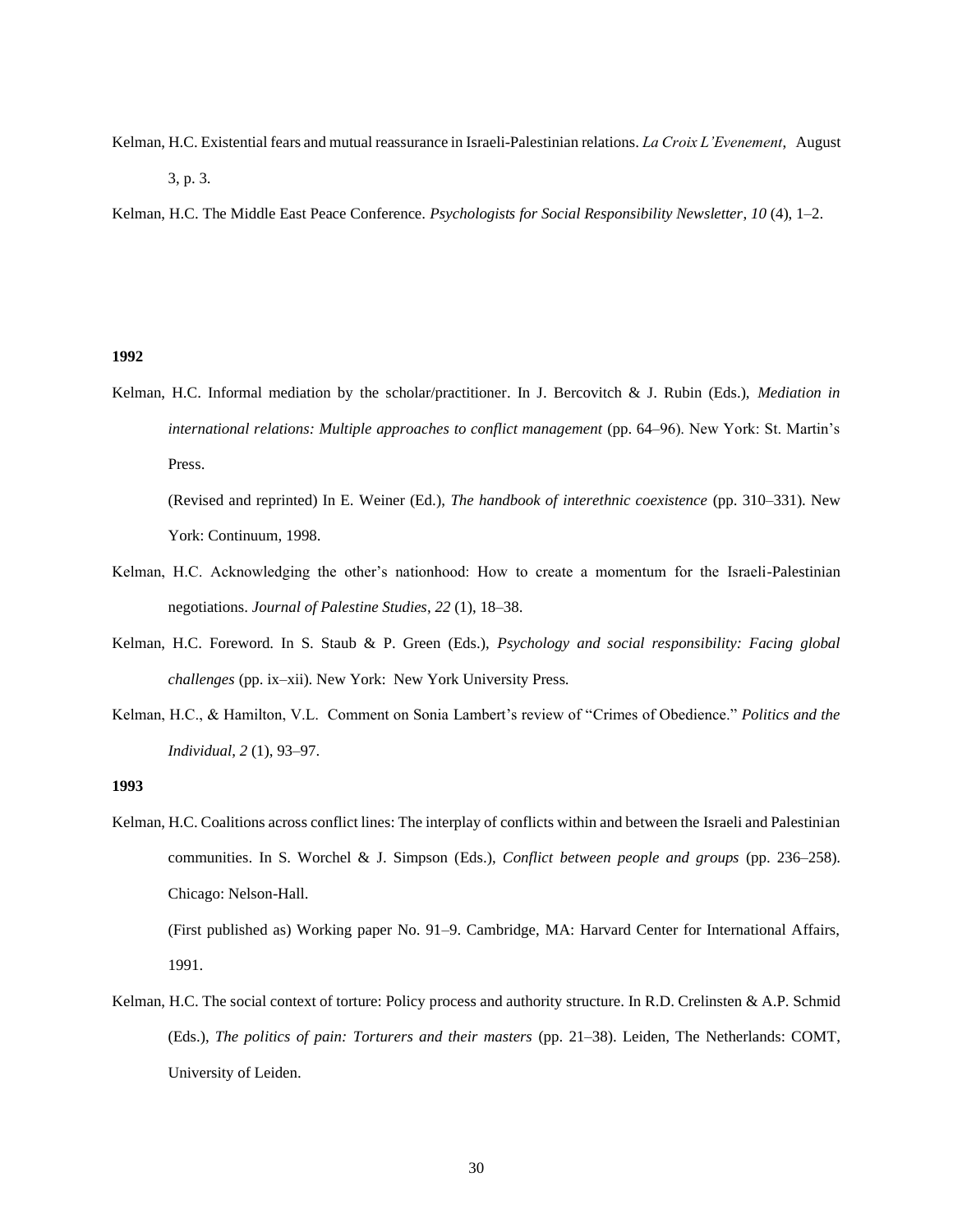Kelman, H.C. Existential fears and mutual reassurance in Israeli-Palestinian relations. *La Croix L'Evenement*, August 3, p. 3.

Kelman, H.C. The Middle East Peace Conference. *Psychologists for Social Responsibility Newsletter*, *10* (4), 1–2.

**1992**

Kelman, H.C. Informal mediation by the scholar/practitioner. In J. Bercovitch & J. Rubin (Eds.), *Mediation in international relations: Multiple approaches to conflict management* (pp. 64–96). New York: St. Martin's Press.

(Revised and reprinted) In E. Weiner (Ed.), *The handbook of interethnic coexistence* (pp. 310–331). New York: Continuum, 1998.

Kelman, H.C. Acknowledging the other's nationhood: How to create a momentum for the Israeli-Palestinian negotiations. *Journal of Palestine Studies*, *22* (1), 18–38.

Kelman, H.C. Foreword. In S. Staub & P. Green (Eds.), *Psychology and social responsibility: Facing global challenges* (pp. ix–xii). New York: New York University Press.

Kelman, H.C., & Hamilton, V.L. Comment on Sonia Lambert's review of "Crimes of Obedience." *Politics and the Individual*, *2* (1), 93–97.

**1993**

Kelman, H.C. Coalitions across conflict lines: The interplay of conflicts within and between the Israeli and Palestinian communities. In S. Worchel & J. Simpson (Eds.), *Conflict between people and groups* (pp. 236–258). Chicago: Nelson-Hall.

(First published as) Working paper No. 91–9. Cambridge, MA: Harvard Center for International Affairs, 1991.

Kelman, H.C. The social context of torture: Policy process and authority structure. In R.D. Crelinsten & A.P. Schmid (Eds.), *The politics of pain: Torturers and their masters* (pp. 21–38). Leiden, The Netherlands: COMT, University of Leiden.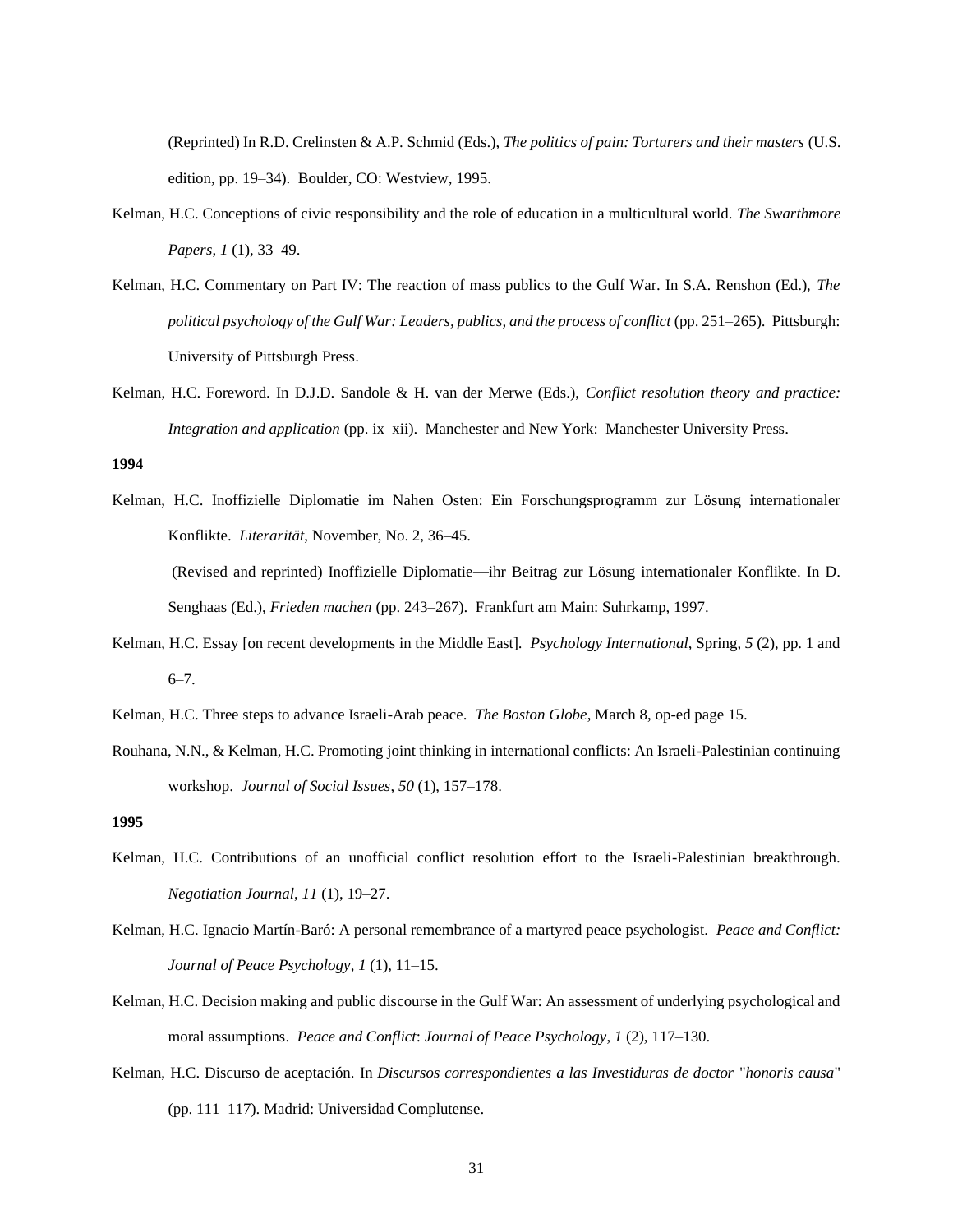(Reprinted) In R.D. Crelinsten & A.P. Schmid (Eds.), *The politics of pain: Torturers and their masters* (U.S. edition, pp. 19–34). Boulder, CO: Westview, 1995.

Kelman, H.C. Conceptions of civic responsibility and the role of education in a multicultural world. *The Swarthmore Papers*, *1* (1), 33–49.

Kelman, H.C. Commentary on Part IV: The reaction of mass publics to the Gulf War. In S.A. Renshon (Ed.), *The political psychology of the Gulf War: Leaders, publics, and the process of conflict* (pp. 251–265). Pittsburgh: University of Pittsburgh Press.

Kelman, H.C. Foreword. In D.J.D. Sandole & H. van der Merwe (Eds.), *Conflict resolution theory and practice: Integration and application* (pp. ix–xii). Manchester and New York: Manchester University Press.

**1994**

Kelman, H.C. Inoffizielle Diplomatie im Nahen Osten: Ein Forschungsprogramm zur Lösung internationaler Konflikte. *Literarität*, November, No. 2, 36–45.

(Revised and reprinted) Inoffizielle Diplomatie—ihr Beitrag zur Lösung internationaler Konflikte. In D. Senghaas (Ed.), *Frieden machen* (pp. 243–267). Frankfurt am Main: Suhrkamp, 1997.

Kelman, H.C. Essay [on recent developments in the Middle East]. *Psychology International*, Spring, *5* (2), pp. 1 and 6–7.

Kelman, H.C. Three steps to advance Israeli-Arab peace. *The Boston Globe*, March 8, op-ed page 15.

Rouhana, N.N., & Kelman, H.C. Promoting joint thinking in international conflicts: An Israeli-Palestinian continuing workshop. *Journal of Social Issues*, *50* (1), 157–178.

**1995**

Kelman, H.C. Contributions of an unofficial conflict resolution effort to the Israeli-Palestinian breakthrough. *Negotiation Journal*, *11* (1), 19–27.

Kelman, H.C. Ignacio Martín-Baró: A personal remembrance of a martyred peace psychologist. *Peace and Conflict: Journal of Peace Psychology*, *1* (1), 11–15.

Kelman, H.C. Decision making and public discourse in the Gulf War: An assessment of underlying psychological and moral assumptions. *Peace and Conflict*: *Journal of Peace Psychology*, *1* (2), 117–130.

Kelman, H.C. Discurso de aceptación. In *Discursos correspondientes a las Investiduras de doctor "honoris causa"* (pp. 111–117). Madrid: Universidad Complutense.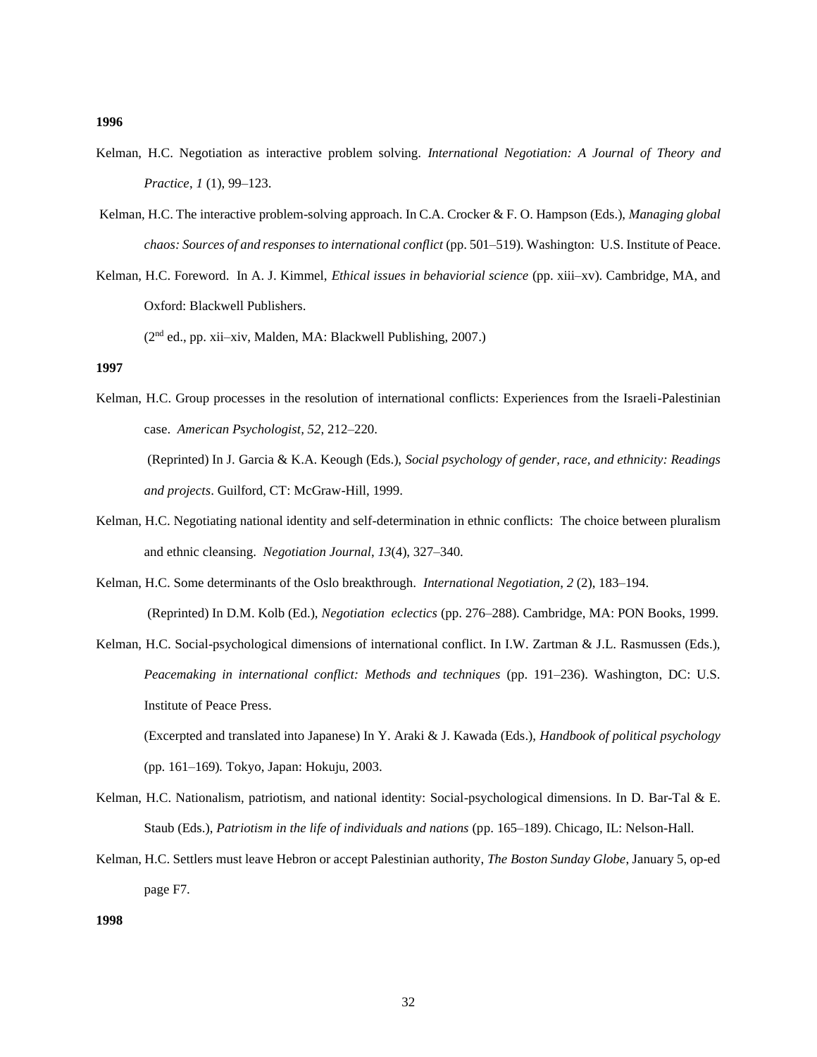**1996**

Kelman, H.C. Negotiation as interactive problem solving. *International Negotiation: A Journal of Theory and Practice*, *1* (1), 99–123.

Kelman, H.C. The interactive problem-solving approach. In C.A. Crocker & F. O. Hampson (Eds.), *Managing global chaos: Sources of and responses to international conflict* (pp. 501–519). Washington: U.S. Institute of Peace.

Kelman, H.C. Foreword. In A. J. Kimmel, *Ethical issues in behaviorial science* (pp. xiii–xv). Cambridge, MA, and Oxford: Blackwell Publishers.

(2nd ed., pp. xii–xiv, Malden, MA: Blackwell Publishing, 2007.)

**1997**

Kelman, H.C. Group processes in the resolution of international conflicts: Experiences from the Israeli-Palestinian case. *American Psychologist*, *52*, 212–220.

(Reprinted) In J. Garcia & K.A. Keough (Eds.), *Social psychology of gender, race, and ethnicity: Readings and projects*. Guilford, CT: McGraw-Hill, 1999.

Kelman, H.C. Negotiating national identity and self-determination in ethnic conflicts: The choice between pluralism and ethnic cleansing. *Negotiation Journal*, *13*(4), 327–340.

Kelman, H.C. Some determinants of the Oslo breakthrough. *International Negotiation*, *2* (2), 183–194.

(Reprinted) In D.M. Kolb (Ed.), *Negotiation eclectics* (pp. 276–288). Cambridge, MA: PON Books, 1999.

Kelman, H.C. Social-psychological dimensions of international conflict. In I.W. Zartman & J.L. Rasmussen (Eds.), *Peacemaking in international conflict: Methods and techniques* (pp. 191–236). Washington, DC: U.S. Institute of Peace Press.

(Excerpted and translated into Japanese) In Y. Araki & J. Kawada (Eds.), *Handbook of political psychology* (pp. 161–169). Tokyo, Japan: Hokuju, 2003.

Kelman, H.C. Nationalism, patriotism, and national identity: Social-psychological dimensions. In D. Bar-Tal & E. Staub (Eds.), *Patriotism in the life of individuals and nations* (pp. 165–189). Chicago, IL: Nelson-Hall.

Kelman, H.C. Settlers must leave Hebron or accept Palestinian authority, *The Boston Sunday Globe*, January 5, op-ed page F7.

**1998**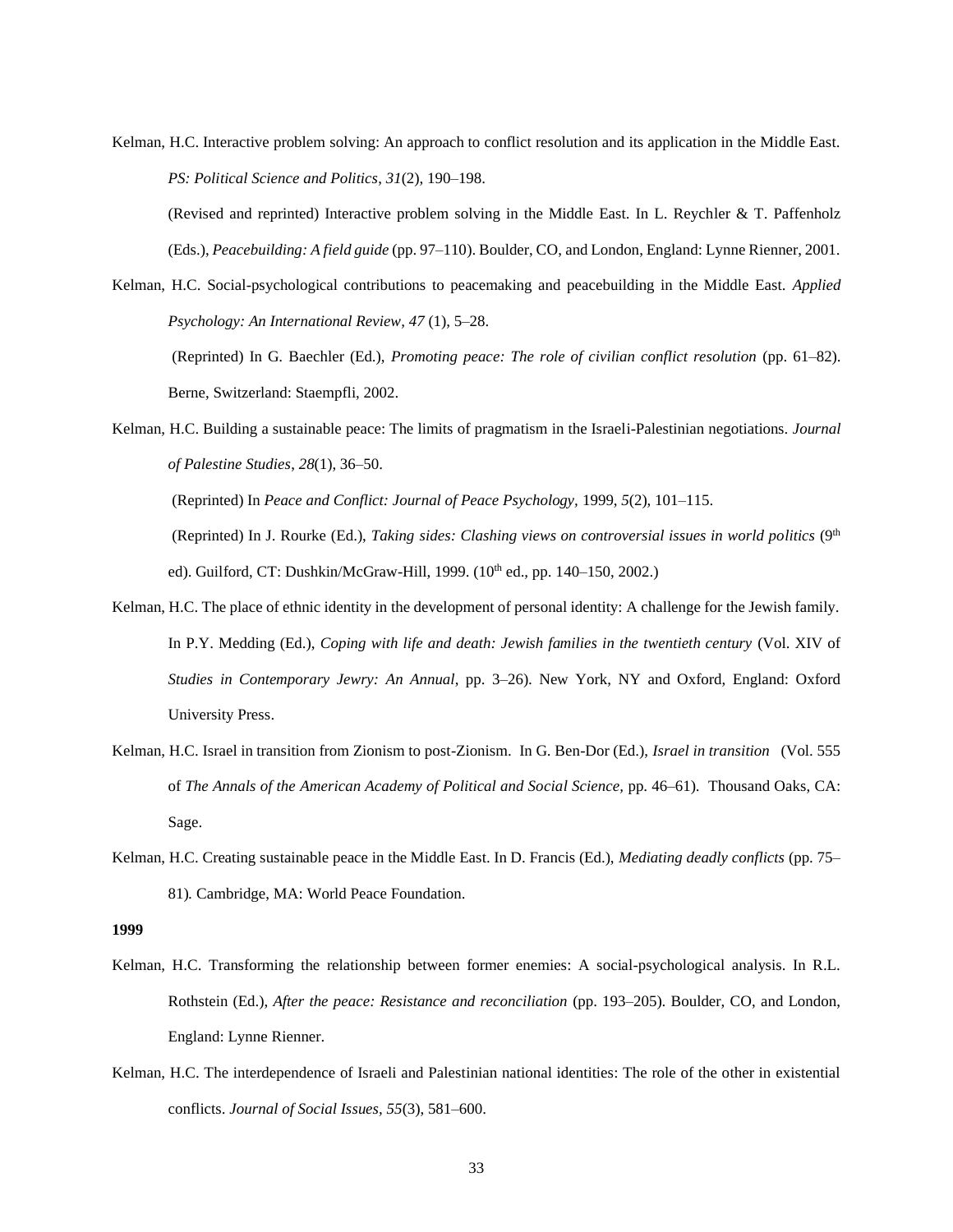Kelman, H.C. Interactive problem solving: An approach to conflict resolution and its application in the Middle East. *PS: Political Science and Politics*, *31*(2), 190–198.

(Revised and reprinted) Interactive problem solving in the Middle East. In L. Reychler & T. Paffenholz (Eds.), *Peacebuilding: A field guide* (pp. 97–110). Boulder, CO, and London, England: Lynne Rienner, 2001.

Kelman, H.C. Social-psychological contributions to peacemaking and peacebuilding in the Middle East. *Applied Psychology: An International Review, 47* (1), 5–28.

(Reprinted) In G. Baechler (Ed.), *Promoting peace: The role of civilian conflict resolution* (pp. 61–82). Berne, Switzerland: Staempfli, 2002.

Kelman, H.C. Building a sustainable peace: The limits of pragmatism in the Israeli-Palestinian negotiations. *Journal of Palestine Studies*, *28*(1), 36–50.

(Reprinted) In *Peace and Conflict: Journal of Peace Psychology*, 1999, *5*(2), 101–115.

(Reprinted) In J. Rourke (Ed.), *Taking sides: Clashing views on controversial issues in world politics* (9th ed). Guilford, CT: Dushkin/McGraw-Hill, 1999. (10th ed., pp. 140–150, 2002.)

Kelman, H.C. The place of ethnic identity in the development of personal identity: A challenge for the Jewish family. In P.Y. Medding (Ed.), *Coping with life and death: Jewish families in the twentieth century* (Vol. XIV of *Studies in Contemporary Jewry: An Annual*, pp. 3–26). New York, NY and Oxford, England: Oxford University Press.

Kelman, H.C. Israel in transition from Zionism to post-Zionism. In G. Ben-Dor (Ed.), *Israel in transition* (Vol. 555 of *The Annals of the American Academy of Political and Social Science,* pp. 46–61). Thousand Oaks, CA: Sage.

Kelman, H.C. Creating sustainable peace in the Middle East. In D. Francis (Ed.), *Mediating deadly conflicts* (pp. 75–81). Cambridge, MA: World Peace Foundation.

**1999**

Kelman, H.C. Transforming the relationship between former enemies: A social-psychological analysis. In R.L. Rothstein (Ed.), *After the peace: Resistance and reconciliation* (pp. 193–205). Boulder, CO, and London, England: Lynne Rienner.

Kelman, H.C. The interdependence of Israeli and Palestinian national identities: The role of the other in existential conflicts. *Journal of Social Issues, 55*(3), 581–600.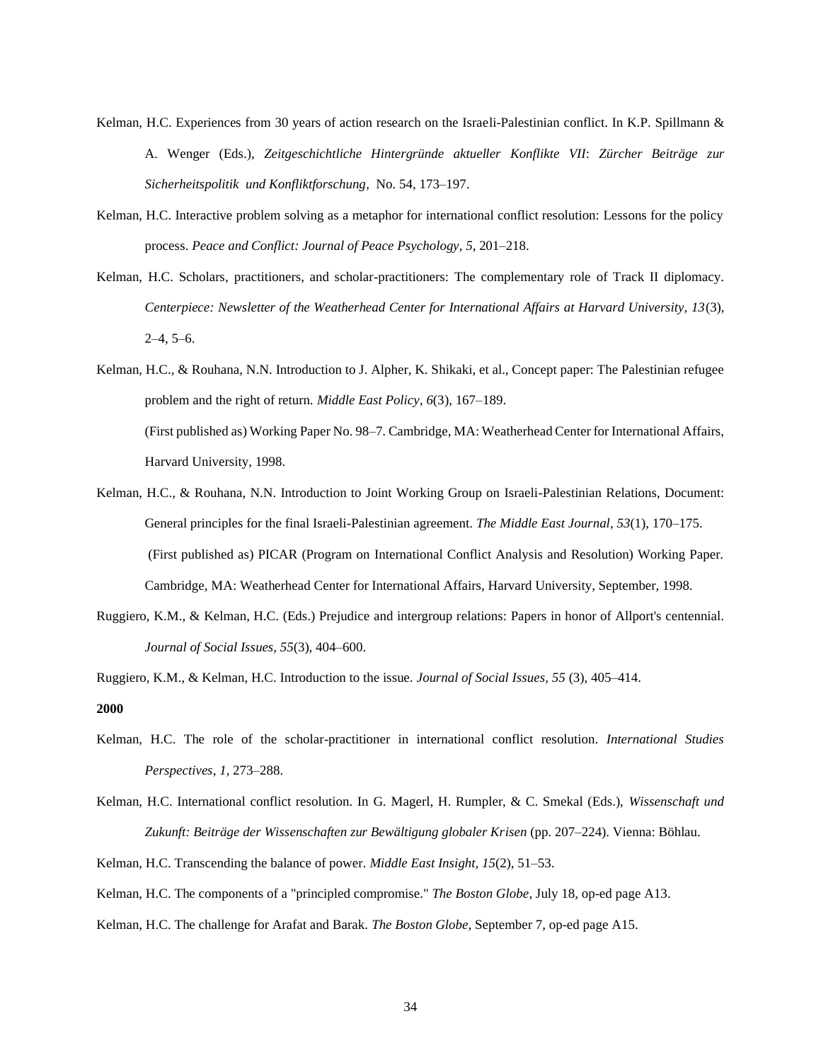Kelman, H.C. Experiences from 30 years of action research on the Israeli-Palestinian conflict. In K.P. Spillmann & A. Wenger (Eds.), *Zeitgeschichtliche Hintergründe aktueller Konflikte VII*: *Zürcher Beiträge zur Sicherheitspolitik und Konfliktforschung*, No. 54, 173–197.

Kelman, H.C. Interactive problem solving as a metaphor for international conflict resolution: Lessons for the policy process. *Peace and Conflict: Journal of Peace Psychology*, *5*, 201–218.

Kelman, H.C. Scholars, practitioners, and scholar-practitioners: The complementary role of Track II diplomacy. *Centerpiece: Newsletter of the Weatherhead Center for International Affairs at Harvard University, 13*(3), 2–4, 5–6.

Kelman, H.C., & Rouhana, N.N. Introduction to J. Alpher, K. Shikaki, et al., Concept paper: The Palestinian refugee problem and the right of return. *Middle East Policy*, *6*(3), 167–189.
(First published as) Working Paper No. 98–7. Cambridge, MA: Weatherhead Center for International Affairs, Harvard University, 1998.

Kelman, H.C., & Rouhana, N.N. Introduction to Joint Working Group on Israeli-Palestinian Relations, Document: General principles for the final Israeli-Palestinian agreement. *The Middle East Journal*, *53*(1), 170–175.
(First published as) PICAR (Program on International Conflict Analysis and Resolution) Working Paper. Cambridge, MA: Weatherhead Center for International Affairs, Harvard University, September, 1998.

Ruggiero, K.M., & Kelman, H.C. (Eds.) Prejudice and intergroup relations: Papers in honor of Allport's centennial. *Journal of Social Issues*, *55*(3), 404–600.

Ruggiero, K.M., & Kelman, H.C. Introduction to the issue. *Journal of Social Issues, 55* (3), 405–414.

**2000**

Kelman, H.C. The role of the scholar-practitioner in international conflict resolution. *International Studies Perspectives, 1*, 273–288.

Kelman, H.C. International conflict resolution. In G. Magerl, H. Rumpler, & C. Smekal (Eds.), *Wissenschaft und Zukunft: Beiträge der Wissenschaften zur Bewältigung globaler Krisen* (pp. 207–224). Vienna: Böhlau.

Kelman, H.C. Transcending the balance of power. *Middle East Insight, 15*(2), 51–53.

Kelman, H.C. The components of a "principled compromise." *The Boston Globe*, July 18, op-ed page A13.

Kelman, H.C. The challenge for Arafat and Barak. *The Boston Globe*, September 7, op-ed page A15.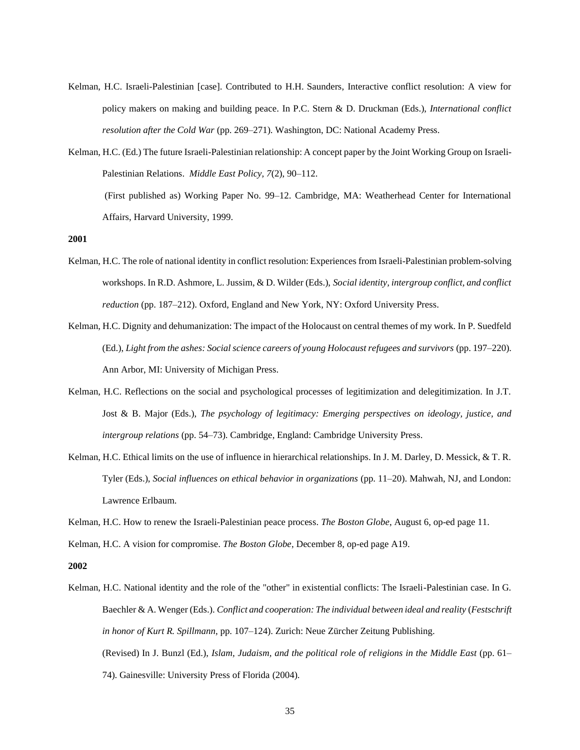Kelman, H.C. Israeli-Palestinian [case]. Contributed to H.H. Saunders, Interactive conflict resolution: A view for policy makers on making and building peace. In P.C. Stern & D. Druckman (Eds.), *International conflict resolution after the Cold War* (pp. 269–271). Washington, DC: National Academy Press.

Kelman, H.C. (Ed.) The future Israeli-Palestinian relationship: A concept paper by the Joint Working Group on Israeli-Palestinian Relations. *Middle East Policy, 7*(2), 90–112.

(First published as) Working Paper No. 99–12. Cambridge, MA: Weatherhead Center for International Affairs, Harvard University, 1999.

**2001**

Kelman, H.C. The role of national identity in conflict resolution: Experiences from Israeli-Palestinian problem-solving workshops. In R.D. Ashmore, L. Jussim, & D. Wilder (Eds.), *Social identity, intergroup conflict, and conflict reduction* (pp. 187–212). Oxford, England and New York, NY: Oxford University Press.

Kelman, H.C. Dignity and dehumanization: The impact of the Holocaust on central themes of my work. In P. Suedfeld (Ed.), *Light from the ashes: Social science careers of young Holocaust refugees and survivors* (pp. 197–220). Ann Arbor, MI: University of Michigan Press.

Kelman, H.C. Reflections on the social and psychological processes of legitimization and delegitimization. In J.T. Jost & B. Major (Eds.), *The psychology of legitimacy: Emerging perspectives on ideology, justice, and intergroup relations* (pp. 54–73). Cambridge, England: Cambridge University Press.

Kelman, H.C. Ethical limits on the use of influence in hierarchical relationships. In J. M. Darley, D. Messick, & T. R. Tyler (Eds.), *Social influences on ethical behavior in organizations* (pp. 11–20). Mahwah, NJ, and London: Lawrence Erlbaum.

Kelman, H.C. How to renew the Israeli-Palestinian peace process. *The Boston Globe*, August 6, op-ed page 11.

Kelman, H.C. A vision for compromise. *The Boston Globe*, December 8, op-ed page A19.

**2002**

Kelman, H.C. National identity and the role of the "other" in existential conflicts: The Israeli-Palestinian case. In G. Baechler & A. Wenger (Eds.). *Conflict and cooperation: The individual between ideal and reality* (*Festschrift in honor of Kurt R. Spillmann*, pp. 107–124). Zurich: Neue Zürcher Zeitung Publishing.

(Revised) In J. Bunzl (Ed.), *Islam, Judaism, and the political role of religions in the Middle East* (pp. 61–74). Gainesville: University Press of Florida (2004).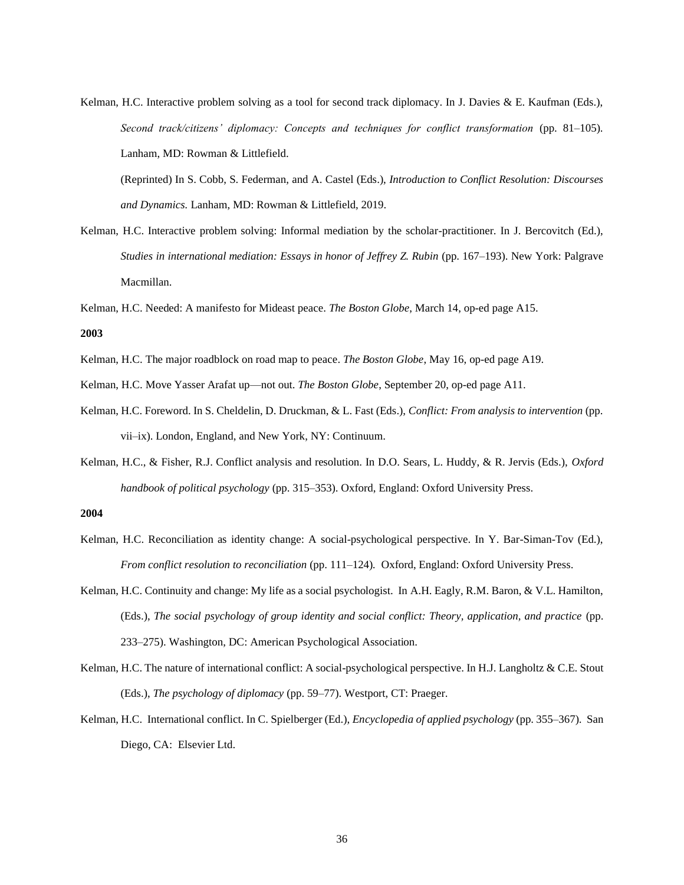Kelman, H.C. Interactive problem solving as a tool for second track diplomacy. In J. Davies & E. Kaufman (Eds.), *Second track/citizens' diplomacy: Concepts and techniques for conflict transformation* (pp. 81–105). Lanham, MD: Rowman & Littlefield.

(Reprinted) In S. Cobb, S. Federman, and A. Castel (Eds.), *Introduction to Conflict Resolution: Discourses and Dynamics.* Lanham, MD: Rowman & Littlefield, 2019.

Kelman, H.C. Interactive problem solving: Informal mediation by the scholar-practitioner. In J. Bercovitch (Ed.), *Studies in international mediation: Essays in honor of Jeffrey Z. Rubin* (pp. 167–193). New York: Palgrave Macmillan.

Kelman, H.C. Needed: A manifesto for Mideast peace. *The Boston Globe*, March 14, op-ed page A15.

**2003**

Kelman, H.C. The major roadblock on road map to peace. *The Boston Globe*, May 16, op-ed page A19.

Kelman, H.C. Move Yasser Arafat up—not out. *The Boston Globe*, September 20, op-ed page A11.

Kelman, H.C. Foreword. In S. Cheldelin, D. Druckman, & L. Fast (Eds.), *Conflict: From analysis to intervention* (pp. vii–ix). London, England, and New York, NY: Continuum.

Kelman, H.C., & Fisher, R.J. Conflict analysis and resolution. In D.O. Sears, L. Huddy, & R. Jervis (Eds.), *Oxford handbook of political psychology* (pp. 315–353). Oxford, England: Oxford University Press.

**2004**

Kelman, H.C. Reconciliation as identity change: A social-psychological perspective. In Y. Bar-Siman-Tov (Ed.), *From conflict resolution to reconciliation* (pp. 111–124). Oxford, England: Oxford University Press.

Kelman, H.C. Continuity and change: My life as a social psychologist. In A.H. Eagly, R.M. Baron, & V.L. Hamilton, (Eds.), *The social psychology of group identity and social conflict: Theory, application, and practice* (pp. 233–275). Washington, DC: American Psychological Association.

Kelman, H.C. The nature of international conflict: A social-psychological perspective. In H.J. Langholtz & C.E. Stout (Eds.), *The psychology of diplomacy* (pp. 59–77). Westport, CT: Praeger.

Kelman, H.C. International conflict. In C. Spielberger (Ed.), *Encyclopedia of applied psychology* (pp. 355–367). San Diego, CA: Elsevier Ltd.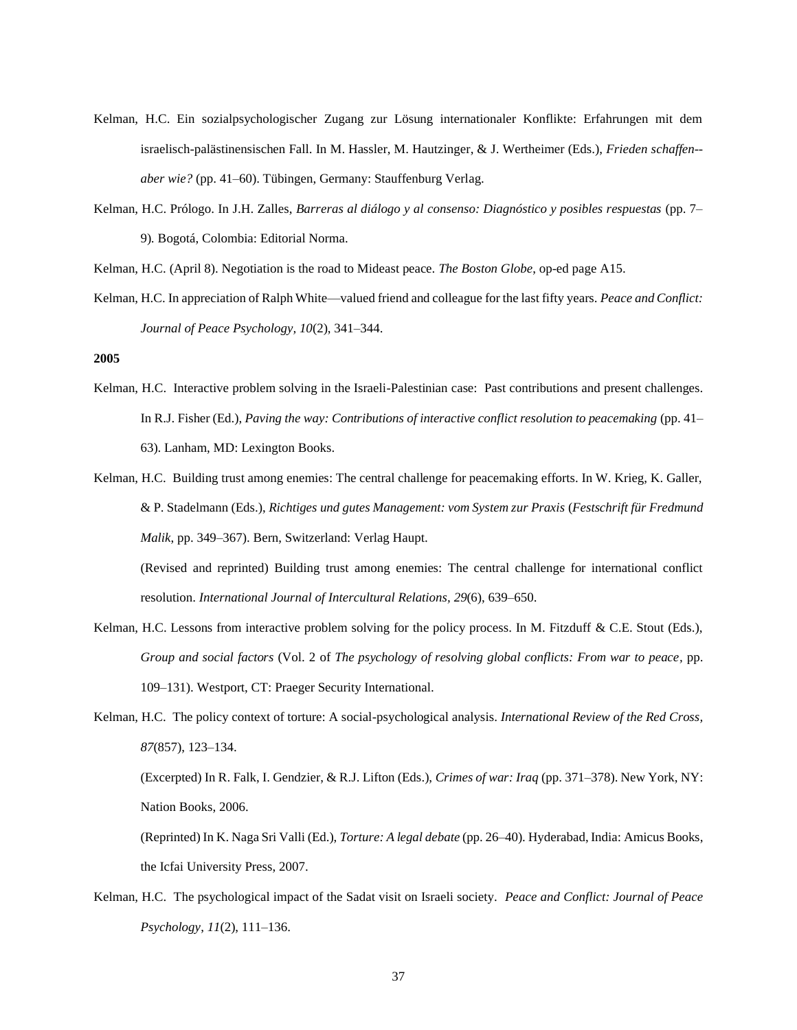Kelman, H.C. Ein sozialpsychologischer Zugang zur Lösung internationaler Konflikte: Erfahrungen mit dem israelisch-palästinensischen Fall. In M. Hassler, M. Hautzinger, & J. Wertheimer (Eds.), *Frieden schaffen--aber wie?* (pp. 41–60). Tübingen, Germany: Stauffenburg Verlag.

Kelman, H.C. Prólogo. In J.H. Zalles, *Barreras al diálogo y al consenso: Diagnóstico y posibles respuestas* (pp. 7–9). Bogotá, Colombia: Editorial Norma.

Kelman, H.C. (April 8). Negotiation is the road to Mideast peace. *The Boston Globe*, op-ed page A15.

Kelman, H.C. In appreciation of Ralph White—valued friend and colleague for the last fifty years. *Peace and Conflict: Journal of Peace Psychology, 10*(2), 341–344.

**2005**

Kelman, H.C. Interactive problem solving in the Israeli-Palestinian case: Past contributions and present challenges. In R.J. Fisher (Ed.), *Paving the way: Contributions of interactive conflict resolution to peacemaking* (pp. 41–63). Lanham, MD: Lexington Books.

Kelman, H.C. Building trust among enemies: The central challenge for peacemaking efforts. In W. Krieg, K. Galler, & P. Stadelmann (Eds.), *Richtiges und gutes Management: vom System zur Praxis* (*Festschrift für Fredmund Malik*, pp. 349–367). Bern, Switzerland: Verlag Haupt.

(Revised and reprinted) Building trust among enemies: The central challenge for international conflict resolution. *International Journal of Intercultural Relations, 29*(6), 639–650.

Kelman, H.C. Lessons from interactive problem solving for the policy process. In M. Fitzduff & C.E. Stout (Eds.), *Group and social factors* (Vol. 2 of *The psychology of resolving global conflicts: From war to peace*, pp. 109–131). Westport, CT: Praeger Security International.

Kelman, H.C. The policy context of torture: A social-psychological analysis. *International Review of the Red Cross, 87*(857), 123–134.

(Excerpted) In R. Falk, I. Gendzier, & R.J. Lifton (Eds.), *Crimes of war: Iraq* (pp. 371–378). New York, NY: Nation Books, 2006.

(Reprinted) In K. Naga Sri Valli (Ed.), *Torture: A legal debate* (pp. 26–40). Hyderabad, India: Amicus Books, the Icfai University Press, 2007.

Kelman, H.C. The psychological impact of the Sadat visit on Israeli society. *Peace and Conflict: Journal of Peace Psychology, 11*(2), 111–136.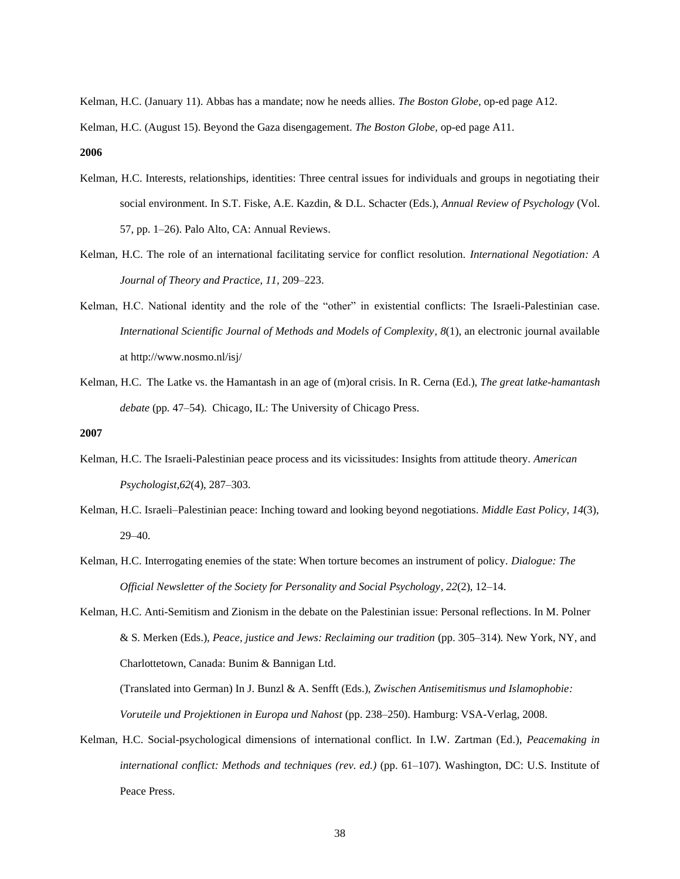Kelman, H.C. (January 11). Abbas has a mandate; now he needs allies. *The Boston Globe*, op-ed page A12.

Kelman, H.C. (August 15). Beyond the Gaza disengagement. *The Boston Globe*, op-ed page A11.

**2006**

Kelman, H.C. Interests, relationships, identities: Three central issues for individuals and groups in negotiating their social environment. In S.T. Fiske, A.E. Kazdin, & D.L. Schacter (Eds.), *Annual Review of Psychology* (Vol. 57, pp. 1–26). Palo Alto, CA: Annual Reviews.

Kelman, H.C. The role of an international facilitating service for conflict resolution. *International Negotiation: A Journal of Theory and Practice, 11,* 209–223.

Kelman, H.C. National identity and the role of the "other" in existential conflicts: The Israeli-Palestinian case. *International Scientific Journal of Methods and Models of Complexity*, *8*(1), an electronic journal available at http://www.nosmo.nl/isj/

Kelman, H.C. The Latke vs. the Hamantash in an age of (m)oral crisis. In R. Cerna (Ed.), *The great latke-hamantash debate* (pp. 47–54). Chicago, IL: The University of Chicago Press.

**2007**

Kelman, H.C. The Israeli-Palestinian peace process and its vicissitudes: Insights from attitude theory. *American Psychologist,62*(4), 287–303.

Kelman, H.C. Israeli–Palestinian peace: Inching toward and looking beyond negotiations. *Middle East Policy, 14*(3), 29–40.

Kelman, H.C. Interrogating enemies of the state: When torture becomes an instrument of policy. *Dialogue: The Official Newsletter of the Society for Personality and Social Psychology*, *22*(2), 12–14.

Kelman, H.C. Anti-Semitism and Zionism in the debate on the Palestinian issue: Personal reflections. In M. Polner & S. Merken (Eds.), *Peace, justice and Jews: Reclaiming our tradition* (pp. 305–314). New York, NY, and Charlottetown, Canada: Bunim & Bannigan Ltd.

(Translated into German) In J. Bunzl & A. Senfft (Eds.), *Zwischen Antisemitismus und Islamophobie: Voruteile und Projektionen in Europa und Nahost* (pp. 238–250). Hamburg: VSA-Verlag, 2008.

Kelman, H.C. Social-psychological dimensions of international conflict. In I.W. Zartman (Ed.), *Peacemaking in international conflict: Methods and techniques (rev. ed.)* (pp. 61–107). Washington, DC: U.S. Institute of Peace Press.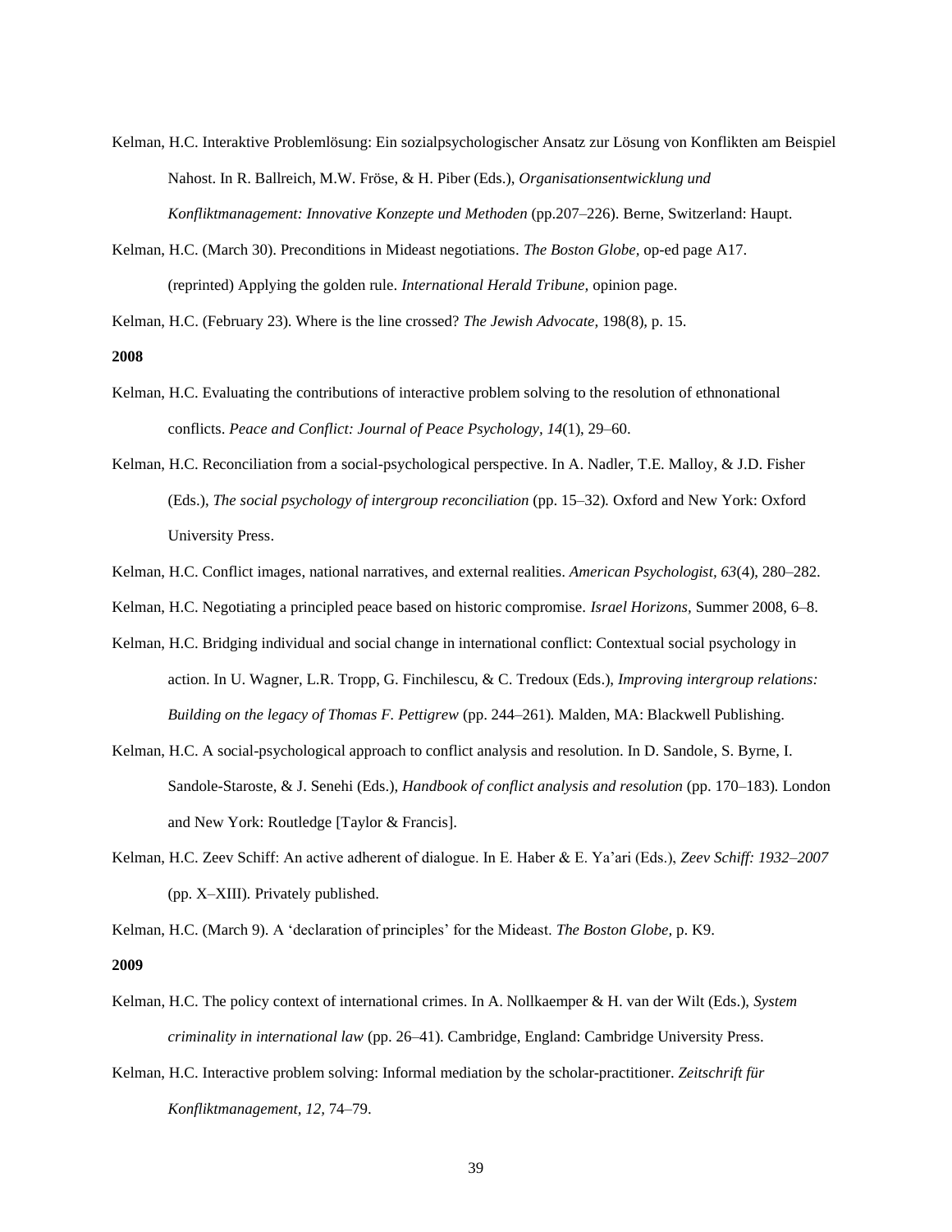Kelman, H.C. Interaktive Problemlösung: Ein sozialpsychologischer Ansatz zur Lösung von Konflikten am Beispiel Nahost. In R. Ballreich, M.W. Fröse, & H. Piber (Eds.), *Organisationsentwicklung und Konfliktmanagement: Innovative Konzepte und Methoden* (pp.207–226). Berne, Switzerland: Haupt.

Kelman, H.C. (March 30). Preconditions in Mideast negotiations. *The Boston Globe,* op-ed page A17. (reprinted) Applying the golden rule. *International Herald Tribune,* opinion page.

Kelman, H.C. (February 23). Where is the line crossed? *The Jewish Advocate,* 198(8), p. 15.

**2008**

Kelman, H.C. Evaluating the contributions of interactive problem solving to the resolution of ethnonational conflicts. *Peace and Conflict: Journal of Peace Psychology, 14*(1), 29–60.

Kelman, H.C. Reconciliation from a social-psychological perspective. In A. Nadler, T.E. Malloy, & J.D. Fisher (Eds.), *The social psychology of intergroup reconciliation* (pp. 15–32). Oxford and New York: Oxford University Press.

Kelman, H.C. Conflict images, national narratives, and external realities. *American Psychologist, 63*(4), 280–282.

Kelman, H.C. Negotiating a principled peace based on historic compromise. *Israel Horizons,* Summer 2008, 6–8.

Kelman, H.C. Bridging individual and social change in international conflict: Contextual social psychology in action. In U. Wagner, L.R. Tropp, G. Finchilescu, & C. Tredoux (Eds.), *Improving intergroup relations: Building on the legacy of Thomas F. Pettigrew* (pp. 244–261). Malden, MA: Blackwell Publishing.

Kelman, H.C. A social-psychological approach to conflict analysis and resolution. In D. Sandole, S. Byrne, I. Sandole-Staroste, & J. Senehi (Eds.), *Handbook of conflict analysis and resolution* (pp. 170–183). London and New York: Routledge [Taylor & Francis].

Kelman, H.C. Zeev Schiff: An active adherent of dialogue. In E. Haber & E. Ya'ari (Eds.), *Zeev Schiff: 1932–2007* (pp. X–XIII). Privately published.

Kelman, H.C. (March 9). A 'declaration of principles' for the Mideast. *The Boston Globe,* p. K9.

**2009**

Kelman, H.C. The policy context of international crimes. In A. Nollkaemper & H. van der Wilt (Eds.), *System criminality in international law* (pp. 26–41). Cambridge, England: Cambridge University Press.

Kelman, H.C. Interactive problem solving: Informal mediation by the scholar-practitioner. *Zeitschrift für Konfliktmanagement, 12,* 74–79.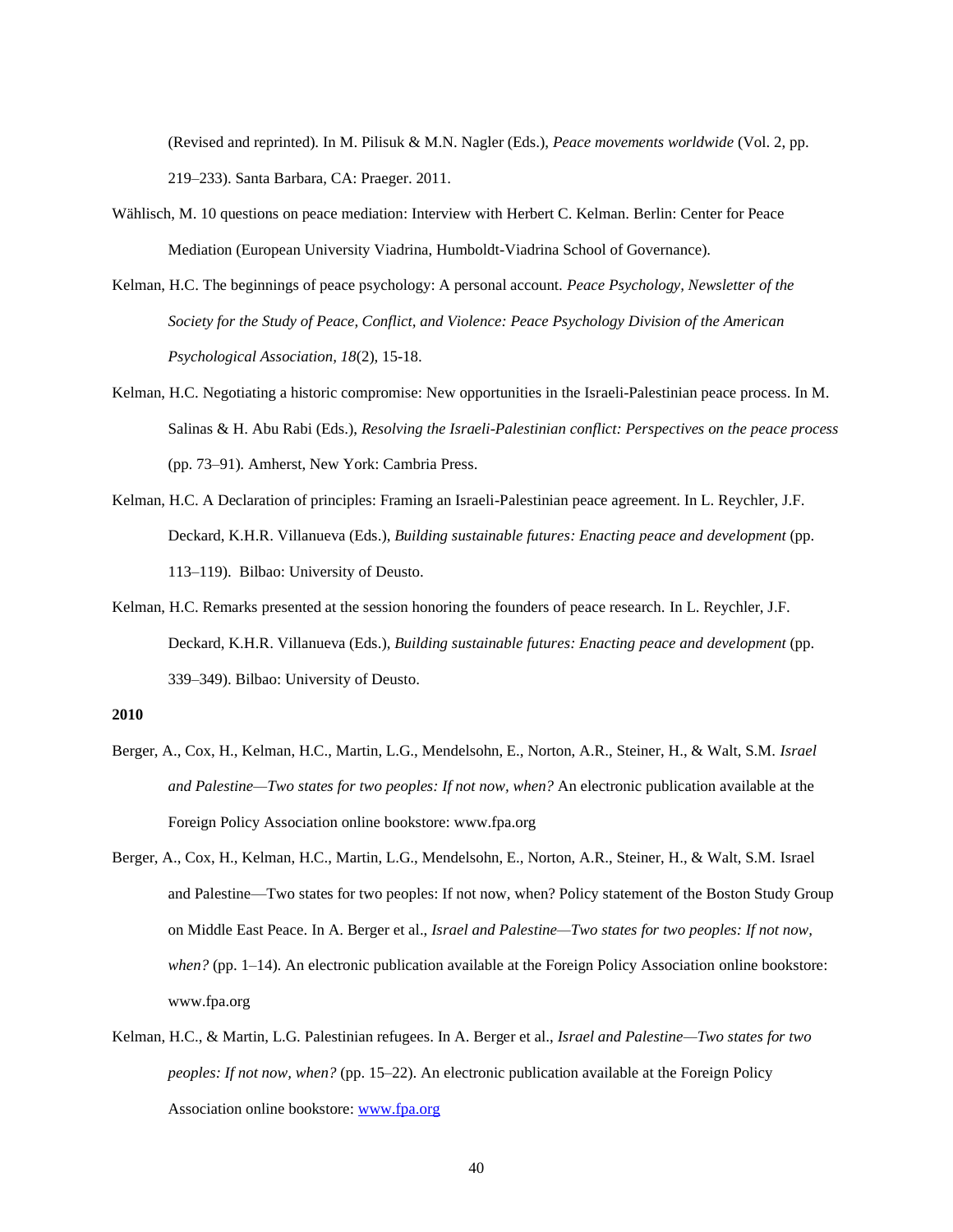(Revised and reprinted). In M. Pilisuk & M.N. Nagler (Eds.), *Peace movements worldwide* (Vol. 2, pp. 219–233). Santa Barbara, CA: Praeger. 2011.

Wählisch, M. 10 questions on peace mediation: Interview with Herbert C. Kelman. Berlin: Center for Peace Mediation (European University Viadrina, Humboldt-Viadrina School of Governance).

Kelman, H.C. The beginnings of peace psychology: A personal account. *Peace Psychology, Newsletter of the Society for the Study of Peace, Conflict, and Violence: Peace Psychology Division of the American Psychological Association, 18*(2), 15-18.

Kelman, H.C. Negotiating a historic compromise: New opportunities in the Israeli-Palestinian peace process. In M. Salinas & H. Abu Rabi (Eds.), *Resolving the Israeli-Palestinian conflict: Perspectives on the peace process* (pp. 73–91). Amherst, New York: Cambria Press.

Kelman, H.C. A Declaration of principles: Framing an Israeli-Palestinian peace agreement. In L. Reychler, J.F. Deckard, K.H.R. Villanueva (Eds.), *Building sustainable futures: Enacting peace and development* (pp. 113–119). Bilbao: University of Deusto.

Kelman, H.C. Remarks presented at the session honoring the founders of peace research. In L. Reychler, J.F. Deckard, K.H.R. Villanueva (Eds.), *Building sustainable futures: Enacting peace and development* (pp. 339–349). Bilbao: University of Deusto.

**2010**

Berger, A., Cox, H., Kelman, H.C., Martin, L.G., Mendelsohn, E., Norton, A.R., Steiner, H., & Walt, S.M. *Israel and Palestine—Two states for two peoples: If not now, when?* An electronic publication available at the Foreign Policy Association online bookstore: www.fpa.org

Berger, A., Cox, H., Kelman, H.C., Martin, L.G., Mendelsohn, E., Norton, A.R., Steiner, H., & Walt, S.M. Israel and Palestine—Two states for two peoples: If not now, when? Policy statement of the Boston Study Group on Middle East Peace. In A. Berger et al., *Israel and Palestine—Two states for two peoples: If not now, when?* (pp. 1–14). An electronic publication available at the Foreign Policy Association online bookstore: www.fpa.org

Kelman, H.C., & Martin, L.G. Palestinian refugees. In A. Berger et al., *Israel and Palestine—Two states for two peoples: If not now, when?* (pp. 15–22). An electronic publication available at the Foreign Policy Association online bookstore: www.fpa.org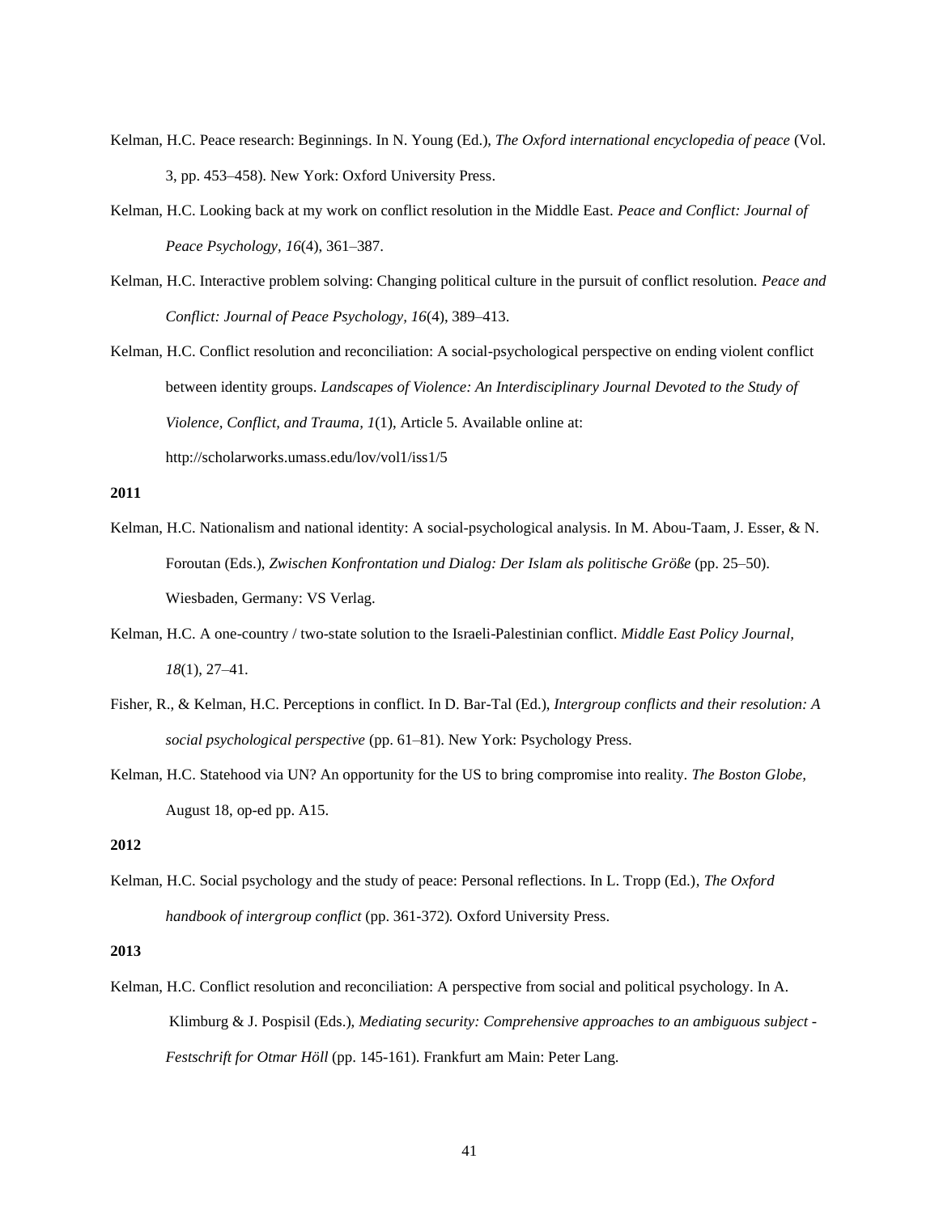Kelman, H.C. Peace research: Beginnings. In N. Young (Ed.), *The Oxford international encyclopedia of peace* (Vol. 3, pp. 453–458). New York: Oxford University Press.

Kelman, H.C. Looking back at my work on conflict resolution in the Middle East. *Peace and Conflict: Journal of Peace Psychology, 16*(4), 361–387.

Kelman, H.C. Interactive problem solving: Changing political culture in the pursuit of conflict resolution. *Peace and Conflict: Journal of Peace Psychology, 16*(4), 389–413.

Kelman, H.C. Conflict resolution and reconciliation: A social-psychological perspective on ending violent conflict between identity groups. *Landscapes of Violence: An Interdisciplinary Journal Devoted to the Study of Violence, Conflict, and Trauma, 1*(1), Article 5. Available online at: http://scholarworks.umass.edu/lov/vol1/iss1/5

**2011**

Kelman, H.C. Nationalism and national identity: A social-psychological analysis. In M. Abou-Taam, J. Esser, & N. Foroutan (Eds.), *Zwischen Konfrontation und Dialog: Der Islam als politische Größe* (pp. 25–50). Wiesbaden, Germany: VS Verlag.

Kelman, H.C. A one-country / two-state solution to the Israeli-Palestinian conflict. *Middle East Policy Journal, 18*(1), 27–41.

Fisher, R., & Kelman, H.C. Perceptions in conflict. In D. Bar-Tal (Ed.), *Intergroup conflicts and their resolution: A social psychological perspective* (pp. 61–81). New York: Psychology Press.

Kelman, H.C. Statehood via UN? An opportunity for the US to bring compromise into reality. *The Boston Globe,* August 18, op-ed pp. A15.

**2012**

Kelman, H.C. Social psychology and the study of peace: Personal reflections. In L. Tropp (Ed.), *The Oxford handbook of intergroup conflict* (pp. 361-372). Oxford University Press.

**2013**

Kelman, H.C. Conflict resolution and reconciliation: A perspective from social and political psychology. In A. Klimburg & J. Pospisil (Eds.), *Mediating security: Comprehensive approaches to an ambiguous subject - Festschrift for Otmar Höll* (pp. 145-161). Frankfurt am Main: Peter Lang.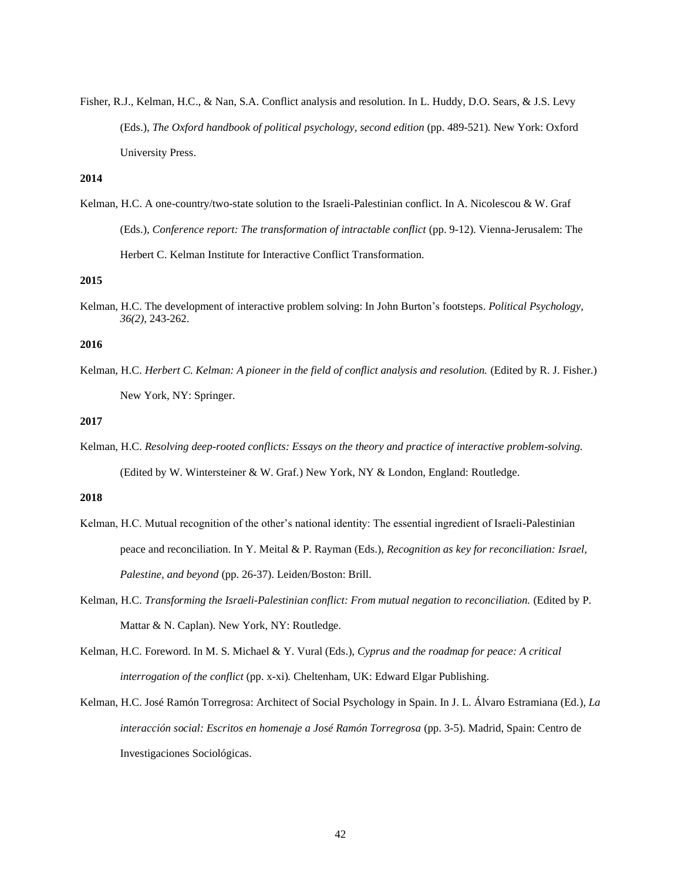Fisher, R.J., Kelman, H.C., & Nan, S.A. Conflict analysis and resolution. In L. Huddy, D.O. Sears, & J.S. Levy (Eds.), *The Oxford handbook of political psychology, second edition* (pp. 489-521). New York: Oxford University Press.

**2014**

Kelman, H.C. A one-country/two-state solution to the Israeli-Palestinian conflict. In A. Nicolescou & W. Graf (Eds.), *Conference report: The transformation of intractable conflict* (pp. 9-12). Vienna-Jerusalem: The Herbert C. Kelman Institute for Interactive Conflict Transformation.

**2015**

Kelman, H.C. The development of interactive problem solving: In John Burton's footsteps. *Political Psychology, 36(2)*, 243-262.

**2016**

Kelman, H.C. *Herbert C. Kelman: A pioneer in the field of conflict analysis and resolution.* (Edited by R. J. Fisher.) New York, NY: Springer.

**2017**

Kelman, H.C. *Resolving deep-rooted conflicts: Essays on the theory and practice of interactive problem-solving.* (Edited by W. Wintersteiner & W. Graf.) New York, NY & London, England: Routledge.

**2018**

Kelman, H.C. Mutual recognition of the other's national identity: The essential ingredient of Israeli-Palestinian peace and reconciliation. In Y. Meital & P. Rayman (Eds.), *Recognition as key for reconciliation: Israel, Palestine, and beyond* (pp. 26-37). Leiden/Boston: Brill.

Kelman, H.C. *Transforming the Israeli-Palestinian conflict: From mutual negation to reconciliation.* (Edited by P. Mattar & N. Caplan). New York, NY: Routledge.

Kelman, H.C. Foreword. In M. S. Michael & Y. Vural (Eds.), *Cyprus and the roadmap for peace: A critical interrogation of the conflict* (pp. x-xi). Cheltenham, UK: Edward Elgar Publishing.

Kelman, H.C. José Ramón Torregrosa: Architect of Social Psychology in Spain. In J. L. Álvaro Estramiana (Ed.), *La interacción social: Escritos en homenaje a José Ramón Torregrosa* (pp. 3-5). Madrid, Spain: Centro de Investigaciones Sociológicas.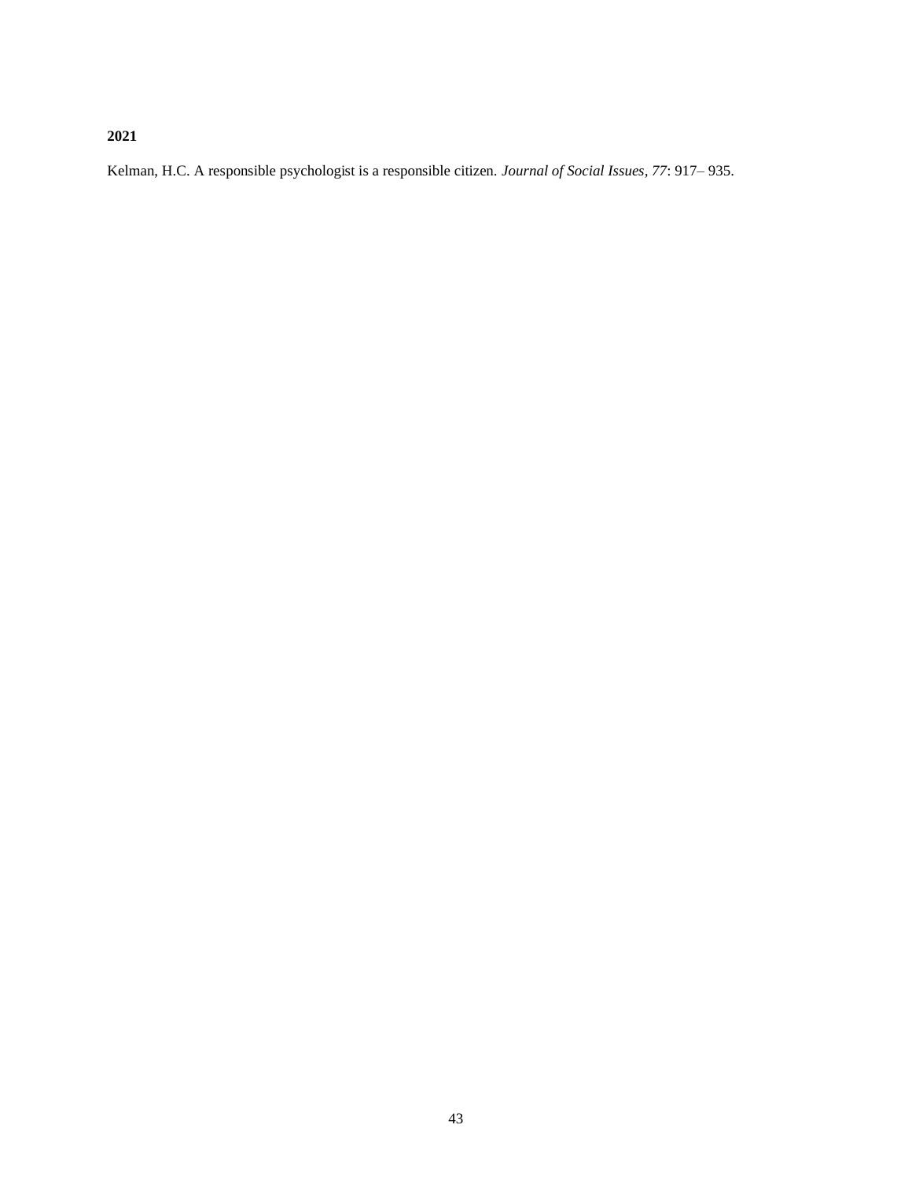**2021**

Kelman, H.C. A responsible psychologist is a responsible citizen. *Journal of Social Issues, 77*: 917– 935.